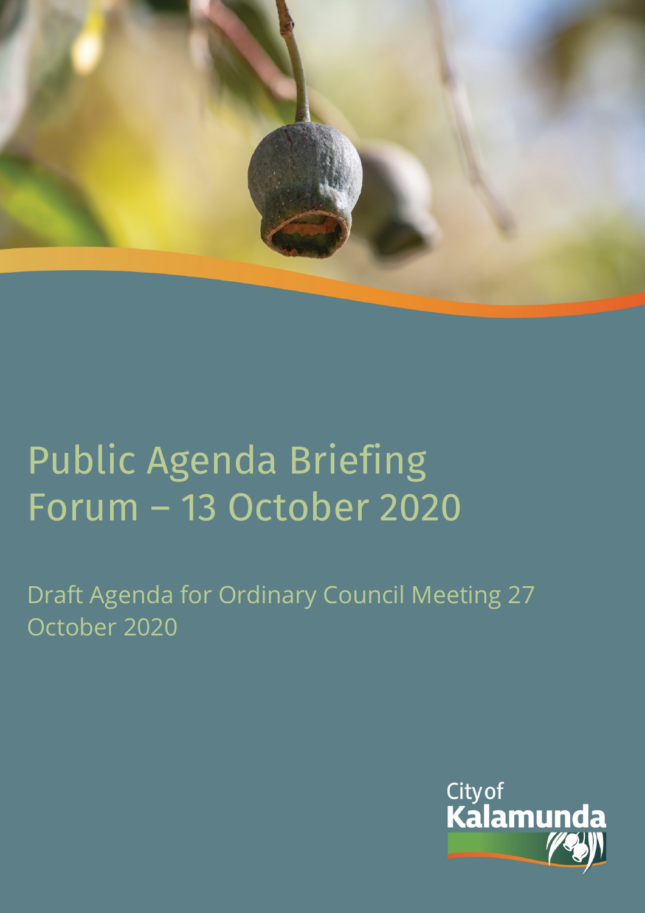# Public Agenda Briefing Forum – 13 October 2020

## Draft Agenda for Ordinary Council Meeting 27 October 2020

City of Kalamunda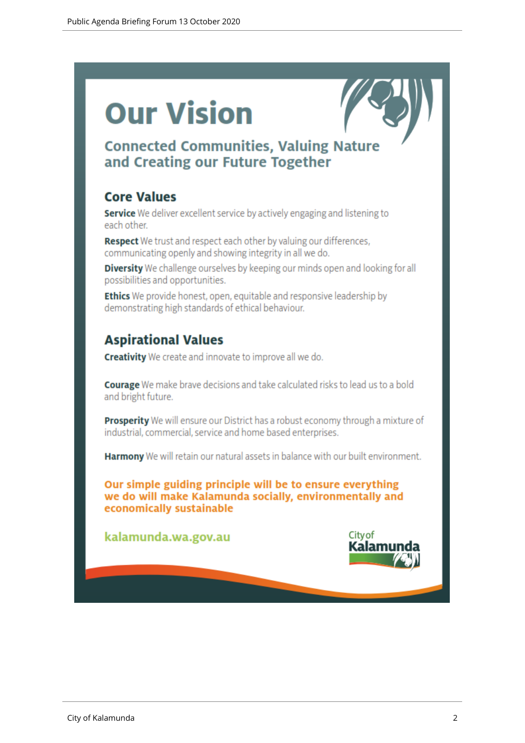# Our Vision

## Connected Communities, Valuing Nature and Creating our Future Together

### Core Values

**Service** We deliver excellent service by actively engaging and listening to each other.

**Respect** We trust and respect each other by valuing our differences, communicating openly and showing integrity in all we do.

**Diversity** We challenge ourselves by keeping our minds open and looking for all possibilities and opportunities.

**Ethics** We provide honest, open, equitable and responsive leadership by demonstrating high standards of ethical behaviour.

### Aspirational Values

**Creativity** We create and innovate to improve all we do.

**Courage** We make brave decisions and take calculated risks to lead us to a bold and bright future.

**Prosperity** We will ensure our District has a robust economy through a mixture of industrial, commercial, service and home based enterprises.

**Harmony** We will retain our natural assets in balance with our built environment.

**Our simple guiding principle will be to ensure everything we do will make Kalamunda socially, environmentally and economically sustainable**

kalamunda.wa.gov.au

City of Kalamunda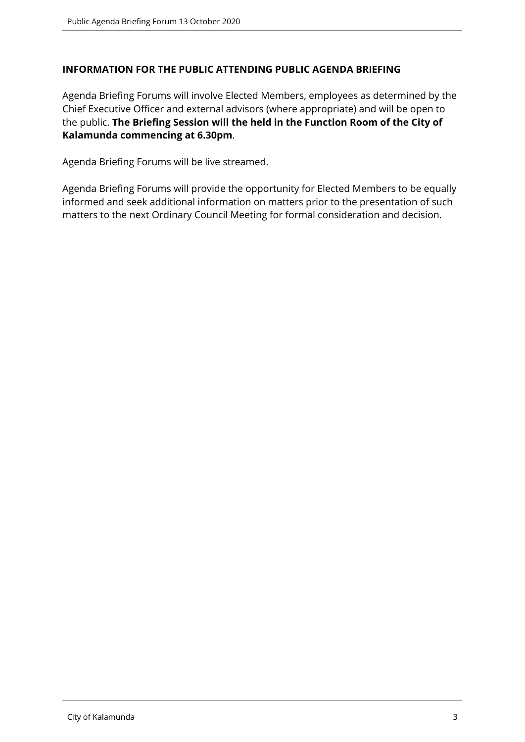## INFORMATION FOR THE PUBLIC ATTENDING PUBLIC AGENDA BRIEFING

Agenda Briefing Forums will involve Elected Members, employees as determined by the Chief Executive Officer and external advisors (where appropriate) and will be open to the public. **The Briefing Session will the held in the Function Room of the City of Kalamunda commencing at 6.30pm**.

Agenda Briefing Forums will be live streamed.

Agenda Briefing Forums will provide the opportunity for Elected Members to be equally informed and seek additional information on matters prior to the presentation of such matters to the next Ordinary Council Meeting for formal consideration and decision.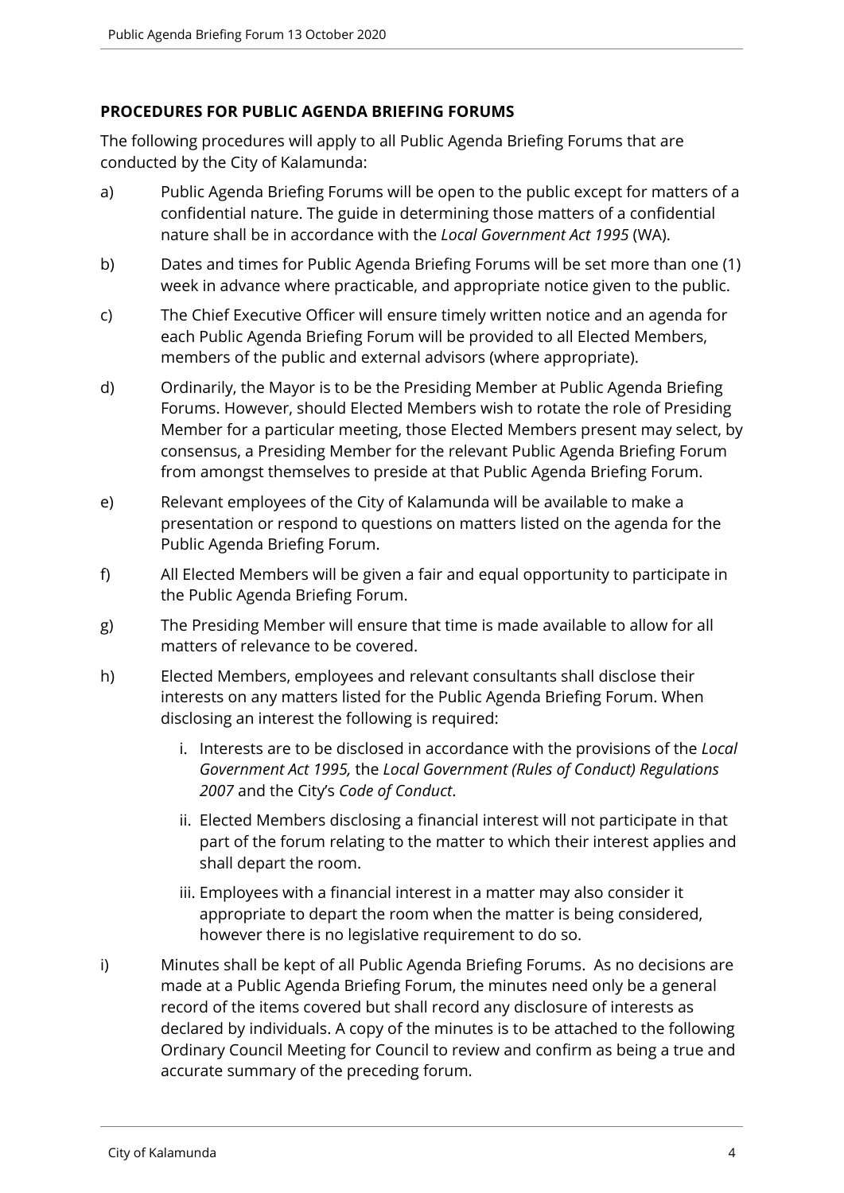**PROCEDURES FOR PUBLIC AGENDA BRIEFING FORUMS**

The following procedures will apply to all Public Agenda Briefing Forums that are conducted by the City of Kalamunda:

a) Public Agenda Briefing Forums will be open to the public except for matters of a confidential nature. The guide in determining those matters of a confidential nature shall be in accordance with the *Local Government Act 1995* (WA).

b) Dates and times for Public Agenda Briefing Forums will be set more than one (1) week in advance where practicable, and appropriate notice given to the public.

c) The Chief Executive Officer will ensure timely written notice and an agenda for each Public Agenda Briefing Forum will be provided to all Elected Members, members of the public and external advisors (where appropriate).

d) Ordinarily, the Mayor is to be the Presiding Member at Public Agenda Briefing Forums. However, should Elected Members wish to rotate the role of Presiding Member for a particular meeting, those Elected Members present may select, by consensus, a Presiding Member for the relevant Public Agenda Briefing Forum from amongst themselves to preside at that Public Agenda Briefing Forum.

e) Relevant employees of the City of Kalamunda will be available to make a presentation or respond to questions on matters listed on the agenda for the Public Agenda Briefing Forum.

f) All Elected Members will be given a fair and equal opportunity to participate in the Public Agenda Briefing Forum.

g) The Presiding Member will ensure that time is made available to allow for all matters of relevance to be covered.

h) Elected Members, employees and relevant consultants shall disclose their interests on any matters listed for the Public Agenda Briefing Forum. When disclosing an interest the following is required:

   i. Interests are to be disclosed in accordance with the provisions of the *Local Government Act 1995,* the *Local Government (Rules of Conduct) Regulations 2007* and the City's *Code of Conduct*.

   ii. Elected Members disclosing a financial interest will not participate in that part of the forum relating to the matter to which their interest applies and shall depart the room.

   iii. Employees with a financial interest in a matter may also consider it appropriate to depart the room when the matter is being considered, however there is no legislative requirement to do so.

i) Minutes shall be kept of all Public Agenda Briefing Forums. As no decisions are made at a Public Agenda Briefing Forum, the minutes need only be a general record of the items covered but shall record any disclosure of interests as declared by individuals. A copy of the minutes is to be attached to the following Ordinary Council Meeting for Council to review and confirm as being a true and accurate summary of the preceding forum.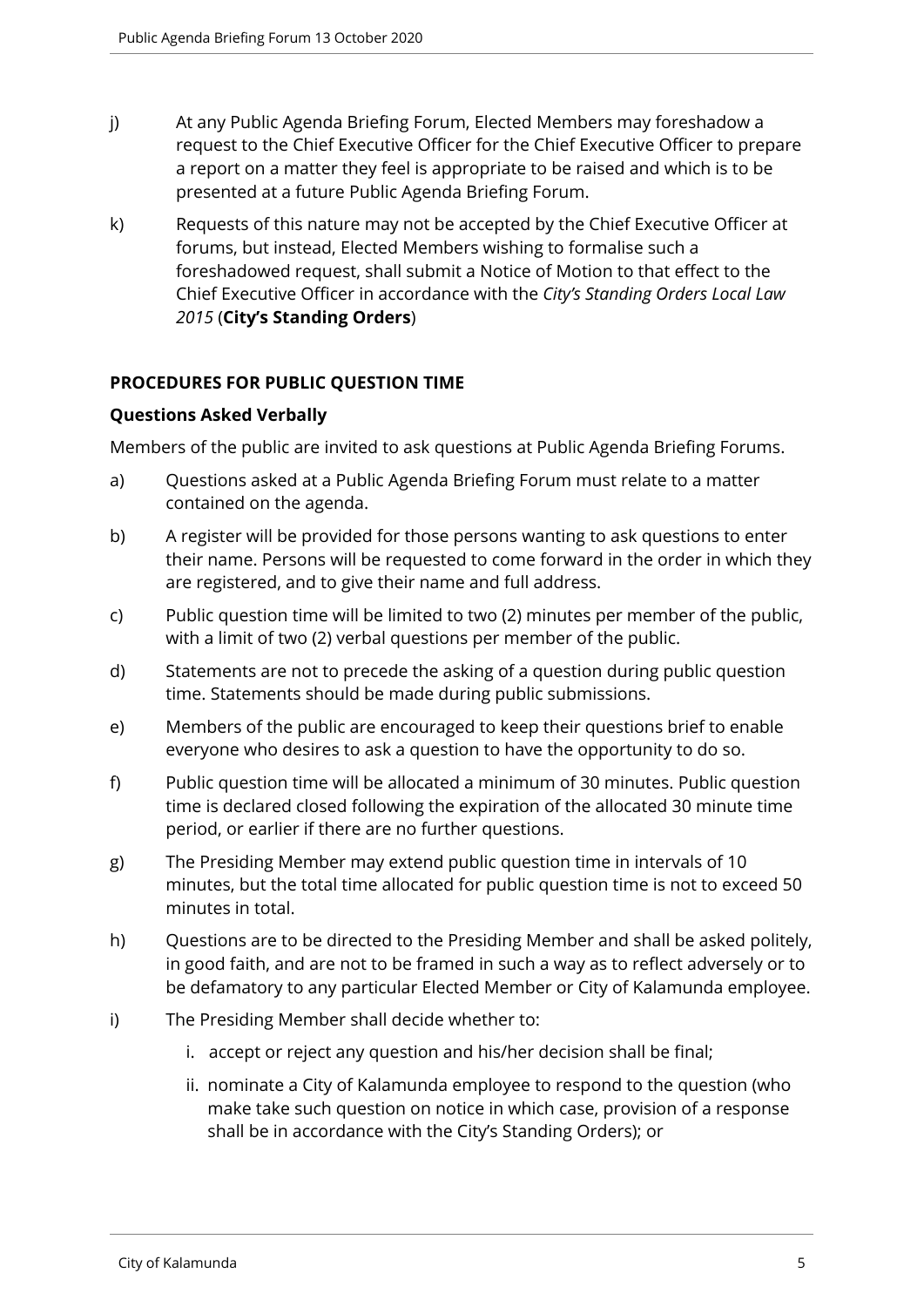j) At any Public Agenda Briefing Forum, Elected Members may foreshadow a request to the Chief Executive Officer for the Chief Executive Officer to prepare a report on a matter they feel is appropriate to be raised and which is to be presented at a future Public Agenda Briefing Forum.

k) Requests of this nature may not be accepted by the Chief Executive Officer at forums, but instead, Elected Members wishing to formalise such a foreshadowed request, shall submit a Notice of Motion to that effect to the Chief Executive Officer in accordance with the *City's Standing Orders Local Law 2015* (**City's Standing Orders**)

## PROCEDURES FOR PUBLIC QUESTION TIME

### Questions Asked Verbally

Members of the public are invited to ask questions at Public Agenda Briefing Forums.

a) Questions asked at a Public Agenda Briefing Forum must relate to a matter contained on the agenda.

b) A register will be provided for those persons wanting to ask questions to enter their name. Persons will be requested to come forward in the order in which they are registered, and to give their name and full address.

c) Public question time will be limited to two (2) minutes per member of the public, with a limit of two (2) verbal questions per member of the public.

d) Statements are not to precede the asking of a question during public question time. Statements should be made during public submissions.

e) Members of the public are encouraged to keep their questions brief to enable everyone who desires to ask a question to have the opportunity to do so.

f) Public question time will be allocated a minimum of 30 minutes. Public question time is declared closed following the expiration of the allocated 30 minute time period, or earlier if there are no further questions.

g) The Presiding Member may extend public question time in intervals of 10 minutes, but the total time allocated for public question time is not to exceed 50 minutes in total.

h) Questions are to be directed to the Presiding Member and shall be asked politely, in good faith, and are not to be framed in such a way as to reflect adversely or to be defamatory to any particular Elected Member or City of Kalamunda employee.

i) The Presiding Member shall decide whether to:

   i. accept or reject any question and his/her decision shall be final;

   ii. nominate a City of Kalamunda employee to respond to the question (who make take such question on notice in which case, provision of a response shall be in accordance with the City's Standing Orders); or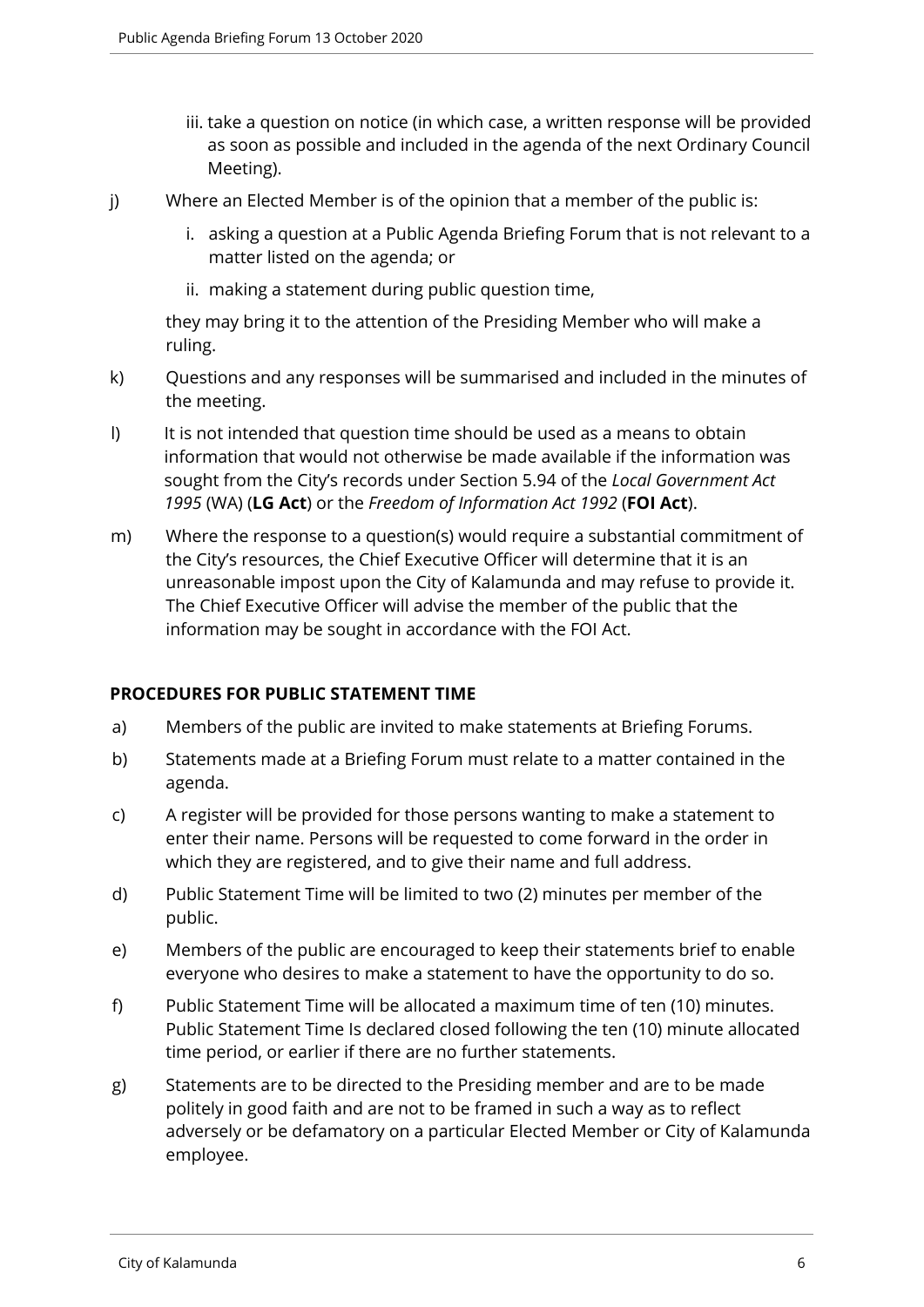iii. take a question on notice (in which case, a written response will be provided as soon as possible and included in the agenda of the next Ordinary Council Meeting).

j) Where an Elected Member is of the opinion that a member of the public is:

   i. asking a question at a Public Agenda Briefing Forum that is not relevant to a matter listed on the agenda; or

   ii. making a statement during public question time,

   they may bring it to the attention of the Presiding Member who will make a ruling.

k) Questions and any responses will be summarised and included in the minutes of the meeting.

l) It is not intended that question time should be used as a means to obtain information that would not otherwise be made available if the information was sought from the City's records under Section 5.94 of the *Local Government Act 1995* (WA) (**LG Act**) or the *Freedom of Information Act 1992* (**FOI Act**).

m) Where the response to a question(s) would require a substantial commitment of the City's resources, the Chief Executive Officer will determine that it is an unreasonable impost upon the City of Kalamunda and may refuse to provide it. The Chief Executive Officer will advise the member of the public that the information may be sought in accordance with the FOI Act.

**PROCEDURES FOR PUBLIC STATEMENT TIME**

a) Members of the public are invited to make statements at Briefing Forums.

b) Statements made at a Briefing Forum must relate to a matter contained in the agenda.

c) A register will be provided for those persons wanting to make a statement to enter their name. Persons will be requested to come forward in the order in which they are registered, and to give their name and full address.

d) Public Statement Time will be limited to two (2) minutes per member of the public.

e) Members of the public are encouraged to keep their statements brief to enable everyone who desires to make a statement to have the opportunity to do so.

f) Public Statement Time will be allocated a maximum time of ten (10) minutes. Public Statement Time Is declared closed following the ten (10) minute allocated time period, or earlier if there are no further statements.

g) Statements are to be directed to the Presiding member and are to be made politely in good faith and are not to be framed in such a way as to reflect adversely or be defamatory on a particular Elected Member or City of Kalamunda employee.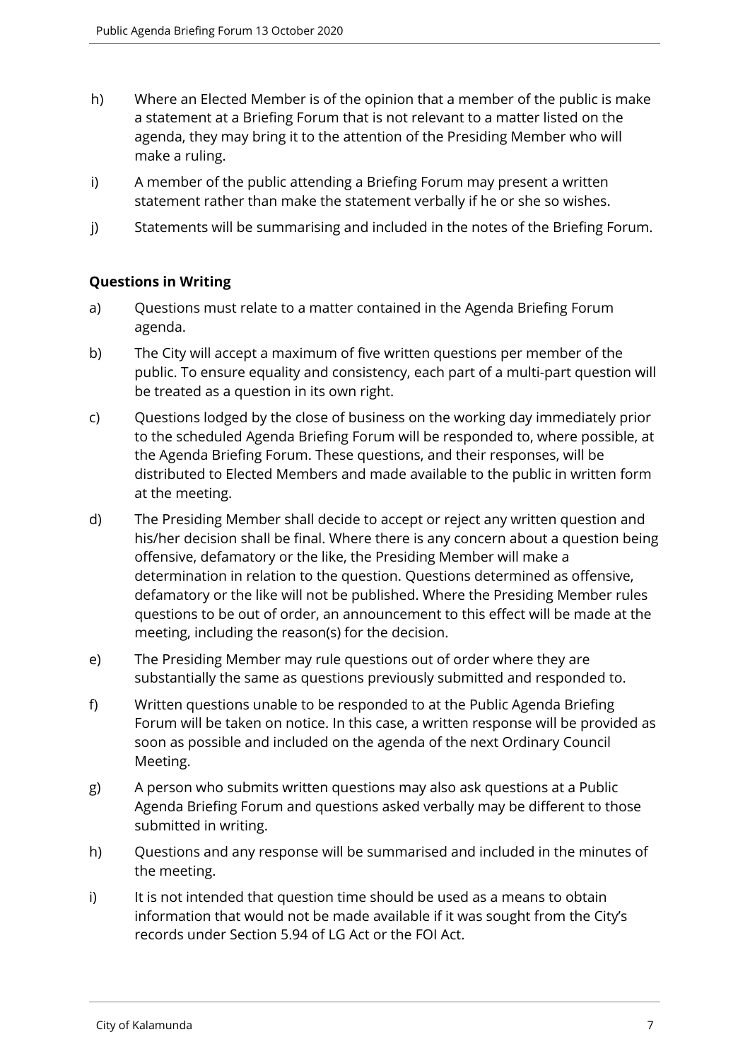h) Where an Elected Member is of the opinion that a member of the public is make a statement at a Briefing Forum that is not relevant to a matter listed on the agenda, they may bring it to the attention of the Presiding Member who will make a ruling.

i) A member of the public attending a Briefing Forum may present a written statement rather than make the statement verbally if he or she so wishes.

j) Statements will be summarising and included in the notes of the Briefing Forum.

**Questions in Writing**

a) Questions must relate to a matter contained in the Agenda Briefing Forum agenda.

b) The City will accept a maximum of five written questions per member of the public. To ensure equality and consistency, each part of a multi-part question will be treated as a question in its own right.

c) Questions lodged by the close of business on the working day immediately prior to the scheduled Agenda Briefing Forum will be responded to, where possible, at the Agenda Briefing Forum. These questions, and their responses, will be distributed to Elected Members and made available to the public in written form at the meeting.

d) The Presiding Member shall decide to accept or reject any written question and his/her decision shall be final. Where there is any concern about a question being offensive, defamatory or the like, the Presiding Member will make a determination in relation to the question. Questions determined as offensive, defamatory or the like will not be published. Where the Presiding Member rules questions to be out of order, an announcement to this effect will be made at the meeting, including the reason(s) for the decision.

e) The Presiding Member may rule questions out of order where they are substantially the same as questions previously submitted and responded to.

f) Written questions unable to be responded to at the Public Agenda Briefing Forum will be taken on notice. In this case, a written response will be provided as soon as possible and included on the agenda of the next Ordinary Council Meeting.

g) A person who submits written questions may also ask questions at a Public Agenda Briefing Forum and questions asked verbally may be different to those submitted in writing.

h) Questions and any response will be summarised and included in the minutes of the meeting.

i) It is not intended that question time should be used as a means to obtain information that would not be made available if it was sought from the City's records under Section 5.94 of LG Act or the FOI Act.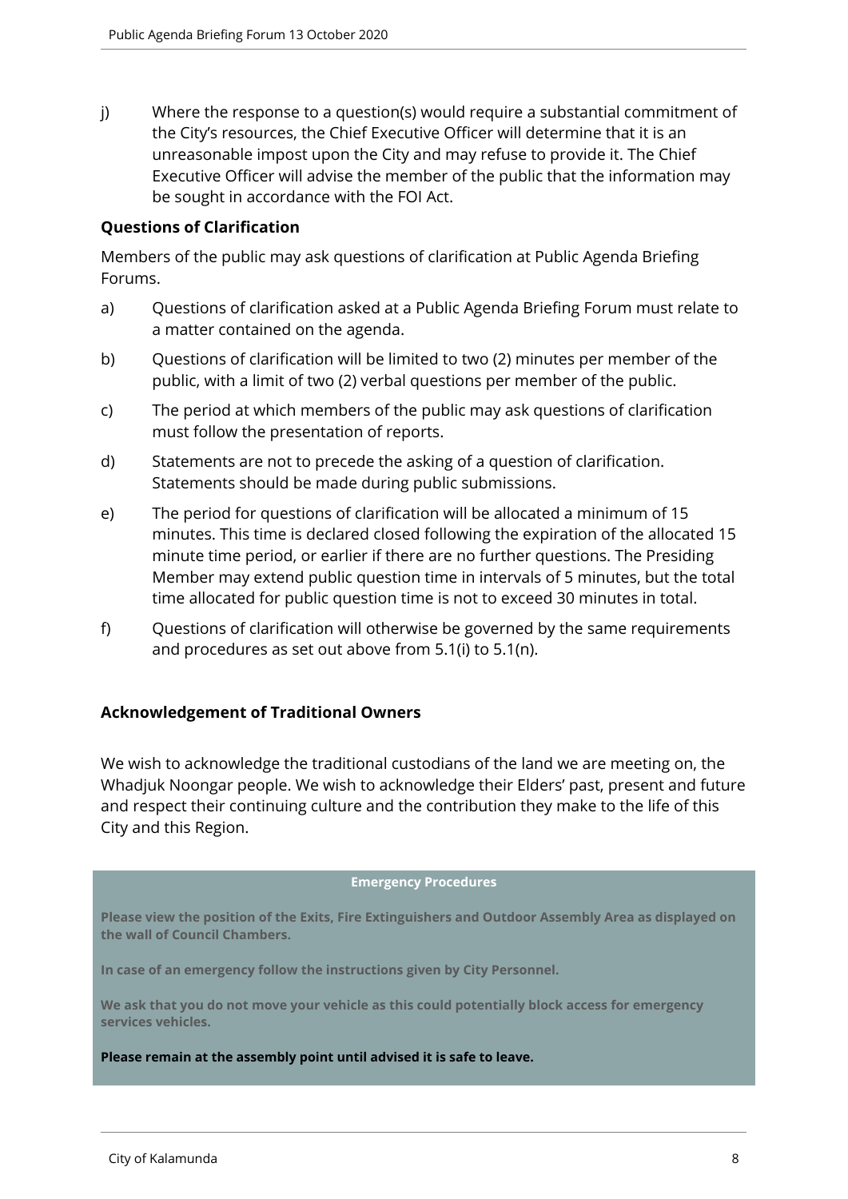j) Where the response to a question(s) would require a substantial commitment of the City's resources, the Chief Executive Officer will determine that it is an unreasonable impost upon the City and may refuse to provide it. The Chief Executive Officer will advise the member of the public that the information may be sought in accordance with the FOI Act.

**Questions of Clarification**

Members of the public may ask questions of clarification at Public Agenda Briefing Forums.

a) Questions of clarification asked at a Public Agenda Briefing Forum must relate to a matter contained on the agenda.

b) Questions of clarification will be limited to two (2) minutes per member of the public, with a limit of two (2) verbal questions per member of the public.

c) The period at which members of the public may ask questions of clarification must follow the presentation of reports.

d) Statements are not to precede the asking of a question of clarification. Statements should be made during public submissions.

e) The period for questions of clarification will be allocated a minimum of 15 minutes. This time is declared closed following the expiration of the allocated 15 minute time period, or earlier if there are no further questions. The Presiding Member may extend public question time in intervals of 5 minutes, but the total time allocated for public question time is not to exceed 30 minutes in total.

f) Questions of clarification will otherwise be governed by the same requirements and procedures as set out above from 5.1(i) to 5.1(n).

**Acknowledgement of Traditional Owners**

We wish to acknowledge the traditional custodians of the land we are meeting on, the Whadjuk Noongar people. We wish to acknowledge their Elders' past, present and future and respect their continuing culture and the contribution they make to the life of this City and this Region.

**Emergency Procedures**

**Please view the position of the Exits, Fire Extinguishers and Outdoor Assembly Area as displayed on the wall of Council Chambers.**

**In case of an emergency follow the instructions given by City Personnel.**

**We ask that you do not move your vehicle as this could potentially block access for emergency services vehicles.**

**Please remain at the assembly point until advised it is safe to leave.**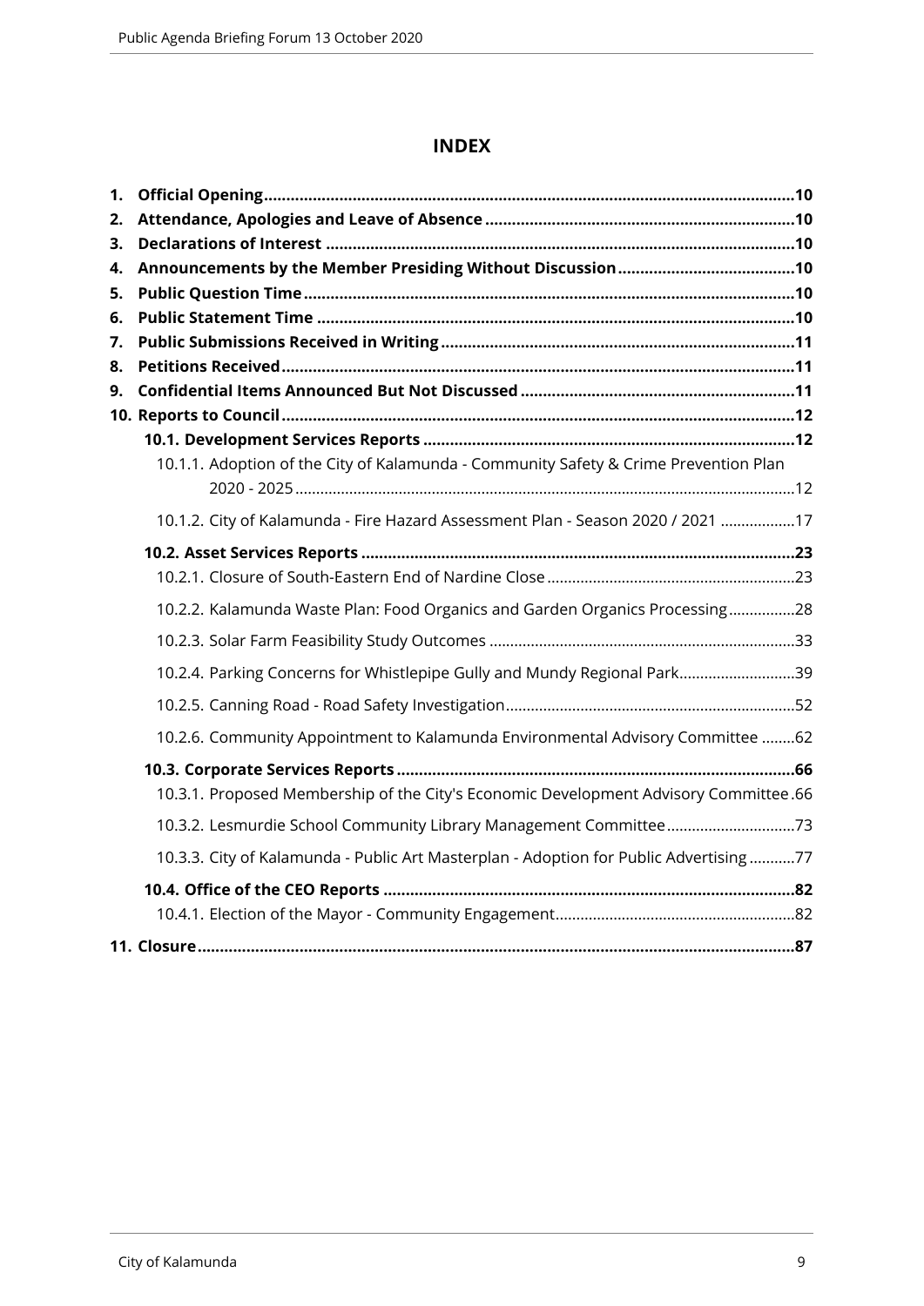# INDEX

1. **Official Opening** .......... 10
2. **Attendance, Apologies and Leave of Absence** .......... 10
3. **Declarations of Interest** .......... 10
4. **Announcements by the Member Presiding Without Discussion** .......... 10
5. **Public Question Time** .......... 10
6. **Public Statement Time** .......... 10
7. **Public Submissions Received in Writing** .......... 11
8. **Petitions Received** .......... 11
9. **Confidential Items Announced But Not Discussed** .......... 11
10. **Reports to Council** .......... 12
    - **10.1. Development Services Reports** .......... 12
        - 10.1.1. Adoption of the City of Kalamunda - Community Safety & Crime Prevention Plan 2020 - 2025 .......... 12
        - 10.1.2. City of Kalamunda - Fire Hazard Assessment Plan - Season 2020 / 2021 .......... 17
    - **10.2. Asset Services Reports** .......... 23
        - 10.2.1. Closure of South-Eastern End of Nardine Close .......... 23
        - 10.2.2. Kalamunda Waste Plan: Food Organics and Garden Organics Processing .......... 28
        - 10.2.3. Solar Farm Feasibility Study Outcomes .......... 33
        - 10.2.4. Parking Concerns for Whistlepipe Gully and Mundy Regional Park .......... 39
        - 10.2.5. Canning Road - Road Safety Investigation .......... 52
        - 10.2.6. Community Appointment to Kalamunda Environmental Advisory Committee .......... 62
    - **10.3. Corporate Services Reports** .......... 66
        - 10.3.1. Proposed Membership of the City's Economic Development Advisory Committee .......... 66
        - 10.3.2. Lesmurdie School Community Library Management Committee .......... 73
        - 10.3.3. City of Kalamunda - Public Art Masterplan - Adoption for Public Advertising .......... 77
    - **10.4. Office of the CEO Reports** .......... 82
        - 10.4.1. Election of the Mayor - Community Engagement .......... 82
11. **Closure** .......... 87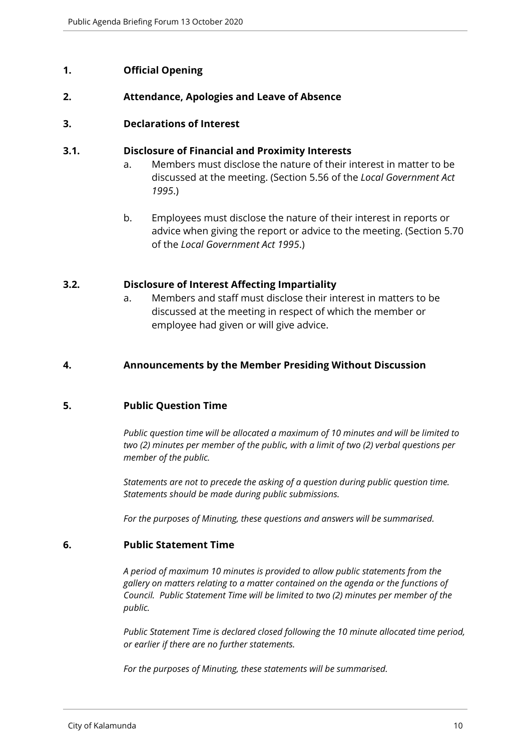## 1. Official Opening

## 2. Attendance, Apologies and Leave of Absence

## 3. Declarations of Interest

### 3.1. Disclosure of Financial and Proximity Interests

a. Members must disclose the nature of their interest in matter to be discussed at the meeting. (Section 5.56 of the *Local Government Act 1995*.)

b. Employees must disclose the nature of their interest in reports or advice when giving the report or advice to the meeting. (Section 5.70 of the *Local Government Act 1995*.)

### 3.2. Disclosure of Interest Affecting Impartiality

a. Members and staff must disclose their interest in matters to be discussed at the meeting in respect of which the member or employee had given or will give advice.

## 4. Announcements by the Member Presiding Without Discussion

## 5. Public Question Time

*Public question time will be allocated a maximum of 10 minutes and will be limited to two (2) minutes per member of the public, with a limit of two (2) verbal questions per member of the public.*

*Statements are not to precede the asking of a question during public question time. Statements should be made during public submissions.*

*For the purposes of Minuting, these questions and answers will be summarised.*

## 6. Public Statement Time

*A period of maximum 10 minutes is provided to allow public statements from the gallery on matters relating to a matter contained on the agenda or the functions of Council. Public Statement Time will be limited to two (2) minutes per member of the public.*

*Public Statement Time is declared closed following the 10 minute allocated time period, or earlier if there are no further statements.*

*For the purposes of Minuting, these statements will be summarised.*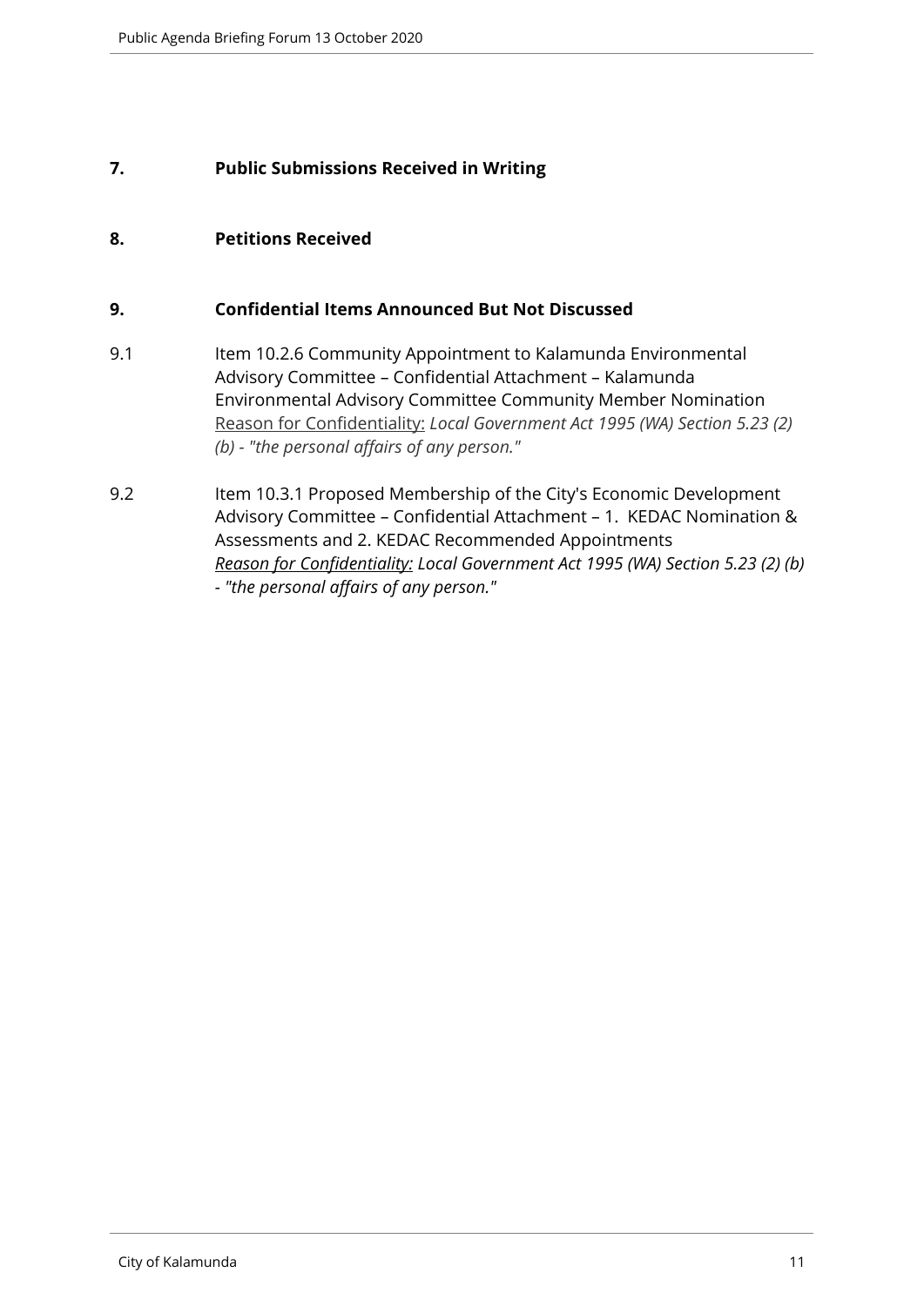## 7. Public Submissions Received in Writing

## 8. Petitions Received

## 9. Confidential Items Announced But Not Discussed

9.1 Item 10.2.6 Community Appointment to Kalamunda Environmental Advisory Committee – Confidential Attachment – Kalamunda Environmental Advisory Committee Community Member Nomination
Reason for Confidentiality: *Local Government Act 1995 (WA) Section 5.23 (2) (b) - "the personal affairs of any person."*

9.2 Item 10.3.1 Proposed Membership of the City's Economic Development Advisory Committee – Confidential Attachment – 1. KEDAC Nomination & Assessments and 2. KEDAC Recommended Appointments
***Reason for Confidentiality:*** *Local Government Act 1995 (WA) Section 5.23 (2) (b) - "the personal affairs of any person."*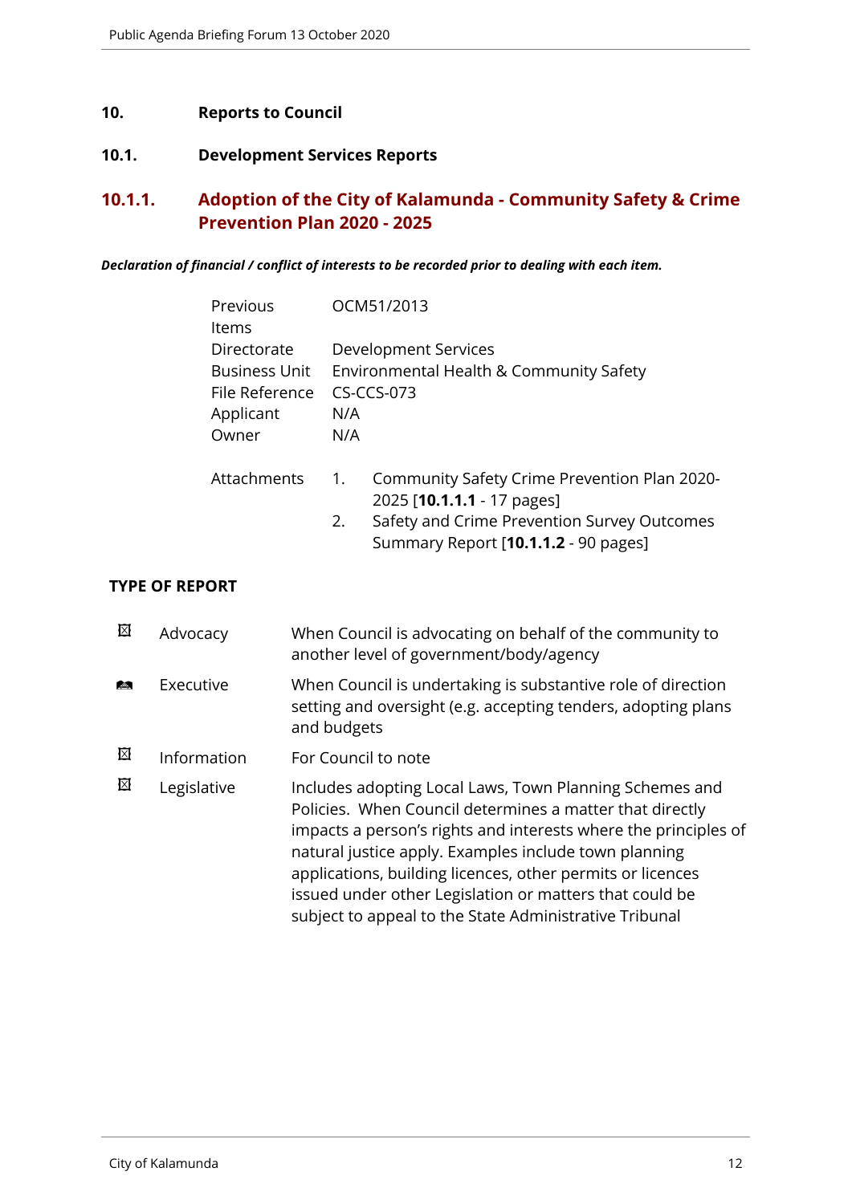## 10. Reports to Council

### 10.1. Development Services Reports

### 10.1.1. Adoption of the City of Kalamunda - Community Safety & Crime Prevention Plan 2020 - 2025

***Declaration of financial / conflict of interests to be recorded prior to dealing with each item.***

| | |
|---|---|
| Previous Items | OCM51/2013 |
| Directorate | Development Services |
| Business Unit | Environmental Health & Community Safety |
| File Reference | CS-CCS-073 |
| Applicant | N/A |
| Owner | N/A |
| Attachments | 1. Community Safety Crime Prevention Plan 2020-2025 [**10.1.1.1** - 17 pages]<br>2. Safety and Crime Prevention Survey Outcomes Summary Report [**10.1.1.2** - 90 pages] |

**TYPE OF REPORT**

| | | |
|---|---|---|
| ☒ | Advocacy | When Council is advocating on behalf of the community to another level of government/body/agency |
| ☑ | Executive | When Council is undertaking is substantive role of direction setting and oversight (e.g. accepting tenders, adopting plans and budgets |
| ☒ | Information | For Council to note |
| ☒ | Legislative | Includes adopting Local Laws, Town Planning Schemes and Policies. When Council determines a matter that directly impacts a person's rights and interests where the principles of natural justice apply. Examples include town planning applications, building licences, other permits or licences issued under other Legislation or matters that could be subject to appeal to the State Administrative Tribunal |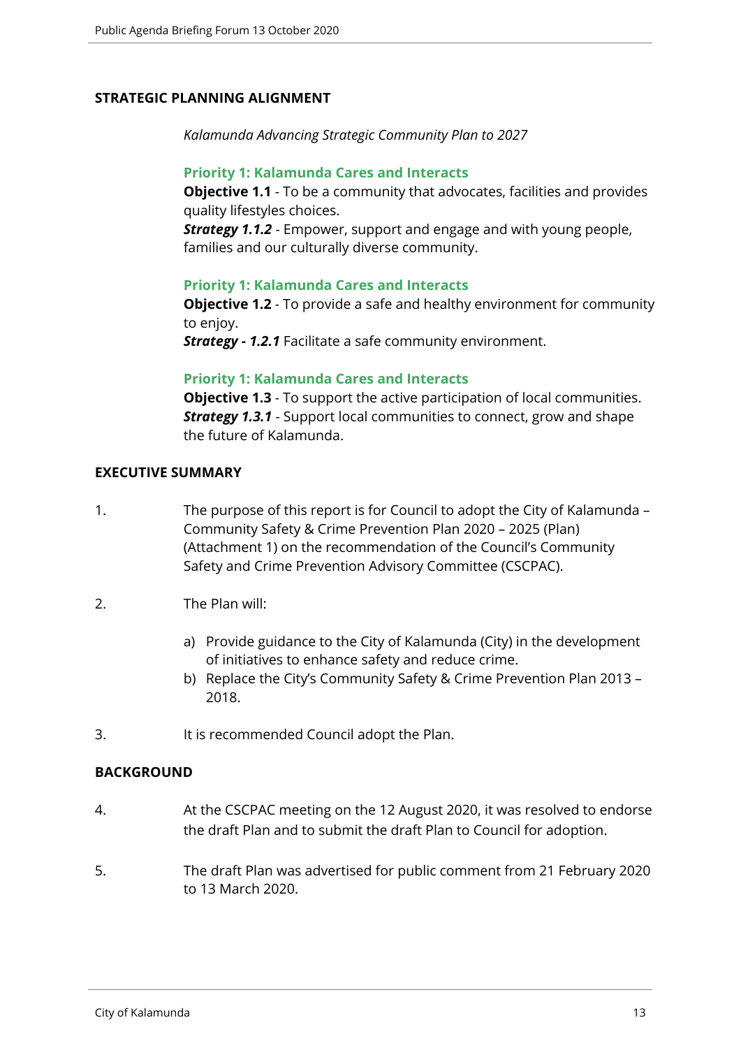## STRATEGIC PLANNING ALIGNMENT

*Kalamunda Advancing Strategic Community Plan to 2027*

**Priority 1: Kalamunda Cares and Interacts**
**Objective 1.1** - To be a community that advocates, facilities and provides quality lifestyles choices.
***Strategy 1.1.2*** - Empower, support and engage and with young people, families and our culturally diverse community.

**Priority 1: Kalamunda Cares and Interacts**
**Objective 1.2** - To provide a safe and healthy environment for community to enjoy.
***Strategy - 1.2.1*** Facilitate a safe community environment.

**Priority 1: Kalamunda Cares and Interacts**
**Objective 1.3** - To support the active participation of local communities.
***Strategy 1.3.1*** - Support local communities to connect, grow and shape the future of Kalamunda.

## EXECUTIVE SUMMARY

1. The purpose of this report is for Council to adopt the City of Kalamunda – Community Safety & Crime Prevention Plan 2020 – 2025 (Plan) (Attachment 1) on the recommendation of the Council's Community Safety and Crime Prevention Advisory Committee (CSCPAC).

2. The Plan will:

   a) Provide guidance to the City of Kalamunda (City) in the development of initiatives to enhance safety and reduce crime.
   b) Replace the City's Community Safety & Crime Prevention Plan 2013 – 2018.

3. It is recommended Council adopt the Plan.

## BACKGROUND

4. At the CSCPAC meeting on the 12 August 2020, it was resolved to endorse the draft Plan and to submit the draft Plan to Council for adoption.

5. The draft Plan was advertised for public comment from 21 February 2020 to 13 March 2020.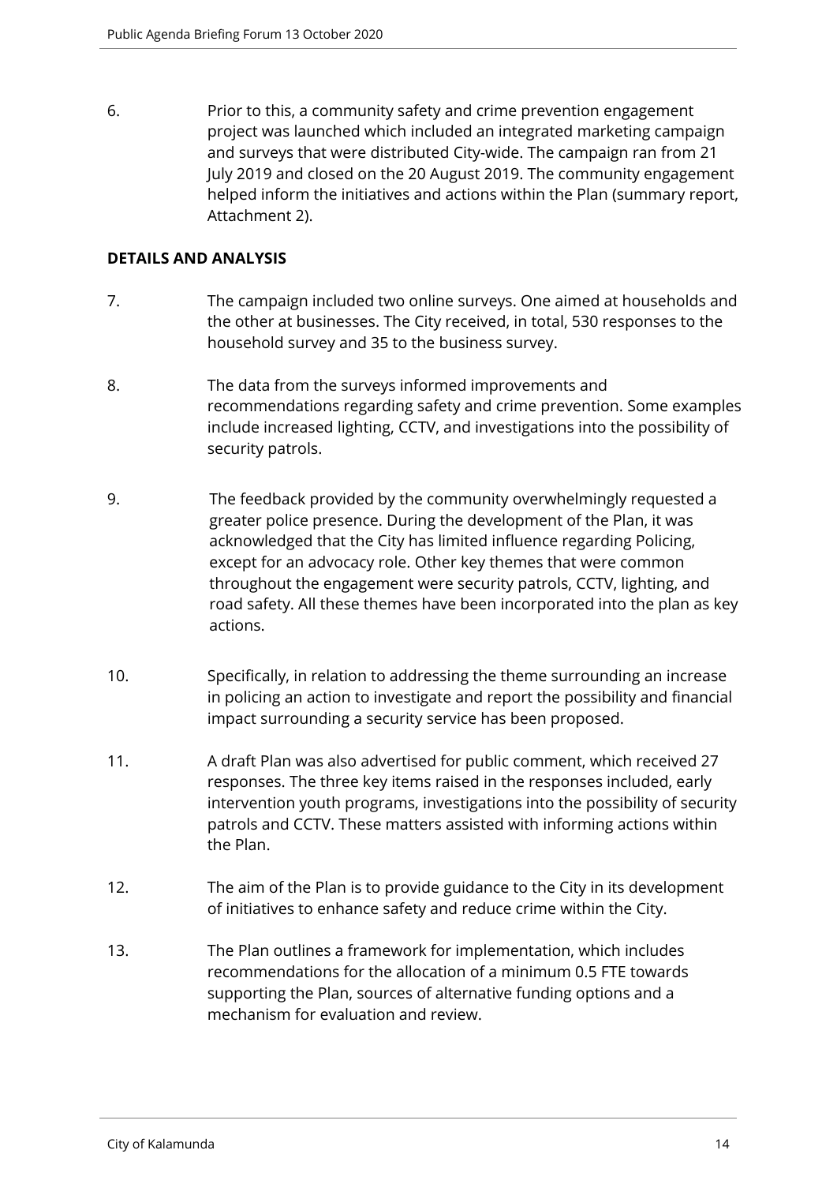6. Prior to this, a community safety and crime prevention engagement project was launched which included an integrated marketing campaign and surveys that were distributed City-wide. The campaign ran from 21 July 2019 and closed on the 20 August 2019. The community engagement helped inform the initiatives and actions within the Plan (summary report, Attachment 2).

## DETAILS AND ANALYSIS

7. The campaign included two online surveys. One aimed at households and the other at businesses. The City received, in total, 530 responses to the household survey and 35 to the business survey.

8. The data from the surveys informed improvements and recommendations regarding safety and crime prevention. Some examples include increased lighting, CCTV, and investigations into the possibility of security patrols.

9. The feedback provided by the community overwhelmingly requested a greater police presence. During the development of the Plan, it was acknowledged that the City has limited influence regarding Policing, except for an advocacy role. Other key themes that were common throughout the engagement were security patrols, CCTV, lighting, and road safety. All these themes have been incorporated into the plan as key actions.

10. Specifically, in relation to addressing the theme surrounding an increase in policing an action to investigate and report the possibility and financial impact surrounding a security service has been proposed.

11. A draft Plan was also advertised for public comment, which received 27 responses. The three key items raised in the responses included, early intervention youth programs, investigations into the possibility of security patrols and CCTV. These matters assisted with informing actions within the Plan.

12. The aim of the Plan is to provide guidance to the City in its development of initiatives to enhance safety and reduce crime within the City.

13. The Plan outlines a framework for implementation, which includes recommendations for the allocation of a minimum 0.5 FTE towards supporting the Plan, sources of alternative funding options and a mechanism for evaluation and review.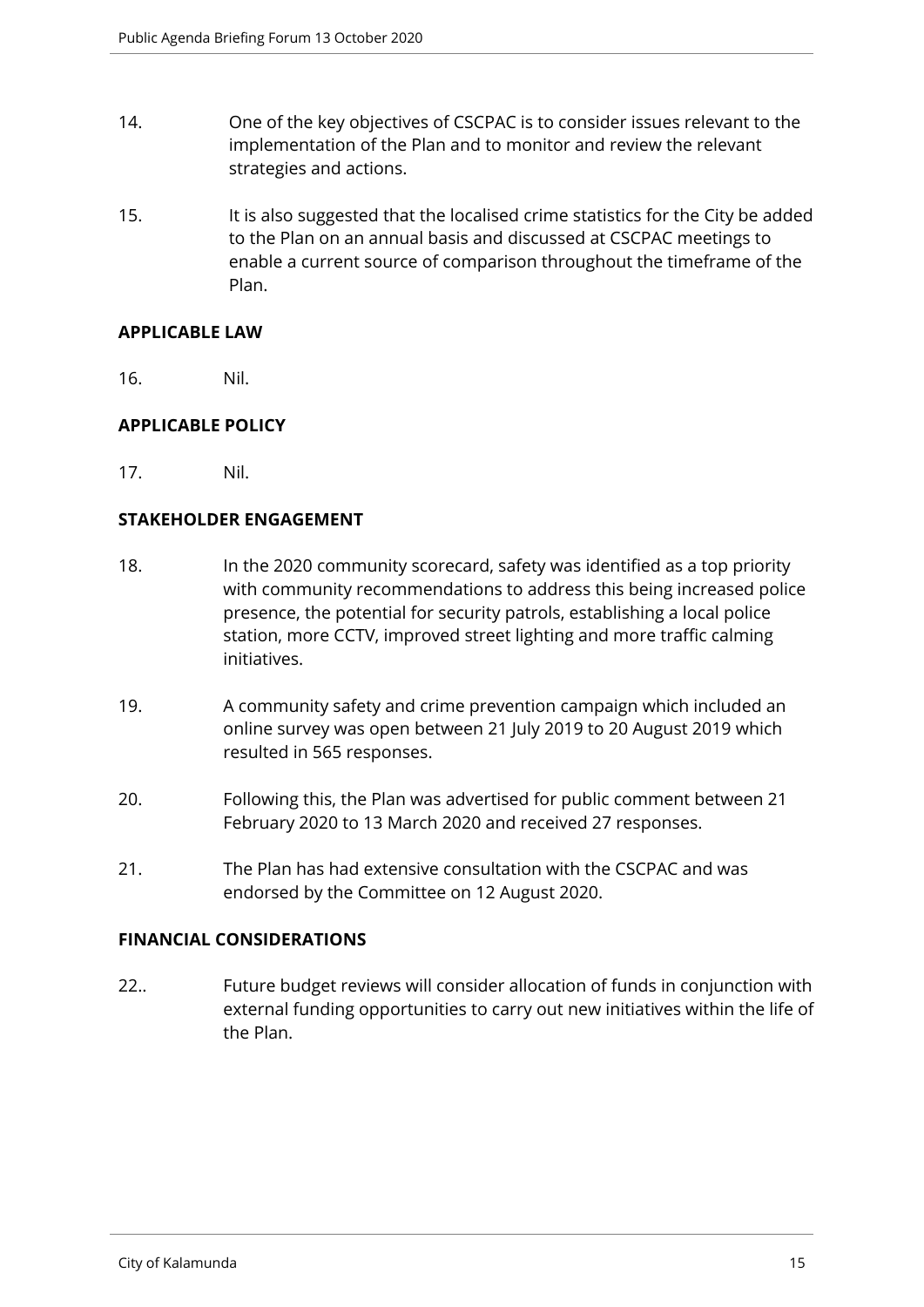14. One of the key objectives of CSCPAC is to consider issues relevant to the implementation of the Plan and to monitor and review the relevant strategies and actions.

15. It is also suggested that the localised crime statistics for the City be added to the Plan on an annual basis and discussed at CSCPAC meetings to enable a current source of comparison throughout the timeframe of the Plan.

**APPLICABLE LAW**

16. Nil.

**APPLICABLE POLICY**

17. Nil.

**STAKEHOLDER ENGAGEMENT**

18. In the 2020 community scorecard, safety was identified as a top priority with community recommendations to address this being increased police presence, the potential for security patrols, establishing a local police station, more CCTV, improved street lighting and more traffic calming initiatives.

19. A community safety and crime prevention campaign which included an online survey was open between 21 July 2019 to 20 August 2019 which resulted in 565 responses.

20. Following this, the Plan was advertised for public comment between 21 February 2020 to 13 March 2020 and received 27 responses.

21. The Plan has had extensive consultation with the CSCPAC and was endorsed by the Committee on 12 August 2020.

**FINANCIAL CONSIDERATIONS**

22.. Future budget reviews will consider allocation of funds in conjunction with external funding opportunities to carry out new initiatives within the life of the Plan.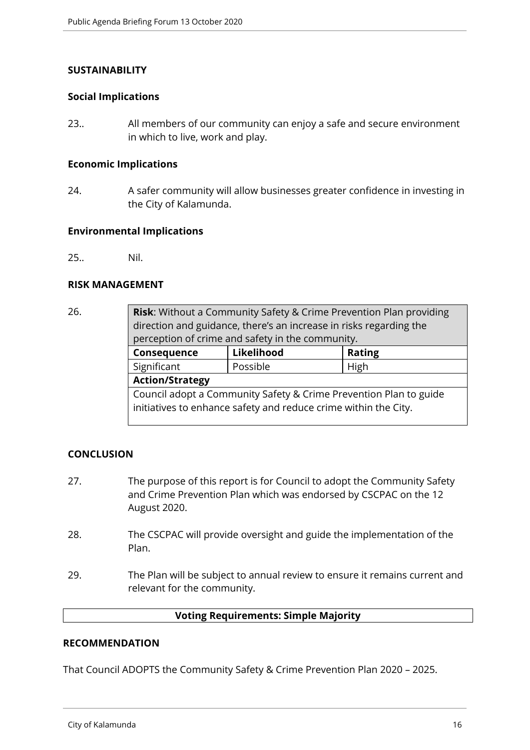## SUSTAINABILITY

### Social Implications

23.. All members of our community can enjoy a safe and secure environment in which to live, work and play.

### Economic Implications

24. A safer community will allow businesses greater confidence in investing in the City of Kalamunda.

### Environmental Implications

25.. Nil.

## RISK MANAGEMENT

26.

| **Risk**: Without a Community Safety & Crime Prevention Plan providing direction and guidance, there's an increase in risks regarding the perception of crime and safety in the community. | | |
|---|---|---|
| **Consequence** | **Likelihood** | **Rating** |
| Significant | Possible | High |
| **Action/Strategy** | | |
| Council adopt a Community Safety & Crime Prevention Plan to guide initiatives to enhance safety and reduce crime within the City. | | |

## CONCLUSION

27. The purpose of this report is for Council to adopt the Community Safety and Crime Prevention Plan which was endorsed by CSCPAC on the 12 August 2020.

28. The CSCPAC will provide oversight and guide the implementation of the Plan.

29. The Plan will be subject to annual review to ensure it remains current and relevant for the community.

**Voting Requirements: Simple Majority**

## RECOMMENDATION

That Council ADOPTS the Community Safety & Crime Prevention Plan 2020 – 2025.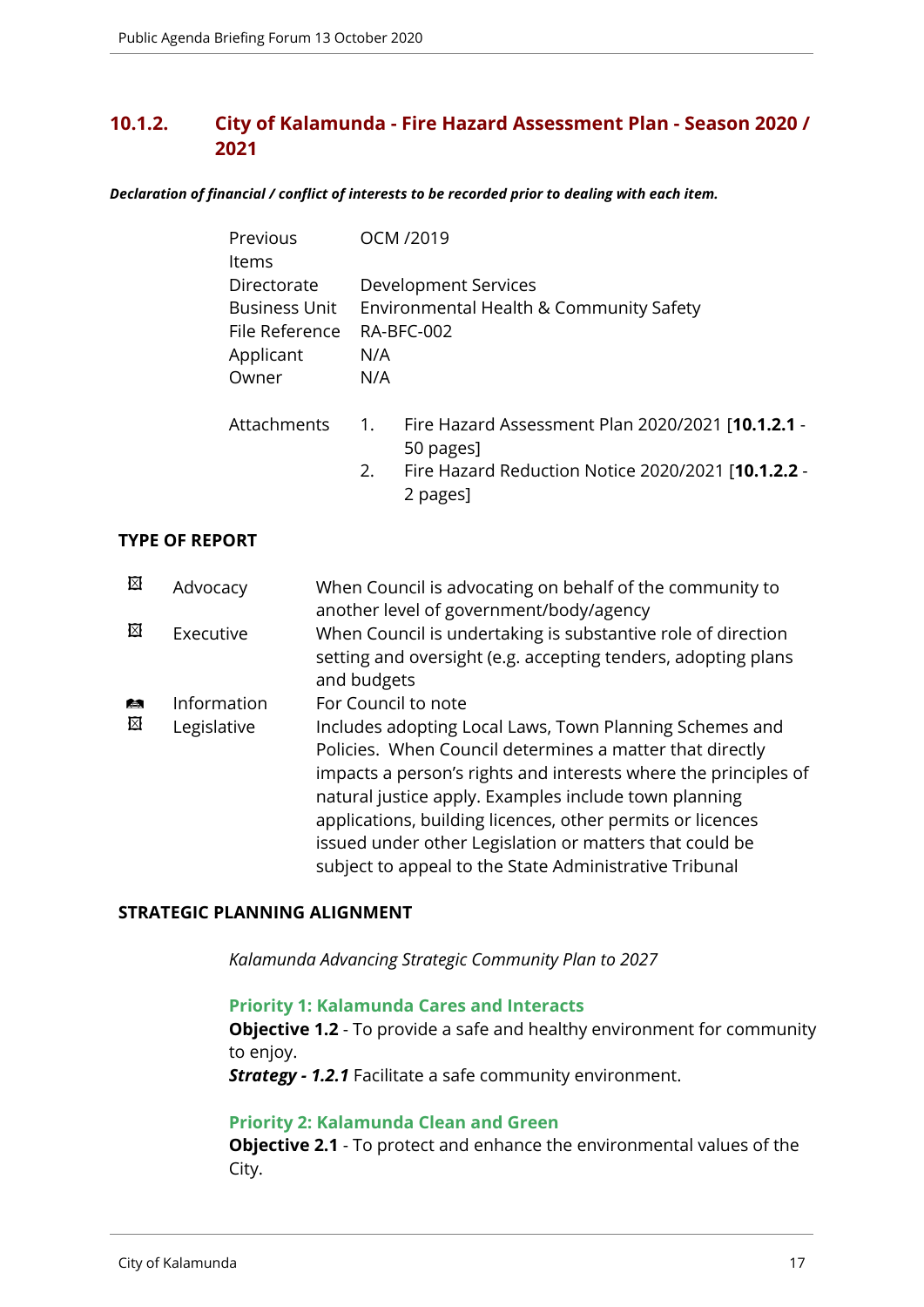## 10.1.2. City of Kalamunda - Fire Hazard Assessment Plan - Season 2020 / 2021

***Declaration of financial / conflict of interests to be recorded prior to dealing with each item.***

| | |
|---|---|
| Previous Items | OCM /2019 |
| Directorate | Development Services |
| Business Unit | Environmental Health & Community Safety |
| File Reference | RA-BFC-002 |
| Applicant | N/A |
| Owner | N/A |

Attachments

1. Fire Hazard Assessment Plan 2020/2021 [**10.1.2.1** - 50 pages]
2. Fire Hazard Reduction Notice 2020/2021 [**10.1.2.2** - 2 pages]

**TYPE OF REPORT**

| | | |
|---|---|---|
| ☒ | Advocacy | When Council is advocating on behalf of the community to another level of government/body/agency |
| ☒ | Executive | When Council is undertaking is substantive role of direction setting and oversight (e.g. accepting tenders, adopting plans and budgets |
| ☐ | Information | For Council to note |
| ☒ | Legislative | Includes adopting Local Laws, Town Planning Schemes and Policies. When Council determines a matter that directly impacts a person's rights and interests where the principles of natural justice apply. Examples include town planning applications, building licences, other permits or licences issued under other Legislation or matters that could be subject to appeal to the State Administrative Tribunal |

**STRATEGIC PLANNING ALIGNMENT**

*Kalamunda Advancing Strategic Community Plan to 2027*

**Priority 1: Kalamunda Cares and Interacts**

**Objective 1.2** - To provide a safe and healthy environment for community to enjoy.

***Strategy - 1.2.1*** Facilitate a safe community environment.

**Priority 2: Kalamunda Clean and Green**

**Objective 2.1** - To protect and enhance the environmental values of the City.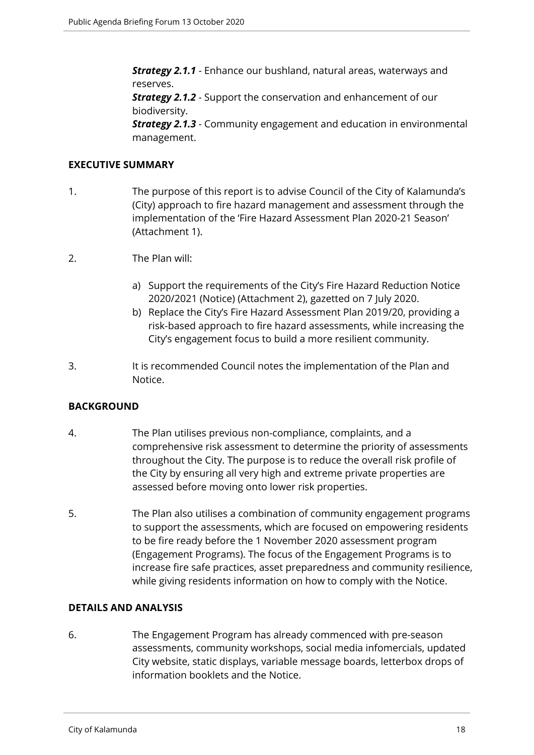***Strategy 2.1.1*** - Enhance our bushland, natural areas, waterways and reserves.
***Strategy 2.1.2*** - Support the conservation and enhancement of our biodiversity.
***Strategy 2.1.3*** - Community engagement and education in environmental management.

**EXECUTIVE SUMMARY**

1. The purpose of this report is to advise Council of the City of Kalamunda's (City) approach to fire hazard management and assessment through the implementation of the 'Fire Hazard Assessment Plan 2020-21 Season' (Attachment 1).

2. The Plan will:

   a) Support the requirements of the City's Fire Hazard Reduction Notice 2020/2021 (Notice) (Attachment 2), gazetted on 7 July 2020.
   b) Replace the City's Fire Hazard Assessment Plan 2019/20, providing a risk-based approach to fire hazard assessments, while increasing the City's engagement focus to build a more resilient community.

3. It is recommended Council notes the implementation of the Plan and Notice.

**BACKGROUND**

4. The Plan utilises previous non-compliance, complaints, and a comprehensive risk assessment to determine the priority of assessments throughout the City. The purpose is to reduce the overall risk profile of the City by ensuring all very high and extreme private properties are assessed before moving onto lower risk properties.

5. The Plan also utilises a combination of community engagement programs to support the assessments, which are focused on empowering residents to be fire ready before the 1 November 2020 assessment program (Engagement Programs). The focus of the Engagement Programs is to increase fire safe practices, asset preparedness and community resilience, while giving residents information on how to comply with the Notice.

**DETAILS AND ANALYSIS**

6. The Engagement Program has already commenced with pre-season assessments, community workshops, social media infomercials, updated City website, static displays, variable message boards, letterbox drops of information booklets and the Notice.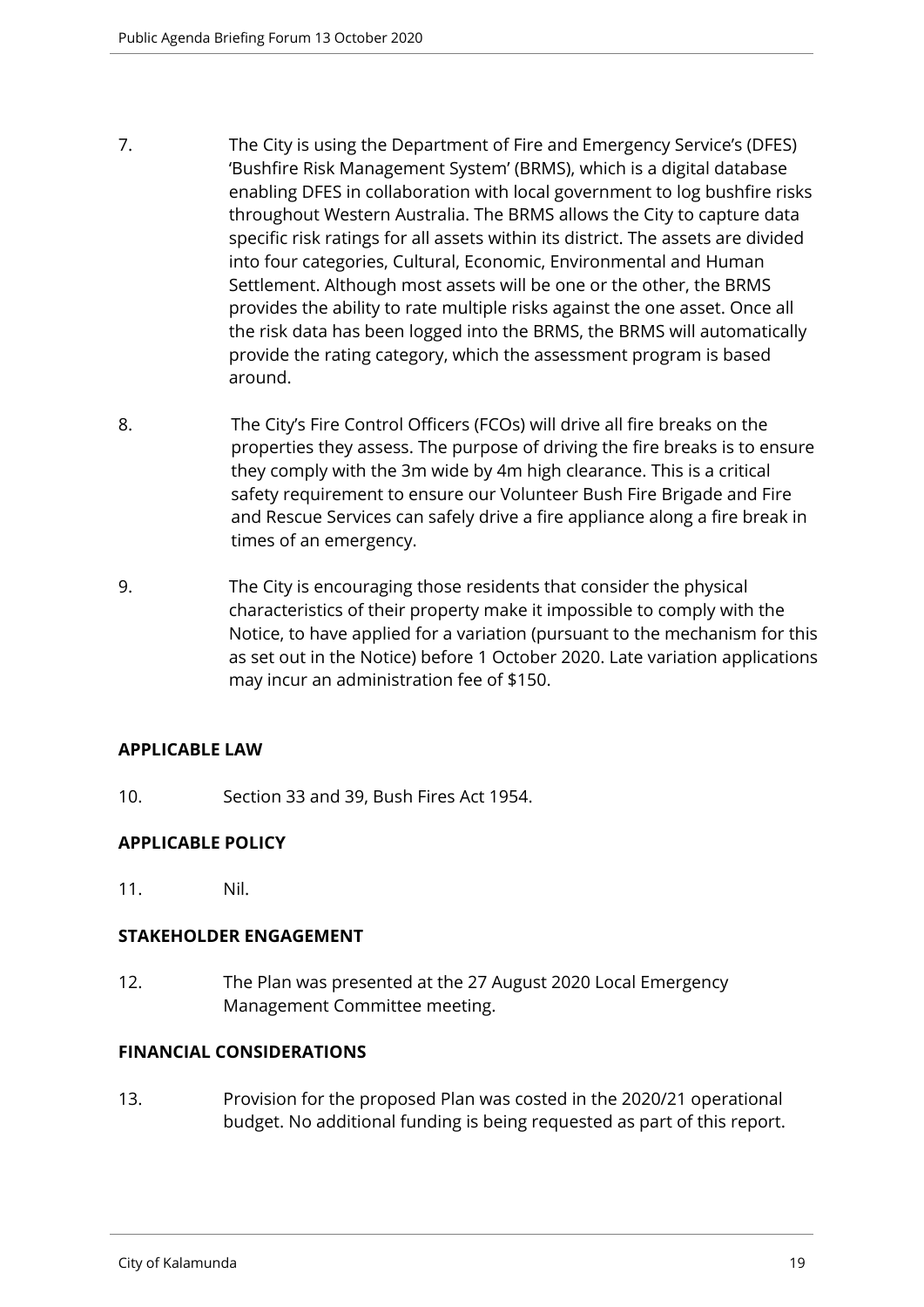7. The City is using the Department of Fire and Emergency Service's (DFES) 'Bushfire Risk Management System' (BRMS), which is a digital database enabling DFES in collaboration with local government to log bushfire risks throughout Western Australia. The BRMS allows the City to capture data specific risk ratings for all assets within its district. The assets are divided into four categories, Cultural, Economic, Environmental and Human Settlement. Although most assets will be one or the other, the BRMS provides the ability to rate multiple risks against the one asset. Once all the risk data has been logged into the BRMS, the BRMS will automatically provide the rating category, which the assessment program is based around.

8. The City's Fire Control Officers (FCOs) will drive all fire breaks on the properties they assess. The purpose of driving the fire breaks is to ensure they comply with the 3m wide by 4m high clearance. This is a critical safety requirement to ensure our Volunteer Bush Fire Brigade and Fire and Rescue Services can safely drive a fire appliance along a fire break in times of an emergency.

9. The City is encouraging those residents that consider the physical characteristics of their property make it impossible to comply with the Notice, to have applied for a variation (pursuant to the mechanism for this as set out in the Notice) before 1 October 2020. Late variation applications may incur an administration fee of $150.

**APPLICABLE LAW**

10. Section 33 and 39, Bush Fires Act 1954.

**APPLICABLE POLICY**

11. Nil.

**STAKEHOLDER ENGAGEMENT**

12. The Plan was presented at the 27 August 2020 Local Emergency Management Committee meeting.

**FINANCIAL CONSIDERATIONS**

13. Provision for the proposed Plan was costed in the 2020/21 operational budget. No additional funding is being requested as part of this report.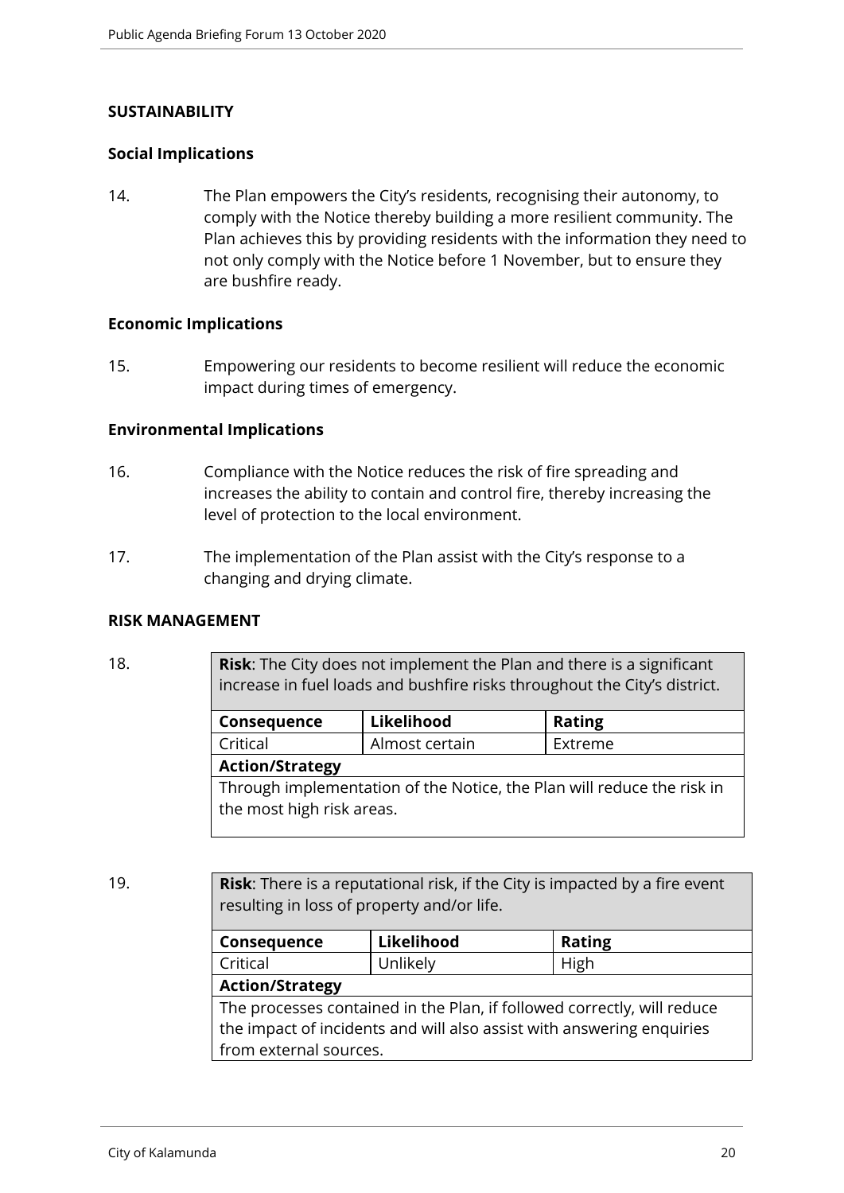## SUSTAINABILITY

### Social Implications

14. The Plan empowers the City's residents, recognising their autonomy, to comply with the Notice thereby building a more resilient community. The Plan achieves this by providing residents with the information they need to not only comply with the Notice before 1 November, but to ensure they are bushfire ready.

### Economic Implications

15. Empowering our residents to become resilient will reduce the economic impact during times of emergency.

### Environmental Implications

16. Compliance with the Notice reduces the risk of fire spreading and increases the ability to contain and control fire, thereby increasing the level of protection to the local environment.

17. The implementation of the Plan assist with the City's response to a changing and drying climate.

## RISK MANAGEMENT

18.

| **Risk**: The City does not implement the Plan and there is a significant increase in fuel loads and bushfire risks throughout the City's district. | | |
|---|---|---|
| **Consequence** | **Likelihood** | **Rating** |
| Critical | Almost certain | Extreme |
| **Action/Strategy** | | |
| Through implementation of the Notice, the Plan will reduce the risk in the most high risk areas. | | |

19.

| **Risk**: There is a reputational risk, if the City is impacted by a fire event resulting in loss of property and/or life. | | |
|---|---|---|
| **Consequence** | **Likelihood** | **Rating** |
| Critical | Unlikely | High |
| **Action/Strategy** | | |
| The processes contained in the Plan, if followed correctly, will reduce the impact of incidents and will also assist with answering enquiries from external sources. | | |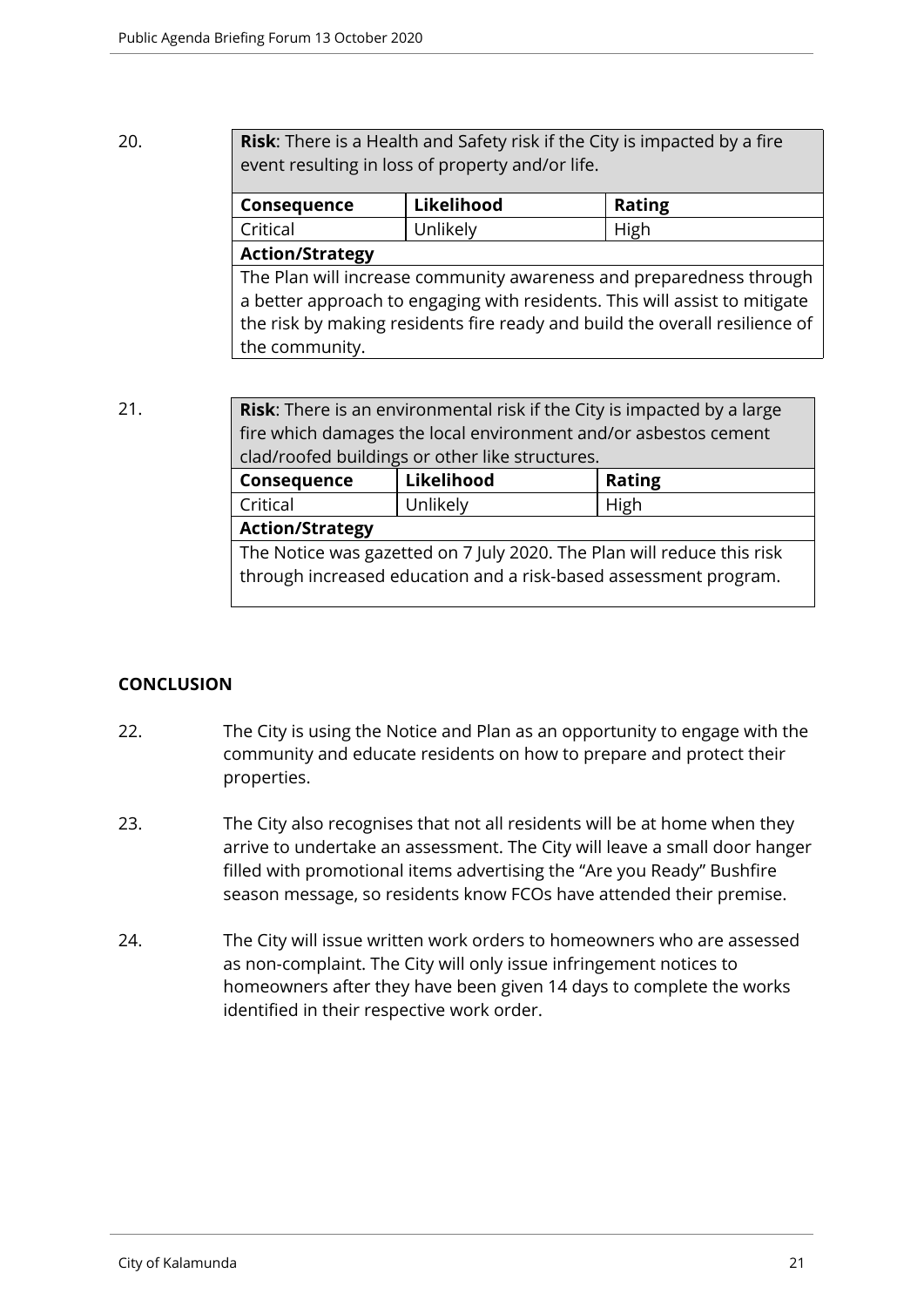20.

| **Risk**: There is a Health and Safety risk if the City is impacted by a fire event resulting in loss of property and/or life. | | |
|---|---|---|
| **Consequence** | **Likelihood** | **Rating** |
| Critical | Unlikely | High |
| **Action/Strategy** | | |
| The Plan will increase community awareness and preparedness through a better approach to engaging with residents. This will assist to mitigate the risk by making residents fire ready and build the overall resilience of the community. | | |

21.

| **Risk**: There is an environmental risk if the City is impacted by a large fire which damages the local environment and/or asbestos cement clad/roofed buildings or other like structures. | | |
|---|---|---|
| **Consequence** | **Likelihood** | **Rating** |
| Critical | Unlikely | High |
| **Action/Strategy** | | |
| The Notice was gazetted on 7 July 2020. The Plan will reduce this risk through increased education and a risk-based assessment program. | | |

## CONCLUSION

22. The City is using the Notice and Plan as an opportunity to engage with the community and educate residents on how to prepare and protect their properties.

23. The City also recognises that not all residents will be at home when they arrive to undertake an assessment. The City will leave a small door hanger filled with promotional items advertising the "Are you Ready" Bushfire season message, so residents know FCOs have attended their premise.

24. The City will issue written work orders to homeowners who are assessed as non-complaint. The City will only issue infringement notices to homeowners after they have been given 14 days to complete the works identified in their respective work order.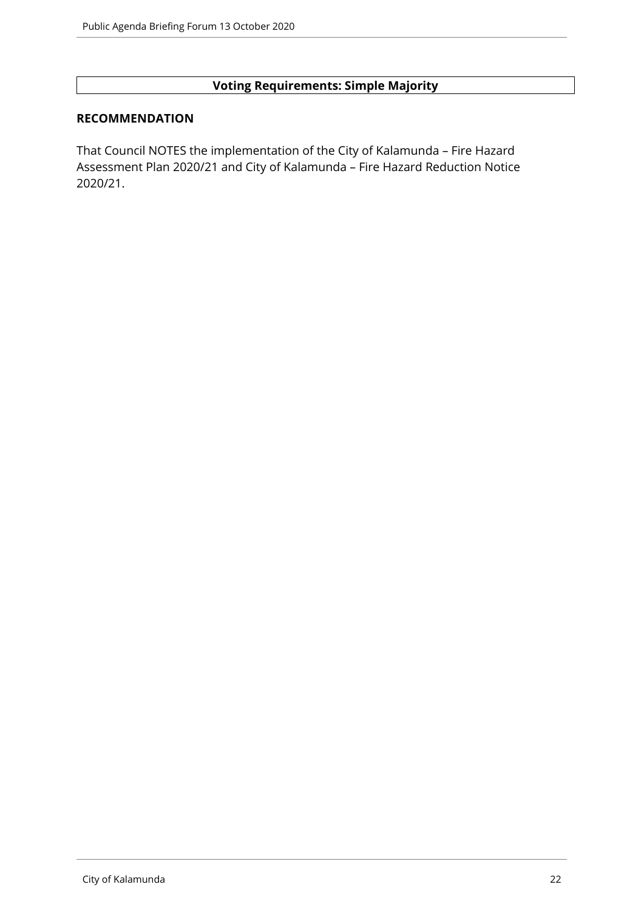**Voting Requirements: Simple Majority**

**RECOMMENDATION**

That Council NOTES the implementation of the City of Kalamunda – Fire Hazard Assessment Plan 2020/21 and City of Kalamunda – Fire Hazard Reduction Notice 2020/21.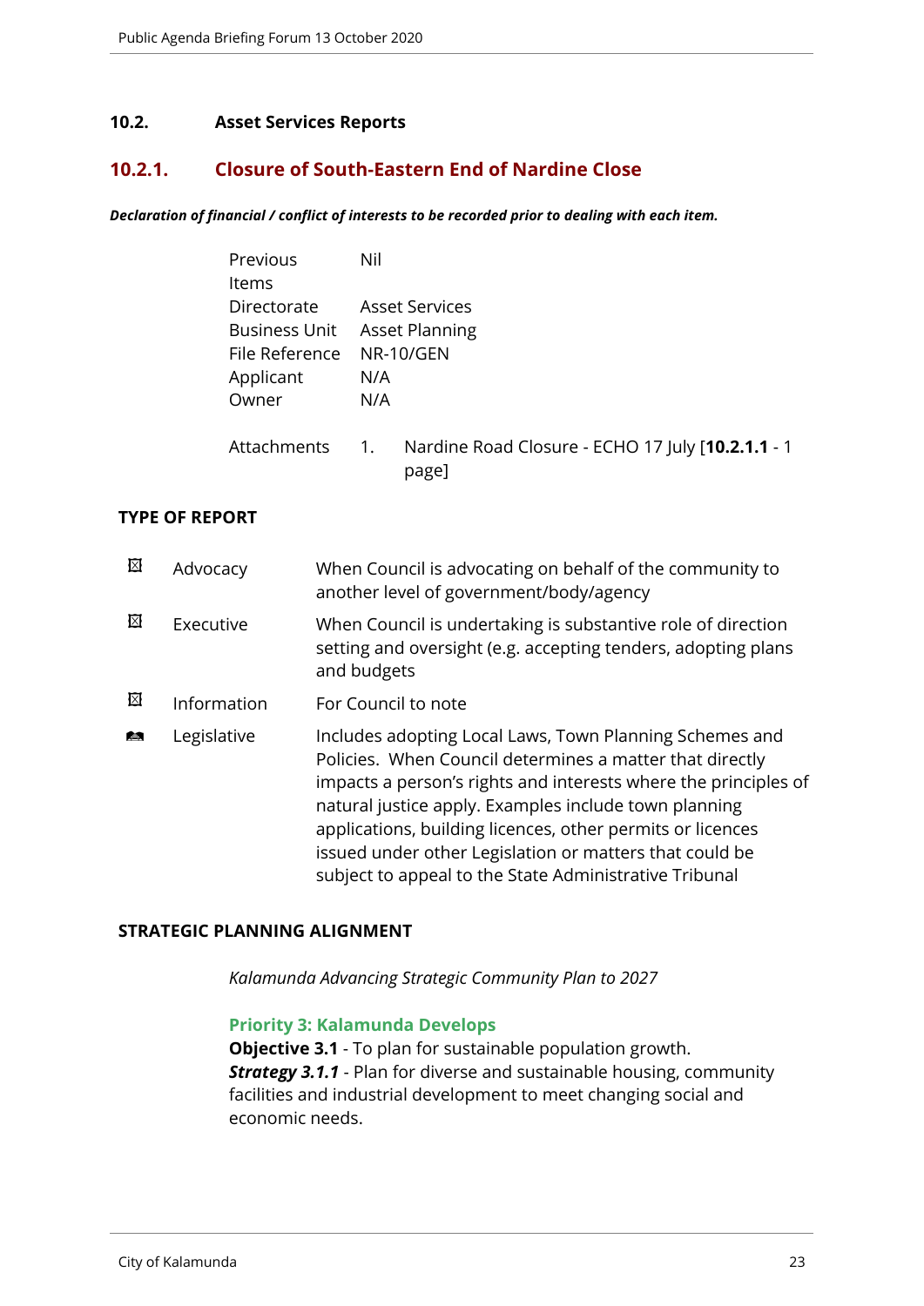## 10.2. Asset Services Reports

### 10.2.1. Closure of South-Eastern End of Nardine Close

***Declaration of financial / conflict of interests to be recorded prior to dealing with each item.***

| | |
|---|---|
| Previous Items | Nil |
| Directorate | Asset Services |
| Business Unit | Asset Planning |
| File Reference | NR-10/GEN |
| Applicant | N/A |
| Owner | N/A |
| Attachments | 1. Nardine Road Closure - ECHO 17 July [**10.2.1.1** - 1 page] |

**TYPE OF REPORT**

| | | |
|---|---|---|
| ☒ | Advocacy | When Council is advocating on behalf of the community to another level of government/body/agency |
| ☒ | Executive | When Council is undertaking is substantive role of direction setting and oversight (e.g. accepting tenders, adopting plans and budgets |
| ☒ | Information | For Council to note |
| ☐ | Legislative | Includes adopting Local Laws, Town Planning Schemes and Policies. When Council determines a matter that directly impacts a person's rights and interests where the principles of natural justice apply. Examples include town planning applications, building licences, other permits or licences issued under other Legislation or matters that could be subject to appeal to the State Administrative Tribunal |

**STRATEGIC PLANNING ALIGNMENT**

*Kalamunda Advancing Strategic Community Plan to 2027*

**Priority 3: Kalamunda Develops**
**Objective 3.1** - To plan for sustainable population growth.
***Strategy 3.1.1*** - Plan for diverse and sustainable housing, community facilities and industrial development to meet changing social and economic needs.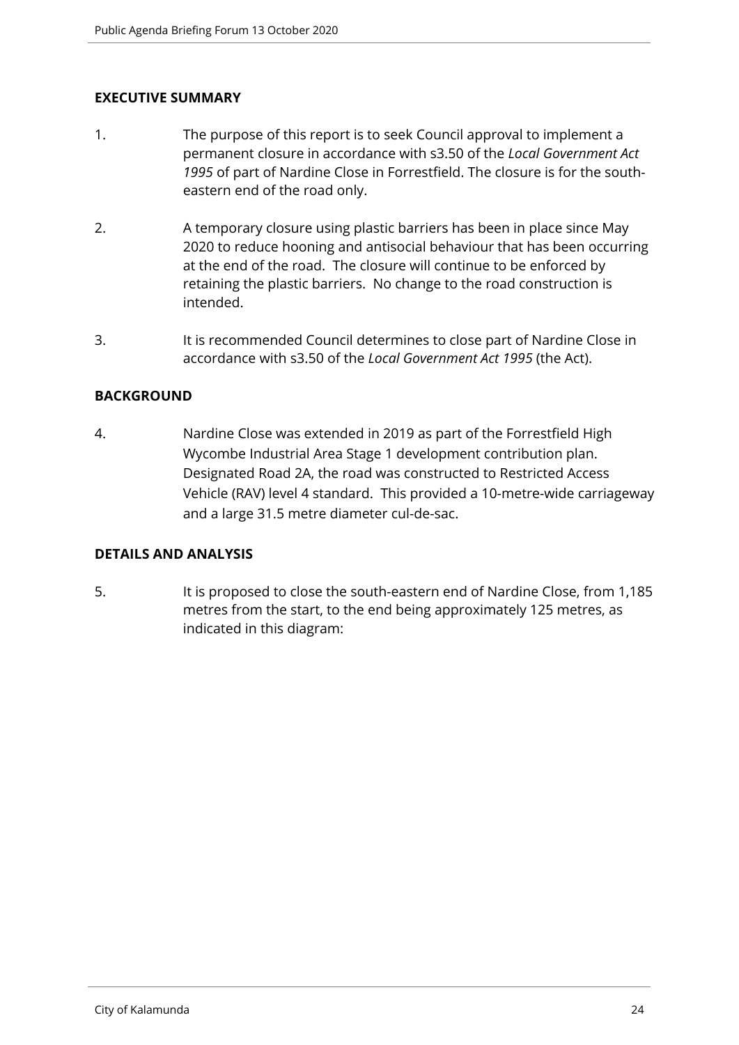## EXECUTIVE SUMMARY

1. The purpose of this report is to seek Council approval to implement a permanent closure in accordance with s3.50 of the *Local Government Act 1995* of part of Nardine Close in Forrestfield. The closure is for the south-eastern end of the road only.

2. A temporary closure using plastic barriers has been in place since May 2020 to reduce hooning and antisocial behaviour that has been occurring at the end of the road. The closure will continue to be enforced by retaining the plastic barriers. No change to the road construction is intended.

3. It is recommended Council determines to close part of Nardine Close in accordance with s3.50 of the *Local Government Act 1995* (the Act).

## BACKGROUND

4. Nardine Close was extended in 2019 as part of the Forrestfield High Wycombe Industrial Area Stage 1 development contribution plan. Designated Road 2A, the road was constructed to Restricted Access Vehicle (RAV) level 4 standard. This provided a 10-metre-wide carriageway and a large 31.5 metre diameter cul-de-sac.

## DETAILS AND ANALYSIS

5. It is proposed to close the south-eastern end of Nardine Close, from 1,185 metres from the start, to the end being approximately 125 metres, as indicated in this diagram: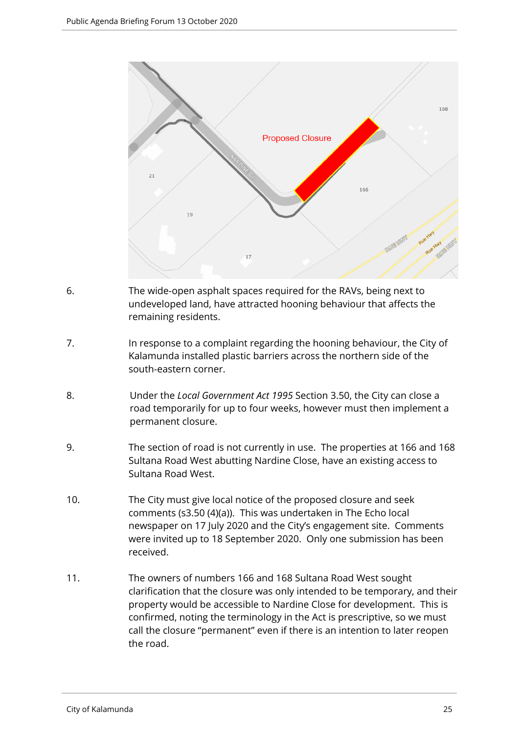6. The wide-open asphalt spaces required for the RAVs, being next to undeveloped land, have attracted hooning behaviour that affects the remaining residents.

7. In response to a complaint regarding the hooning behaviour, the City of Kalamunda installed plastic barriers across the northern side of the south-eastern corner.

8. Under the *Local Government Act 1995* Section 3.50, the City can close a road temporarily for up to four weeks, however must then implement a permanent closure.

9. The section of road is not currently in use. The properties at 166 and 168 Sultana Road West abutting Nardine Close, have an existing access to Sultana Road West.

10. The City must give local notice of the proposed closure and seek comments (s3.50 (4)(a)). This was undertaken in The Echo local newspaper on 17 July 2020 and the City's engagement site. Comments were invited up to 18 September 2020. Only one submission has been received.

11. The owners of numbers 166 and 168 Sultana Road West sought clarification that the closure was only intended to be temporary, and their property would be accessible to Nardine Close for development. This is confirmed, noting the terminology in the Act is prescriptive, so we must call the closure "permanent" even if there is an intention to later reopen the road.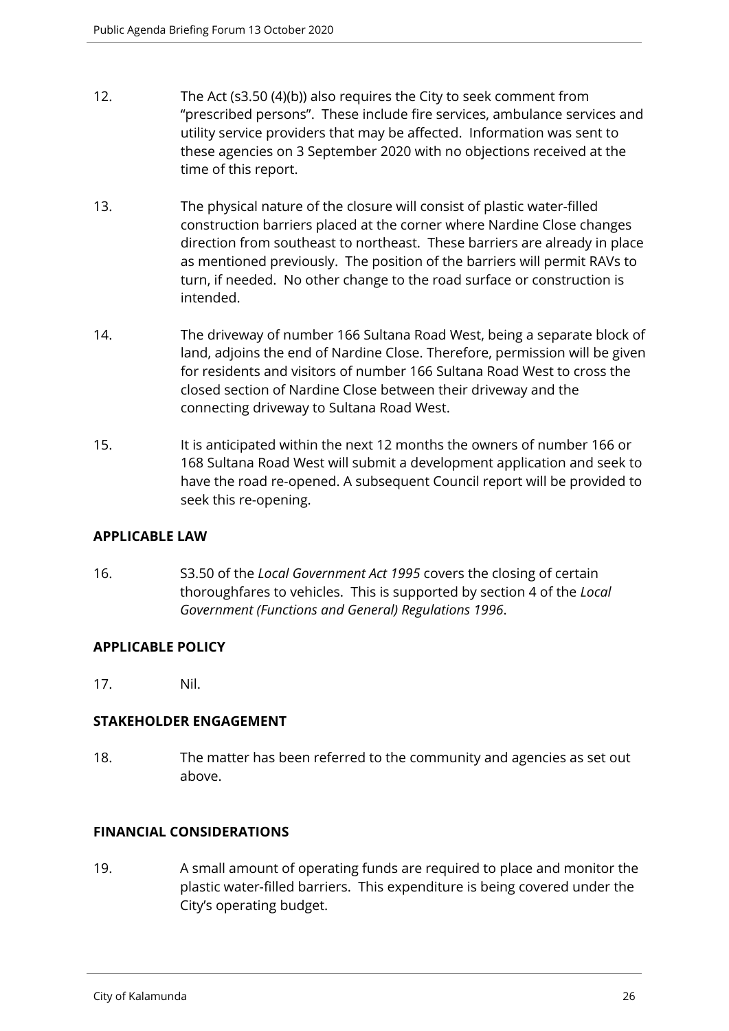12. The Act (s3.50 (4)(b)) also requires the City to seek comment from "prescribed persons". These include fire services, ambulance services and utility service providers that may be affected. Information was sent to these agencies on 3 September 2020 with no objections received at the time of this report.

13. The physical nature of the closure will consist of plastic water-filled construction barriers placed at the corner where Nardine Close changes direction from southeast to northeast. These barriers are already in place as mentioned previously. The position of the barriers will permit RAVs to turn, if needed. No other change to the road surface or construction is intended.

14. The driveway of number 166 Sultana Road West, being a separate block of land, adjoins the end of Nardine Close. Therefore, permission will be given for residents and visitors of number 166 Sultana Road West to cross the closed section of Nardine Close between their driveway and the connecting driveway to Sultana Road West.

15. It is anticipated within the next 12 months the owners of number 166 or 168 Sultana Road West will submit a development application and seek to have the road re-opened. A subsequent Council report will be provided to seek this re-opening.

## APPLICABLE LAW

16. S3.50 of the *Local Government Act 1995* covers the closing of certain thoroughfares to vehicles. This is supported by section 4 of the *Local Government (Functions and General) Regulations 1996*.

## APPLICABLE POLICY

17. Nil.

## STAKEHOLDER ENGAGEMENT

18. The matter has been referred to the community and agencies as set out above.

## FINANCIAL CONSIDERATIONS

19. A small amount of operating funds are required to place and monitor the plastic water-filled barriers. This expenditure is being covered under the City's operating budget.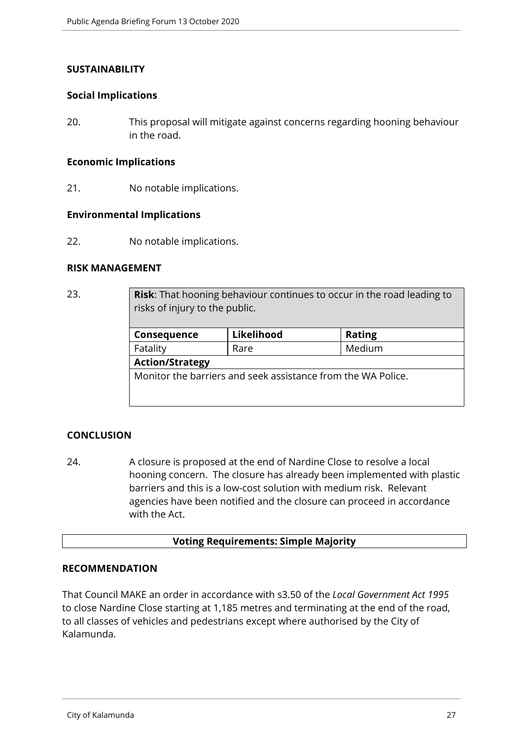## SUSTAINABILITY

### Social Implications

20. This proposal will mitigate against concerns regarding hooning behaviour in the road.

### Economic Implications

21. No notable implications.

### Environmental Implications

22. No notable implications.

## RISK MANAGEMENT

23.

| **Risk**: That hooning behaviour continues to occur in the road leading to risks of injury to the public. | | |
|---|---|---|
| **Consequence** | **Likelihood** | **Rating** |
| Fatality | Rare | Medium |
| **Action/Strategy** | | |
| Monitor the barriers and seek assistance from the WA Police. | | |

## CONCLUSION

24. A closure is proposed at the end of Nardine Close to resolve a local hooning concern. The closure has already been implemented with plastic barriers and this is a low-cost solution with medium risk. Relevant agencies have been notified and the closure can proceed in accordance with the Act.

**Voting Requirements: Simple Majority**

## RECOMMENDATION

That Council MAKE an order in accordance with s3.50 of the *Local Government Act 1995* to close Nardine Close starting at 1,185 metres and terminating at the end of the road, to all classes of vehicles and pedestrians except where authorised by the City of Kalamunda.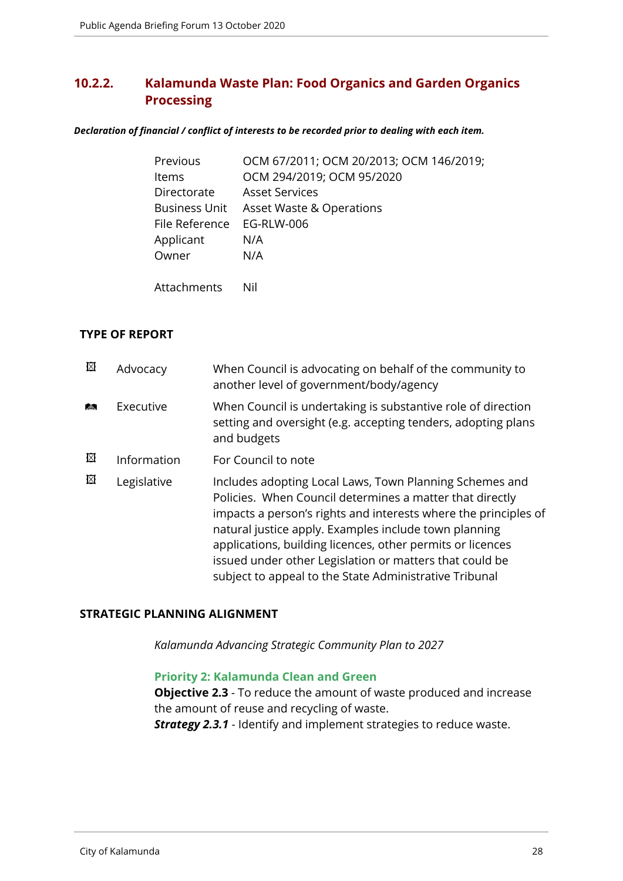## 10.2.2. Kalamunda Waste Plan: Food Organics and Garden Organics Processing

***Declaration of financial / conflict of interests to be recorded prior to dealing with each item.***

| | |
|---|---|
| Previous Items | OCM 67/2011; OCM 20/2013; OCM 146/2019; OCM 294/2019; OCM 95/2020 |
| Directorate | Asset Services |
| Business Unit | Asset Waste & Operations |
| File Reference | EG-RLW-006 |
| Applicant | N/A |
| Owner | N/A |
| | |
| Attachments | Nil |

**TYPE OF REPORT**

| | | |
|---|---|---|
| ☒ | Advocacy | When Council is advocating on behalf of the community to another level of government/body/agency |
| ☑ | Executive | When Council is undertaking is substantive role of direction setting and oversight (e.g. accepting tenders, adopting plans and budgets |
| ☒ | Information | For Council to note |
| ☒ | Legislative | Includes adopting Local Laws, Town Planning Schemes and Policies. When Council determines a matter that directly impacts a person's rights and interests where the principles of natural justice apply. Examples include town planning applications, building licences, other permits or licences issued under other Legislation or matters that could be subject to appeal to the State Administrative Tribunal |

**STRATEGIC PLANNING ALIGNMENT**

*Kalamunda Advancing Strategic Community Plan to 2027*

**Priority 2: Kalamunda Clean and Green**
**Objective 2.3** - To reduce the amount of waste produced and increase the amount of reuse and recycling of waste.
***Strategy 2.3.1*** - Identify and implement strategies to reduce waste.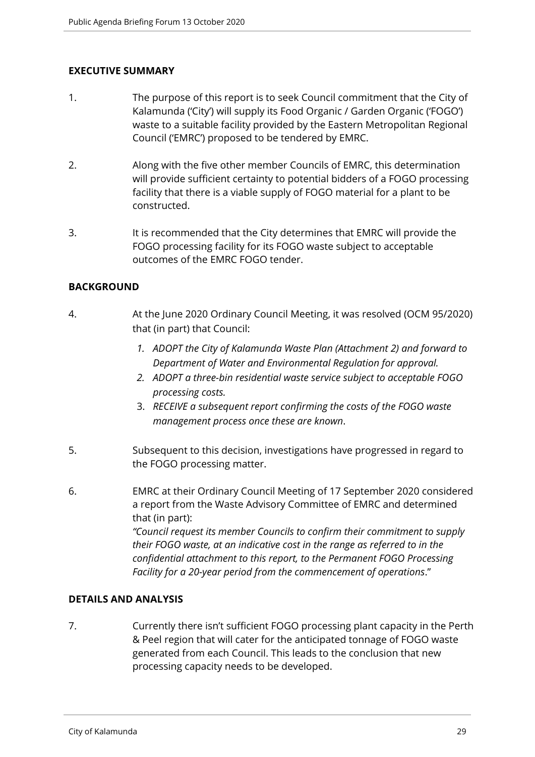## EXECUTIVE SUMMARY

1. The purpose of this report is to seek Council commitment that the City of Kalamunda ('City') will supply its Food Organic / Garden Organic ('FOGO') waste to a suitable facility provided by the Eastern Metropolitan Regional Council ('EMRC') proposed to be tendered by EMRC.

2. Along with the five other member Councils of EMRC, this determination will provide sufficient certainty to potential bidders of a FOGO processing facility that there is a viable supply of FOGO material for a plant to be constructed.

3. It is recommended that the City determines that EMRC will provide the FOGO processing facility for its FOGO waste subject to acceptable outcomes of the EMRC FOGO tender.

## BACKGROUND

4. At the June 2020 Ordinary Council Meeting, it was resolved (OCM 95/2020) that (in part) that Council:

   1. *ADOPT the City of Kalamunda Waste Plan (Attachment 2) and forward to Department of Water and Environmental Regulation for approval.*
   2. *ADOPT a three-bin residential waste service subject to acceptable FOGO processing costs.*
   3. *RECEIVE a subsequent report confirming the costs of the FOGO waste management process once these are known*.

5. Subsequent to this decision, investigations have progressed in regard to the FOGO processing matter.

6. EMRC at their Ordinary Council Meeting of 17 September 2020 considered a report from the Waste Advisory Committee of EMRC and determined that (in part):
   *"Council request its member Councils to confirm their commitment to supply their FOGO waste, at an indicative cost in the range as referred to in the confidential attachment to this report, to the Permanent FOGO Processing Facility for a 20-year period from the commencement of operations*."

## DETAILS AND ANALYSIS

7. Currently there isn't sufficient FOGO processing plant capacity in the Perth & Peel region that will cater for the anticipated tonnage of FOGO waste generated from each Council. This leads to the conclusion that new processing capacity needs to be developed.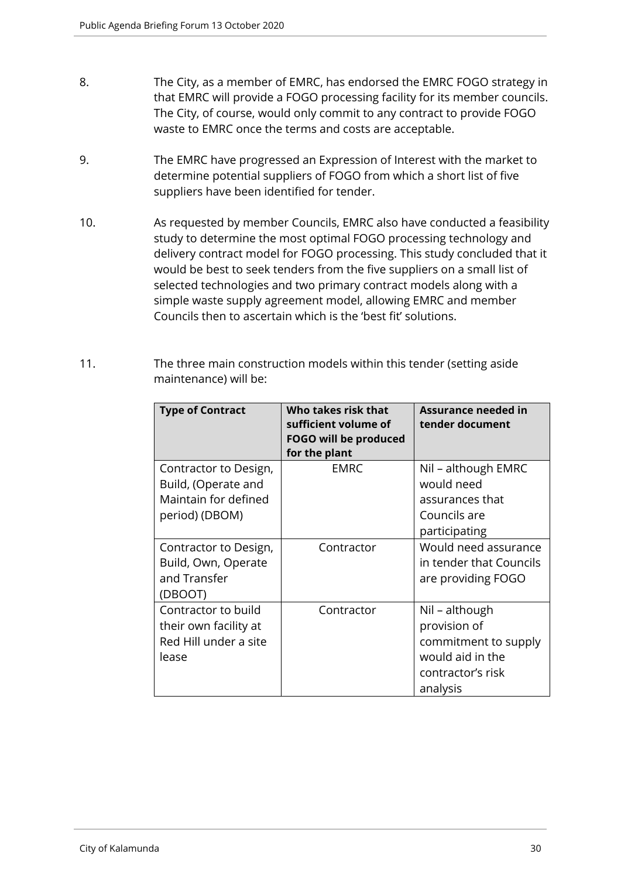8. The City, as a member of EMRC, has endorsed the EMRC FOGO strategy in that EMRC will provide a FOGO processing facility for its member councils. The City, of course, would only commit to any contract to provide FOGO waste to EMRC once the terms and costs are acceptable.

9. The EMRC have progressed an Expression of Interest with the market to determine potential suppliers of FOGO from which a short list of five suppliers have been identified for tender.

10. As requested by member Councils, EMRC also have conducted a feasibility study to determine the most optimal FOGO processing technology and delivery contract model for FOGO processing. This study concluded that it would be best to seek tenders from the five suppliers on a small list of selected technologies and two primary contract models along with a simple waste supply agreement model, allowing EMRC and member Councils then to ascertain which is the 'best fit' solutions.

11. The three main construction models within this tender (setting aside maintenance) will be:

| Type of Contract | Who takes risk that sufficient volume of FOGO will be produced for the plant | Assurance needed in tender document |
|---|---|---|
| Contractor to Design, Build, (Operate and Maintain for defined period) (DBOM) | EMRC | Nil – although EMRC would need assurances that Councils are participating |
| Contractor to Design, Build, Own, Operate and Transfer (DBOOT) | Contractor | Would need assurance in tender that Councils are providing FOGO |
| Contractor to build their own facility at Red Hill under a site lease | Contractor | Nil – although provision of commitment to supply would aid in the contractor's risk analysis |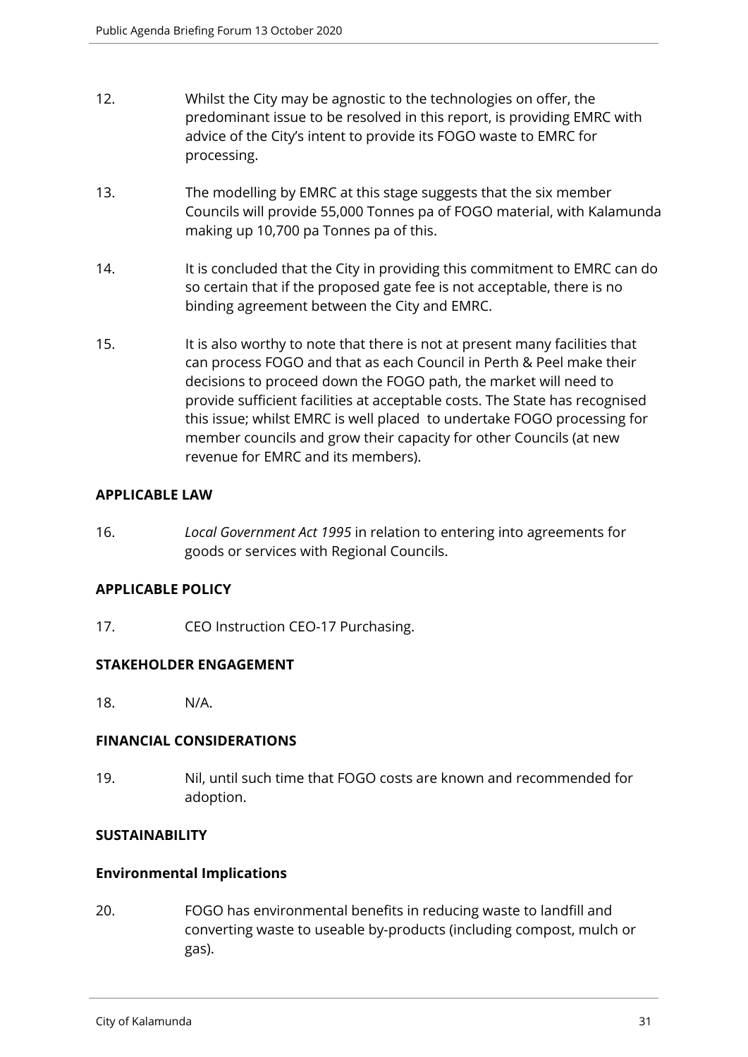12. Whilst the City may be agnostic to the technologies on offer, the predominant issue to be resolved in this report, is providing EMRC with advice of the City's intent to provide its FOGO waste to EMRC for processing.

13. The modelling by EMRC at this stage suggests that the six member Councils will provide 55,000 Tonnes pa of FOGO material, with Kalamunda making up 10,700 pa Tonnes pa of this.

14. It is concluded that the City in providing this commitment to EMRC can do so certain that if the proposed gate fee is not acceptable, there is no binding agreement between the City and EMRC.

15. It is also worthy to note that there is not at present many facilities that can process FOGO and that as each Council in Perth & Peel make their decisions to proceed down the FOGO path, the market will need to provide sufficient facilities at acceptable costs. The State has recognised this issue; whilst EMRC is well placed to undertake FOGO processing for member councils and grow their capacity for other Councils (at new revenue for EMRC and its members).

**APPLICABLE LAW**

16. *Local Government Act 1995* in relation to entering into agreements for goods or services with Regional Councils.

**APPLICABLE POLICY**

17. CEO Instruction CEO-17 Purchasing.

**STAKEHOLDER ENGAGEMENT**

18. N/A.

**FINANCIAL CONSIDERATIONS**

19. Nil, until such time that FOGO costs are known and recommended for adoption.

**SUSTAINABILITY**

**Environmental Implications**

20. FOGO has environmental benefits in reducing waste to landfill and converting waste to useable by-products (including compost, mulch or gas).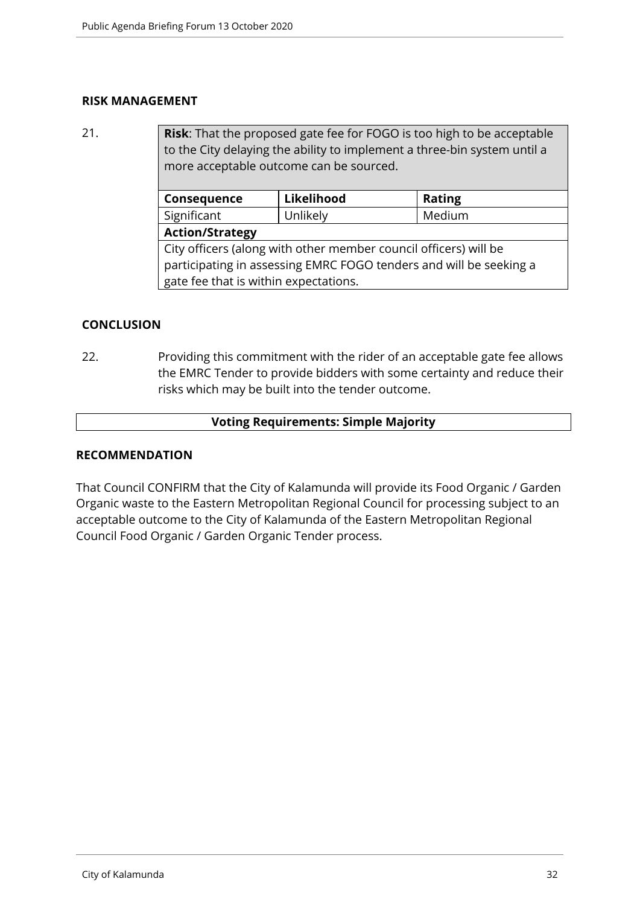## RISK MANAGEMENT

21. **Risk**: That the proposed gate fee for FOGO is too high to be acceptable to the City delaying the ability to implement a three-bin system until a more acceptable outcome can be sourced.

| Consequence | Likelihood | Rating |
|---|---|---|
| Significant | Unlikely | Medium |
| **Action/Strategy** | | |
| City officers (along with other member council officers) will be participating in assessing EMRC FOGO tenders and will be seeking a gate fee that is within expectations. | | |

## CONCLUSION

22. Providing this commitment with the rider of an acceptable gate fee allows the EMRC Tender to provide bidders with some certainty and reduce their risks which may be built into the tender outcome.

**Voting Requirements: Simple Majority**

## RECOMMENDATION

That Council CONFIRM that the City of Kalamunda will provide its Food Organic / Garden Organic waste to the Eastern Metropolitan Regional Council for processing subject to an acceptable outcome to the City of Kalamunda of the Eastern Metropolitan Regional Council Food Organic / Garden Organic Tender process.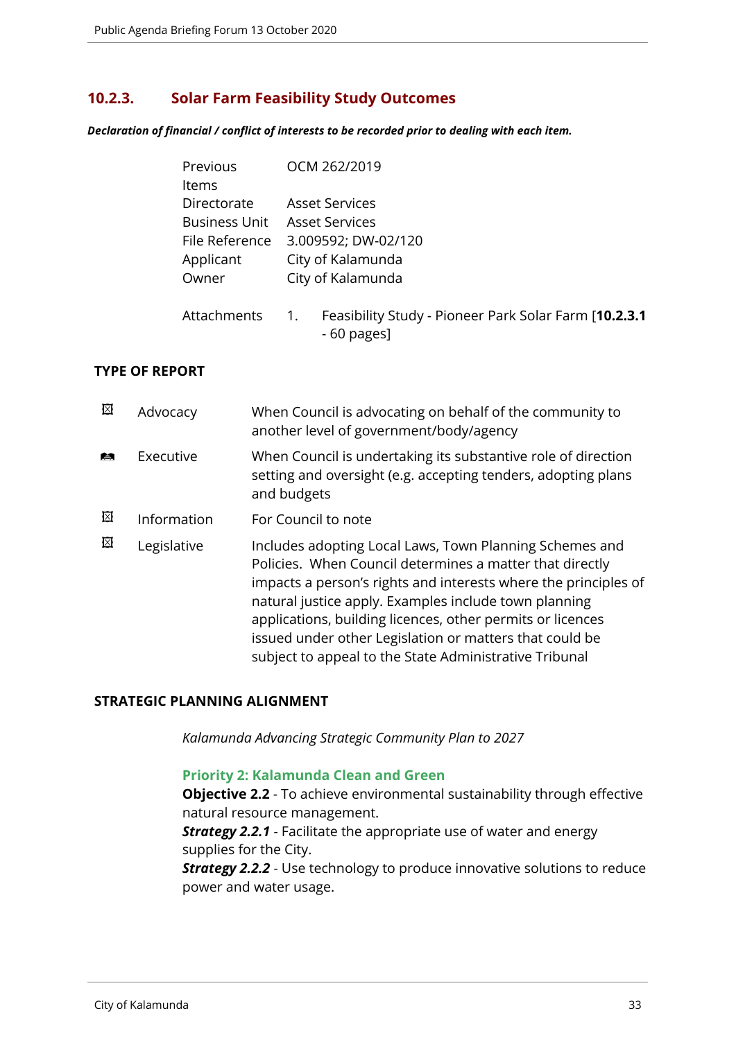## 10.2.3. Solar Farm Feasibility Study Outcomes

***Declaration of financial / conflict of interests to be recorded prior to dealing with each item.***

| | |
|---|---|
| Previous Items | OCM 262/2019 |
| Directorate | Asset Services |
| Business Unit | Asset Services |
| File Reference | 3.009592; DW-02/120 |
| Applicant | City of Kalamunda |
| Owner | City of Kalamunda |
| Attachments | 1. Feasibility Study - Pioneer Park Solar Farm [**10.2.3.1** - 60 pages] |

### TYPE OF REPORT

| | | |
|---|---|---|
| ☒ | Advocacy | When Council is advocating on behalf of the community to another level of government/body/agency |
| ☑ | Executive | When Council is undertaking its substantive role of direction setting and oversight (e.g. accepting tenders, adopting plans and budgets |
| ☒ | Information | For Council to note |
| ☒ | Legislative | Includes adopting Local Laws, Town Planning Schemes and Policies. When Council determines a matter that directly impacts a person's rights and interests where the principles of natural justice apply. Examples include town planning applications, building licences, other permits or licences issued under other Legislation or matters that could be subject to appeal to the State Administrative Tribunal |

### STRATEGIC PLANNING ALIGNMENT

*Kalamunda Advancing Strategic Community Plan to 2027*

**Priority 2: Kalamunda Clean and Green**

**Objective 2.2** - To achieve environmental sustainability through effective natural resource management.

***Strategy 2.2.1*** - Facilitate the appropriate use of water and energy supplies for the City.

***Strategy 2.2.2*** - Use technology to produce innovative solutions to reduce power and water usage.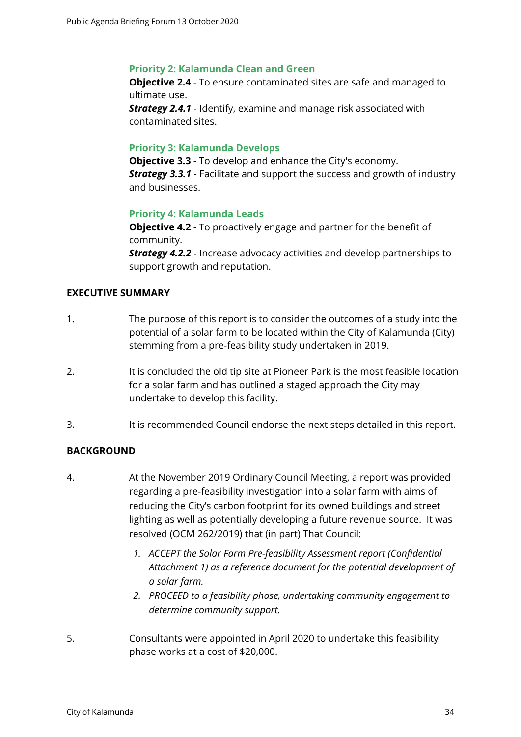**Priority 2: Kalamunda Clean and Green**

**Objective 2.4** - To ensure contaminated sites are safe and managed to ultimate use.

***Strategy 2.4.1*** - Identify, examine and manage risk associated with contaminated sites.

**Priority 3: Kalamunda Develops**

**Objective 3.3** - To develop and enhance the City's economy.

***Strategy 3.3.1*** - Facilitate and support the success and growth of industry and businesses.

**Priority 4: Kalamunda Leads**

**Objective 4.2** - To proactively engage and partner for the benefit of community.

***Strategy 4.2.2*** - Increase advocacy activities and develop partnerships to support growth and reputation.

## EXECUTIVE SUMMARY

1. The purpose of this report is to consider the outcomes of a study into the potential of a solar farm to be located within the City of Kalamunda (City) stemming from a pre-feasibility study undertaken in 2019.

2. It is concluded the old tip site at Pioneer Park is the most feasible location for a solar farm and has outlined a staged approach the City may undertake to develop this facility.

3. It is recommended Council endorse the next steps detailed in this report.

## BACKGROUND

4. At the November 2019 Ordinary Council Meeting, a report was provided regarding a pre-feasibility investigation into a solar farm with aims of reducing the City's carbon footprint for its owned buildings and street lighting as well as potentially developing a future revenue source. It was resolved (OCM 262/2019) that (in part) That Council:

   1. *ACCEPT the Solar Farm Pre-feasibility Assessment report (Confidential Attachment 1) as a reference document for the potential development of a solar farm.*
   2. *PROCEED to a feasibility phase, undertaking community engagement to determine community support.*

5. Consultants were appointed in April 2020 to undertake this feasibility phase works at a cost of $20,000.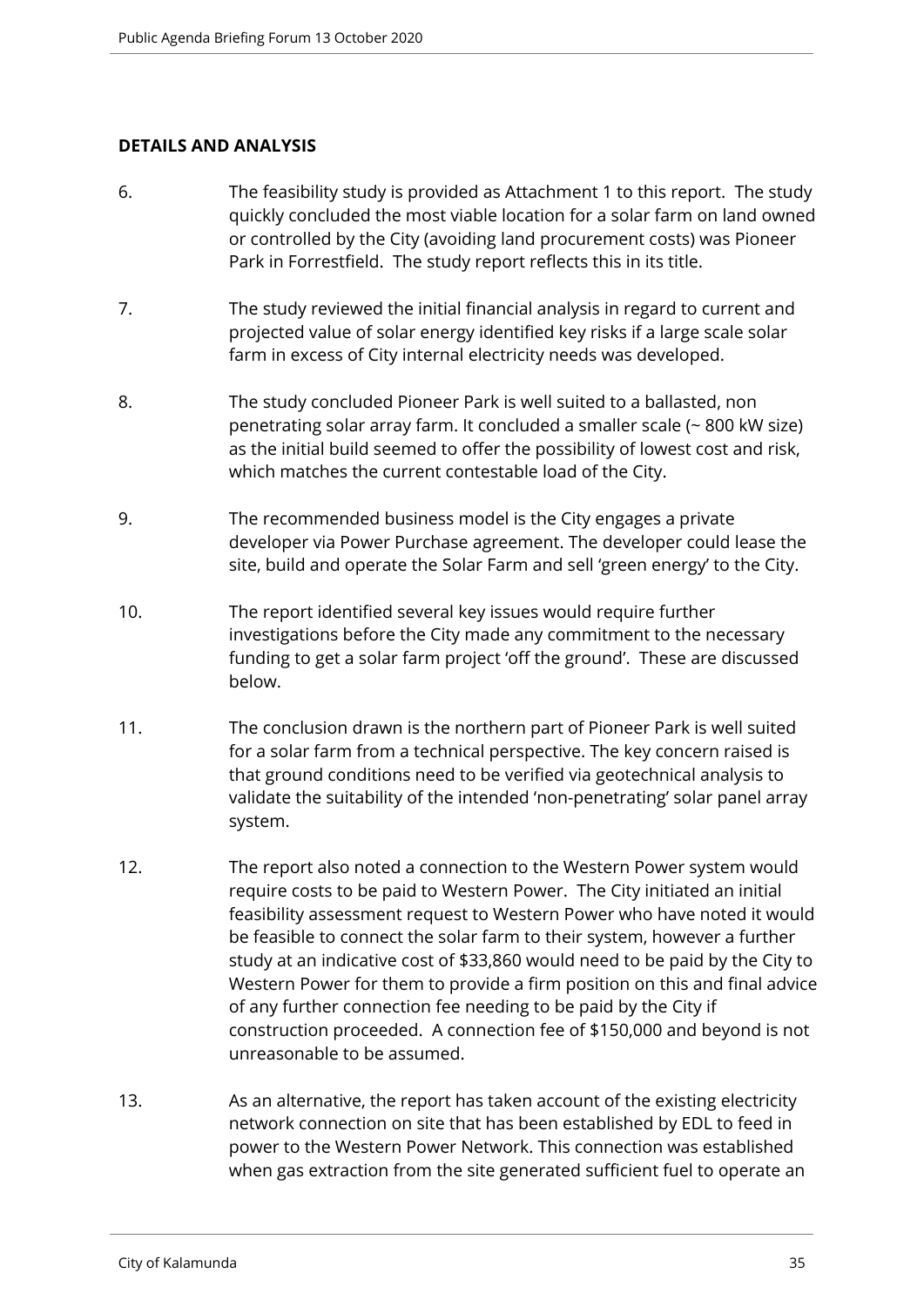## DETAILS AND ANALYSIS

6. The feasibility study is provided as Attachment 1 to this report. The study quickly concluded the most viable location for a solar farm on land owned or controlled by the City (avoiding land procurement costs) was Pioneer Park in Forrestfield. The study report reflects this in its title.

7. The study reviewed the initial financial analysis in regard to current and projected value of solar energy identified key risks if a large scale solar farm in excess of City internal electricity needs was developed.

8. The study concluded Pioneer Park is well suited to a ballasted, non penetrating solar array farm. It concluded a smaller scale (~ 800 kW size) as the initial build seemed to offer the possibility of lowest cost and risk, which matches the current contestable load of the City.

9. The recommended business model is the City engages a private developer via Power Purchase agreement. The developer could lease the site, build and operate the Solar Farm and sell 'green energy' to the City.

10. The report identified several key issues would require further investigations before the City made any commitment to the necessary funding to get a solar farm project 'off the ground'. These are discussed below.

11. The conclusion drawn is the northern part of Pioneer Park is well suited for a solar farm from a technical perspective. The key concern raised is that ground conditions need to be verified via geotechnical analysis to validate the suitability of the intended 'non-penetrating' solar panel array system.

12. The report also noted a connection to the Western Power system would require costs to be paid to Western Power. The City initiated an initial feasibility assessment request to Western Power who have noted it would be feasible to connect the solar farm to their system, however a further study at an indicative cost of $33,860 would need to be paid by the City to Western Power for them to provide a firm position on this and final advice of any further connection fee needing to be paid by the City if construction proceeded. A connection fee of $150,000 and beyond is not unreasonable to be assumed.

13. As an alternative, the report has taken account of the existing electricity network connection on site that has been established by EDL to feed in power to the Western Power Network. This connection was established when gas extraction from the site generated sufficient fuel to operate an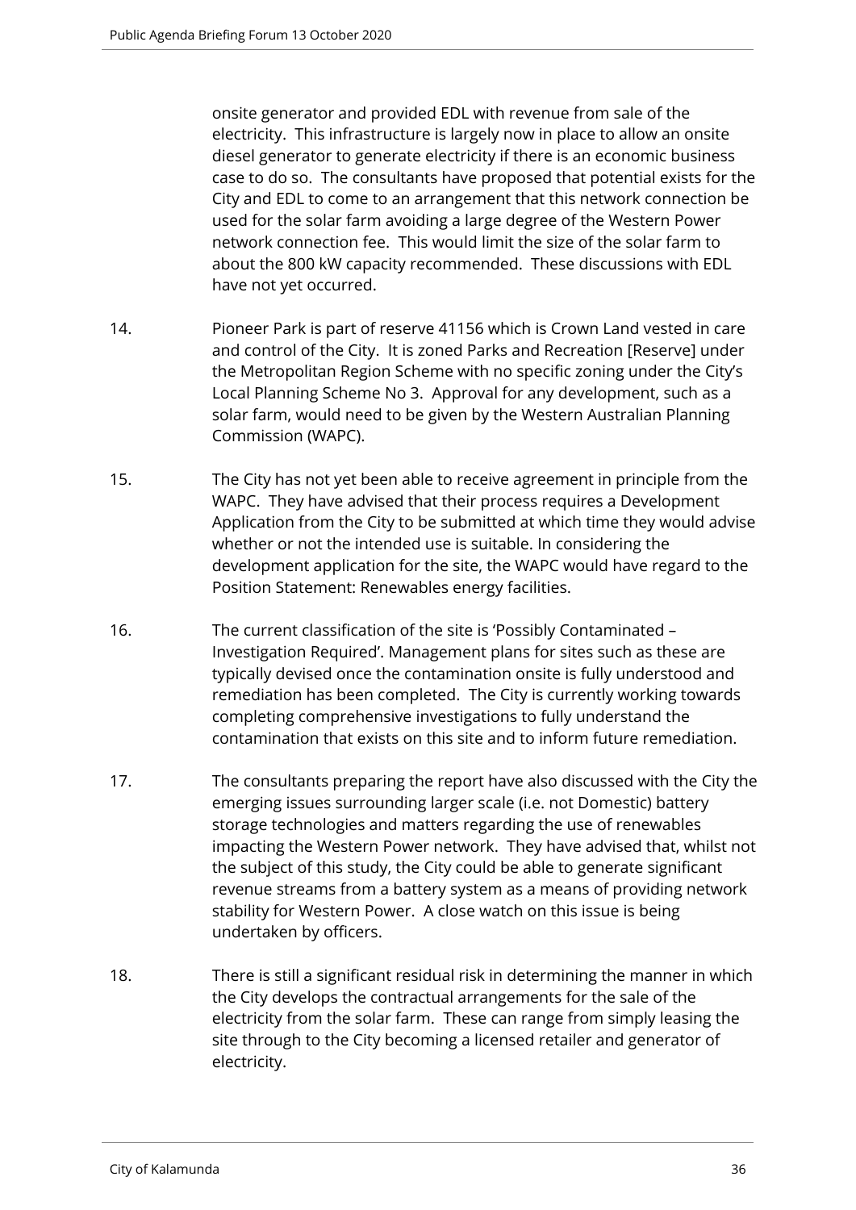onsite generator and provided EDL with revenue from sale of the electricity. This infrastructure is largely now in place to allow an onsite diesel generator to generate electricity if there is an economic business case to do so. The consultants have proposed that potential exists for the City and EDL to come to an arrangement that this network connection be used for the solar farm avoiding a large degree of the Western Power network connection fee. This would limit the size of the solar farm to about the 800 kW capacity recommended. These discussions with EDL have not yet occurred.

14. Pioneer Park is part of reserve 41156 which is Crown Land vested in care and control of the City. It is zoned Parks and Recreation [Reserve] under the Metropolitan Region Scheme with no specific zoning under the City's Local Planning Scheme No 3. Approval for any development, such as a solar farm, would need to be given by the Western Australian Planning Commission (WAPC).

15. The City has not yet been able to receive agreement in principle from the WAPC. They have advised that their process requires a Development Application from the City to be submitted at which time they would advise whether or not the intended use is suitable. In considering the development application for the site, the WAPC would have regard to the Position Statement: Renewables energy facilities.

16. The current classification of the site is 'Possibly Contaminated – Investigation Required'. Management plans for sites such as these are typically devised once the contamination onsite is fully understood and remediation has been completed. The City is currently working towards completing comprehensive investigations to fully understand the contamination that exists on this site and to inform future remediation.

17. The consultants preparing the report have also discussed with the City the emerging issues surrounding larger scale (i.e. not Domestic) battery storage technologies and matters regarding the use of renewables impacting the Western Power network. They have advised that, whilst not the subject of this study, the City could be able to generate significant revenue streams from a battery system as a means of providing network stability for Western Power. A close watch on this issue is being undertaken by officers.

18. There is still a significant residual risk in determining the manner in which the City develops the contractual arrangements for the sale of the electricity from the solar farm. These can range from simply leasing the site through to the City becoming a licensed retailer and generator of electricity.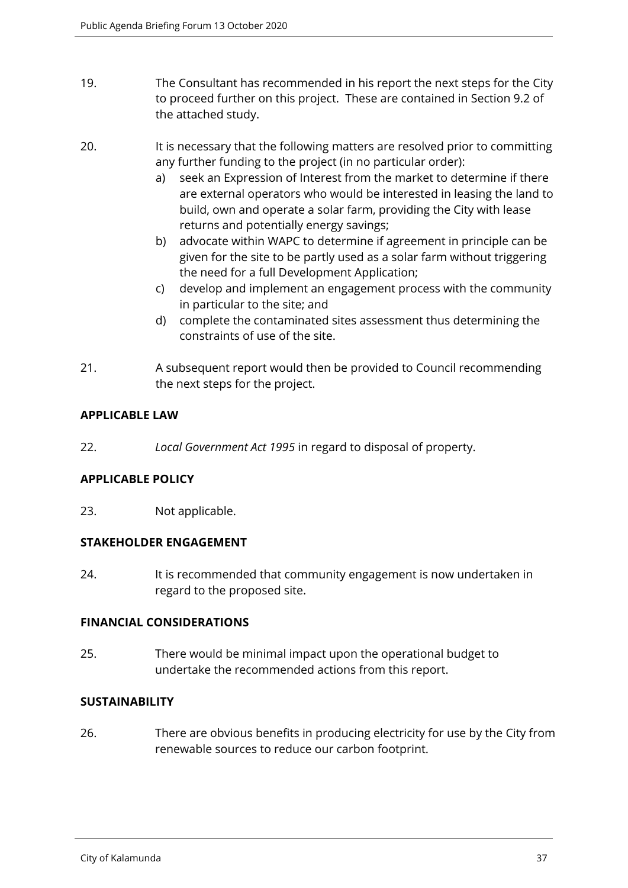19. The Consultant has recommended in his report the next steps for the City to proceed further on this project. These are contained in Section 9.2 of the attached study.

20. It is necessary that the following matters are resolved prior to committing any further funding to the project (in no particular order):
    a) seek an Expression of Interest from the market to determine if there are external operators who would be interested in leasing the land to build, own and operate a solar farm, providing the City with lease returns and potentially energy savings;
    b) advocate within WAPC to determine if agreement in principle can be given for the site to be partly used as a solar farm without triggering the need for a full Development Application;
    c) develop and implement an engagement process with the community in particular to the site; and
    d) complete the contaminated sites assessment thus determining the constraints of use of the site.

21. A subsequent report would then be provided to Council recommending the next steps for the project.

**APPLICABLE LAW**

22. *Local Government Act 1995* in regard to disposal of property.

**APPLICABLE POLICY**

23. Not applicable.

**STAKEHOLDER ENGAGEMENT**

24. It is recommended that community engagement is now undertaken in regard to the proposed site.

**FINANCIAL CONSIDERATIONS**

25. There would be minimal impact upon the operational budget to undertake the recommended actions from this report.

**SUSTAINABILITY**

26. There are obvious benefits in producing electricity for use by the City from renewable sources to reduce our carbon footprint.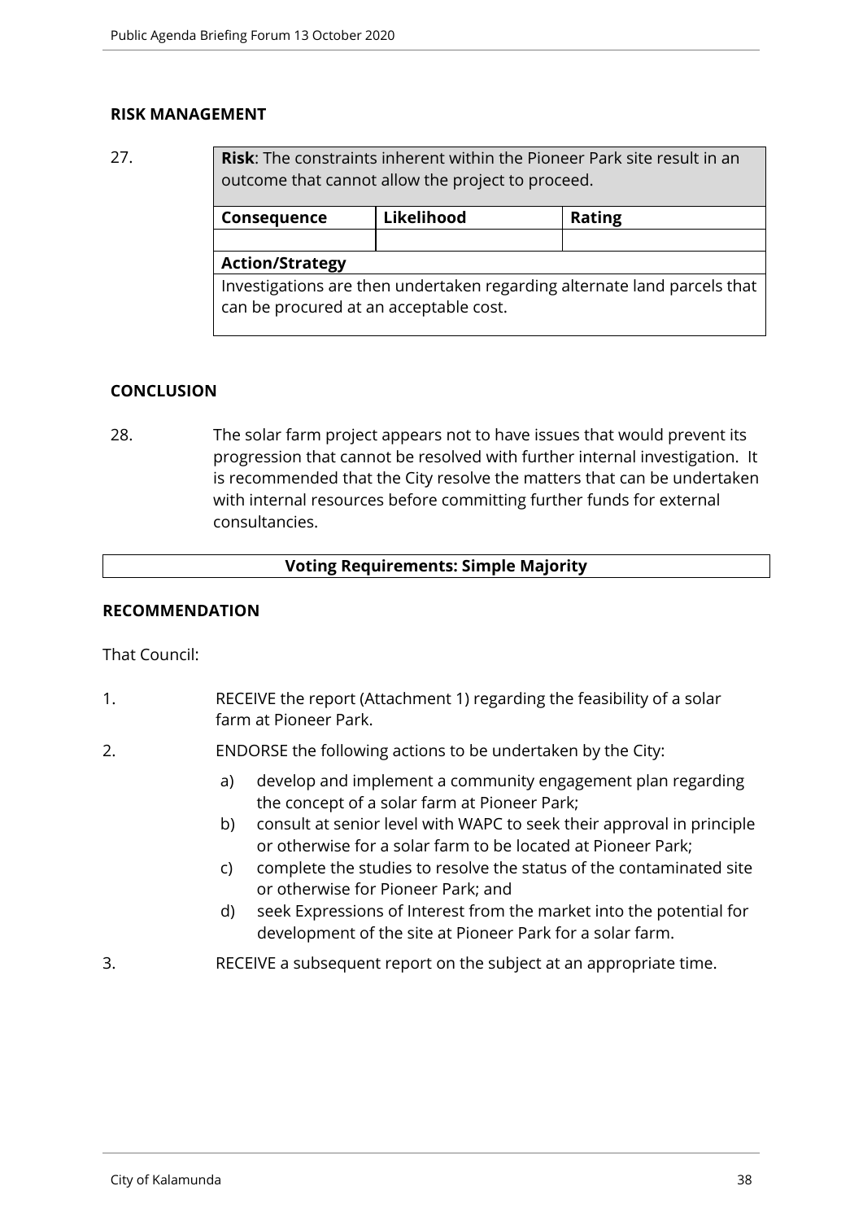## RISK MANAGEMENT

27.

| **Risk**: The constraints inherent within the Pioneer Park site result in an outcome that cannot allow the project to proceed. | | |
|---|---|---|
| **Consequence** | **Likelihood** | **Rating** |
| | | |
| **Action/Strategy** | | |
| Investigations are then undertaken regarding alternate land parcels that can be procured at an acceptable cost. | | |

## CONCLUSION

28. The solar farm project appears not to have issues that would prevent its progression that cannot be resolved with further internal investigation. It is recommended that the City resolve the matters that can be undertaken with internal resources before committing further funds for external consultancies.

**Voting Requirements: Simple Majority**

## RECOMMENDATION

That Council:

1. RECEIVE the report (Attachment 1) regarding the feasibility of a solar farm at Pioneer Park.
2. ENDORSE the following actions to be undertaken by the City:
   a) develop and implement a community engagement plan regarding the concept of a solar farm at Pioneer Park;
   b) consult at senior level with WAPC to seek their approval in principle or otherwise for a solar farm to be located at Pioneer Park;
   c) complete the studies to resolve the status of the contaminated site or otherwise for Pioneer Park; and
   d) seek Expressions of Interest from the market into the potential for development of the site at Pioneer Park for a solar farm.
3. RECEIVE a subsequent report on the subject at an appropriate time.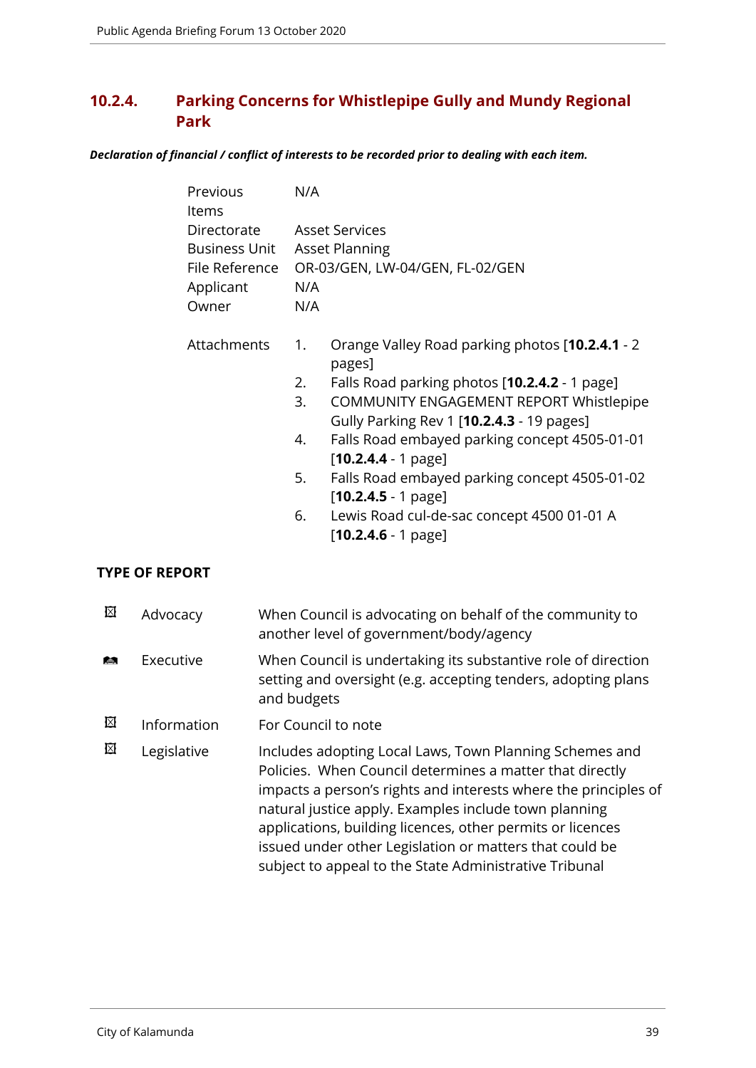## 10.2.4. Parking Concerns for Whistlepipe Gully and Mundy Regional Park

***Declaration of financial / conflict of interests to be recorded prior to dealing with each item.***

| | |
|---|---|
| Previous Items | N/A |
| Directorate | Asset Services |
| Business Unit | Asset Planning |
| File Reference | OR-03/GEN, LW-04/GEN, FL-02/GEN |
| Applicant | N/A |
| Owner | N/A |

Attachments

1. Orange Valley Road parking photos [**10.2.4.1** - 2 pages]
2. Falls Road parking photos [**10.2.4.2** - 1 page]
3. COMMUNITY ENGAGEMENT REPORT Whistlepipe Gully Parking Rev 1 [**10.2.4.3** - 19 pages]
4. Falls Road embayed parking concept 4505-01-01 [**10.2.4.4** - 1 page]
5. Falls Road embayed parking concept 4505-01-02 [**10.2.4.5** - 1 page]
6. Lewis Road cul-de-sac concept 4500 01-01 A [**10.2.4.6** - 1 page]

### TYPE OF REPORT

| | | |
|---|---|---|
| ☒ | Advocacy | When Council is advocating on behalf of the community to another level of government/body/agency |
| ☑ | Executive | When Council is undertaking its substantive role of direction setting and oversight (e.g. accepting tenders, adopting plans and budgets |
| ☒ | Information | For Council to note |
| ☒ | Legislative | Includes adopting Local Laws, Town Planning Schemes and Policies. When Council determines a matter that directly impacts a person's rights and interests where the principles of natural justice apply. Examples include town planning applications, building licences, other permits or licences issued under other Legislation or matters that could be subject to appeal to the State Administrative Tribunal |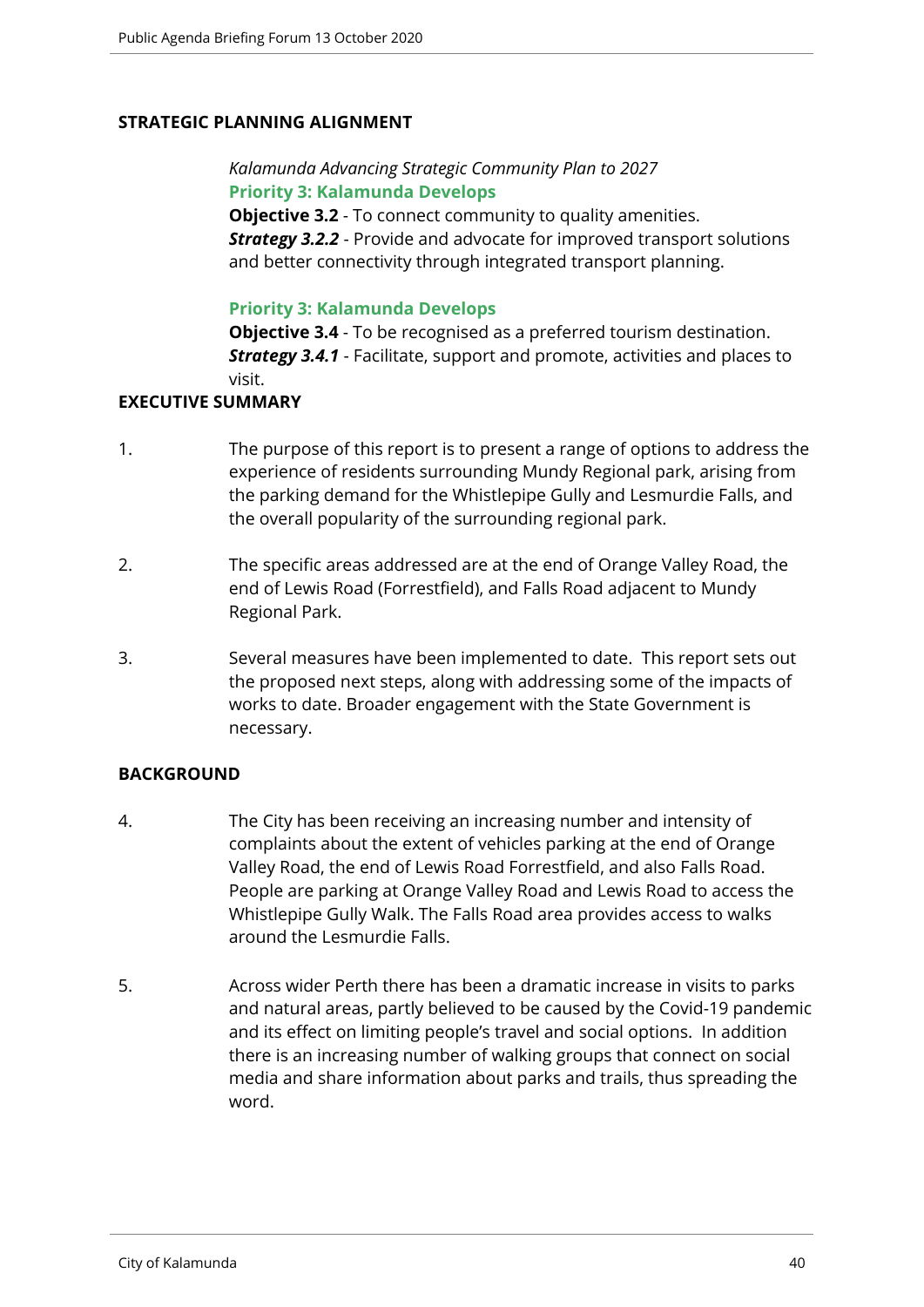## STRATEGIC PLANNING ALIGNMENT

*Kalamunda Advancing Strategic Community Plan to 2027*
**Priority 3: Kalamunda Develops**
**Objective 3.2** - To connect community to quality amenities.
***Strategy 3.2.2*** - Provide and advocate for improved transport solutions and better connectivity through integrated transport planning.

**Priority 3: Kalamunda Develops**
**Objective 3.4** - To be recognised as a preferred tourism destination.
***Strategy 3.4.1*** - Facilitate, support and promote, activities and places to visit.

## EXECUTIVE SUMMARY

1. The purpose of this report is to present a range of options to address the experience of residents surrounding Mundy Regional park, arising from the parking demand for the Whistlepipe Gully and Lesmurdie Falls, and the overall popularity of the surrounding regional park.

2. The specific areas addressed are at the end of Orange Valley Road, the end of Lewis Road (Forrestfield), and Falls Road adjacent to Mundy Regional Park.

3. Several measures have been implemented to date. This report sets out the proposed next steps, along with addressing some of the impacts of works to date. Broader engagement with the State Government is necessary.

## BACKGROUND

4. The City has been receiving an increasing number and intensity of complaints about the extent of vehicles parking at the end of Orange Valley Road, the end of Lewis Road Forrestfield, and also Falls Road. People are parking at Orange Valley Road and Lewis Road to access the Whistlepipe Gully Walk. The Falls Road area provides access to walks around the Lesmurdie Falls.

5. Across wider Perth there has been a dramatic increase in visits to parks and natural areas, partly believed to be caused by the Covid-19 pandemic and its effect on limiting people's travel and social options. In addition there is an increasing number of walking groups that connect on social media and share information about parks and trails, thus spreading the word.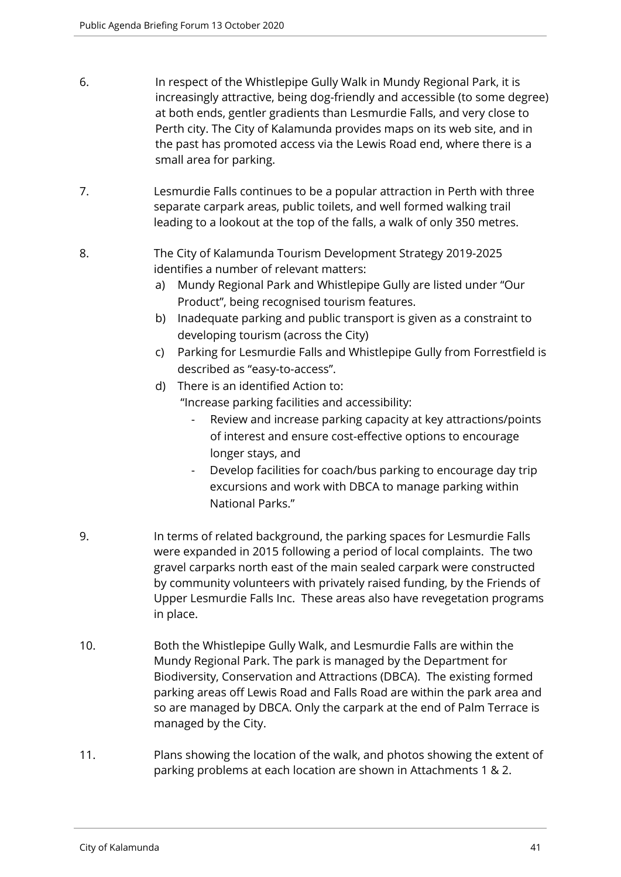6. In respect of the Whistlepipe Gully Walk in Mundy Regional Park, it is increasingly attractive, being dog-friendly and accessible (to some degree) at both ends, gentler gradients than Lesmurdie Falls, and very close to Perth city. The City of Kalamunda provides maps on its web site, and in the past has promoted access via the Lewis Road end, where there is a small area for parking.

7. Lesmurdie Falls continues to be a popular attraction in Perth with three separate carpark areas, public toilets, and well formed walking trail leading to a lookout at the top of the falls, a walk of only 350 metres.

8. The City of Kalamunda Tourism Development Strategy 2019-2025 identifies a number of relevant matters:
   a) Mundy Regional Park and Whistlepipe Gully are listed under "Our Product", being recognised tourism features.
   b) Inadequate parking and public transport is given as a constraint to developing tourism (across the City)
   c) Parking for Lesmurdie Falls and Whistlepipe Gully from Forrestfield is described as "easy-to-access".
   d) There is an identified Action to:
      "Increase parking facilities and accessibility:
      - Review and increase parking capacity at key attractions/points of interest and ensure cost-effective options to encourage longer stays, and
      - Develop facilities for coach/bus parking to encourage day trip excursions and work with DBCA to manage parking within National Parks."

9. In terms of related background, the parking spaces for Lesmurdie Falls were expanded in 2015 following a period of local complaints. The two gravel carparks north east of the main sealed carpark were constructed by community volunteers with privately raised funding, by the Friends of Upper Lesmurdie Falls Inc. These areas also have revegetation programs in place.

10. Both the Whistlepipe Gully Walk, and Lesmurdie Falls are within the Mundy Regional Park. The park is managed by the Department for Biodiversity, Conservation and Attractions (DBCA). The existing formed parking areas off Lewis Road and Falls Road are within the park area and so are managed by DBCA. Only the carpark at the end of Palm Terrace is managed by the City.

11. Plans showing the location of the walk, and photos showing the extent of parking problems at each location are shown in Attachments 1 & 2.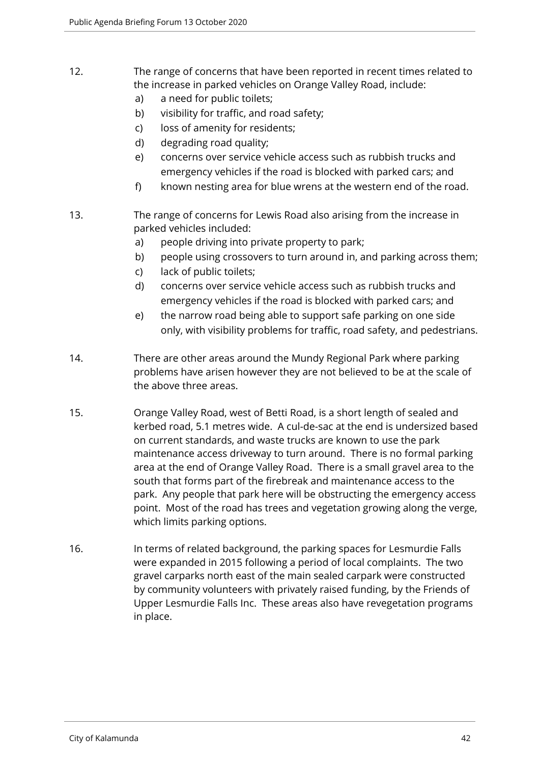12. The range of concerns that have been reported in recent times related to the increase in parked vehicles on Orange Valley Road, include:
    a) a need for public toilets;
    b) visibility for traffic, and road safety;
    c) loss of amenity for residents;
    d) degrading road quality;
    e) concerns over service vehicle access such as rubbish trucks and emergency vehicles if the road is blocked with parked cars; and
    f) known nesting area for blue wrens at the western end of the road.

13. The range of concerns for Lewis Road also arising from the increase in parked vehicles included:
    a) people driving into private property to park;
    b) people using crossovers to turn around in, and parking across them;
    c) lack of public toilets;
    d) concerns over service vehicle access such as rubbish trucks and emergency vehicles if the road is blocked with parked cars; and
    e) the narrow road being able to support safe parking on one side only, with visibility problems for traffic, road safety, and pedestrians.

14. There are other areas around the Mundy Regional Park where parking problems have arisen however they are not believed to be at the scale of the above three areas.

15. Orange Valley Road, west of Betti Road, is a short length of sealed and kerbed road, 5.1 metres wide. A cul-de-sac at the end is undersized based on current standards, and waste trucks are known to use the park maintenance access driveway to turn around. There is no formal parking area at the end of Orange Valley Road. There is a small gravel area to the south that forms part of the firebreak and maintenance access to the park. Any people that park here will be obstructing the emergency access point. Most of the road has trees and vegetation growing along the verge, which limits parking options.

16. In terms of related background, the parking spaces for Lesmurdie Falls were expanded in 2015 following a period of local complaints. The two gravel carparks north east of the main sealed carpark were constructed by community volunteers with privately raised funding, by the Friends of Upper Lesmurdie Falls Inc. These areas also have revegetation programs in place.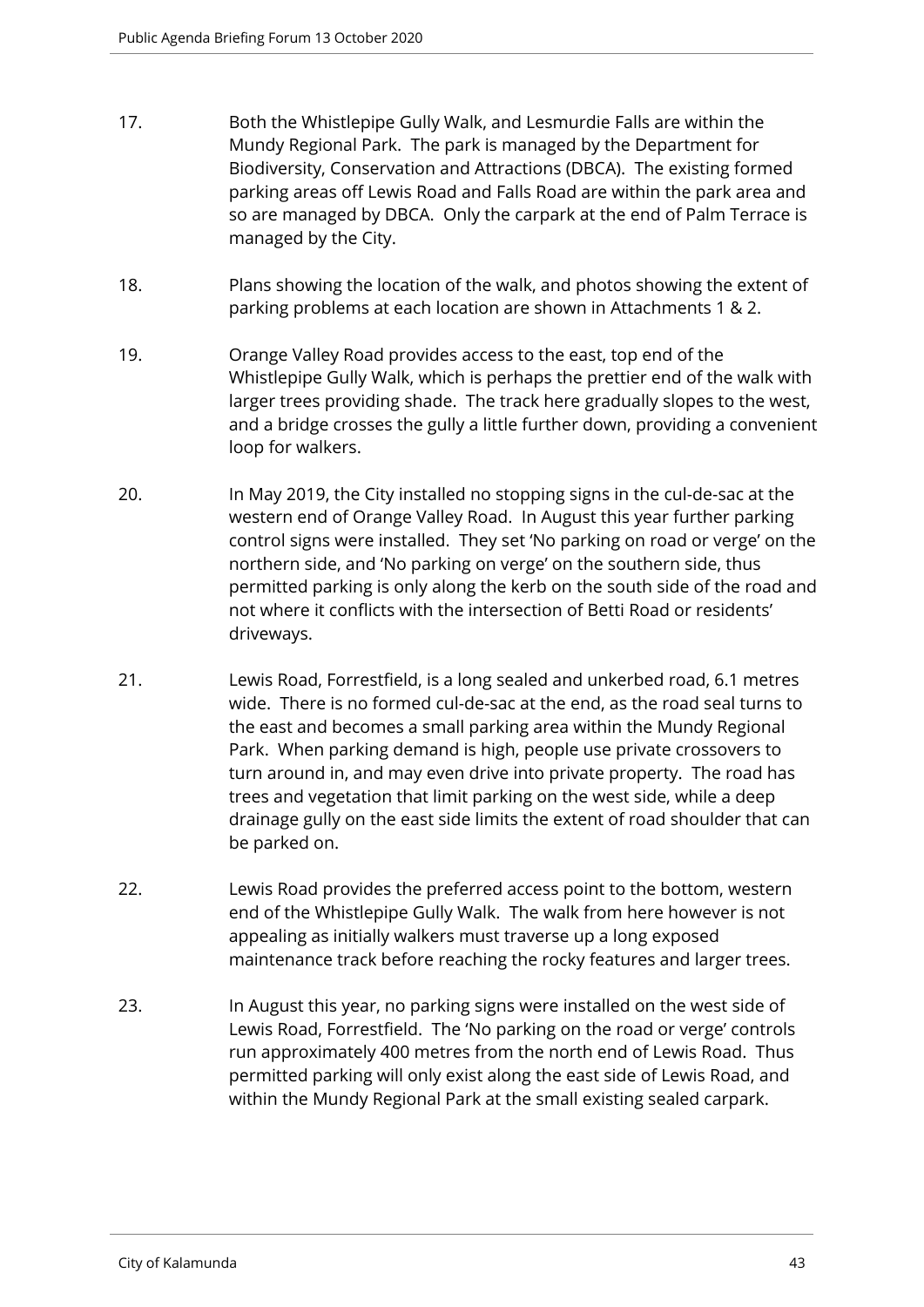17. Both the Whistlepipe Gully Walk, and Lesmurdie Falls are within the Mundy Regional Park. The park is managed by the Department for Biodiversity, Conservation and Attractions (DBCA). The existing formed parking areas off Lewis Road and Falls Road are within the park area and so are managed by DBCA. Only the carpark at the end of Palm Terrace is managed by the City.

18. Plans showing the location of the walk, and photos showing the extent of parking problems at each location are shown in Attachments 1 & 2.

19. Orange Valley Road provides access to the east, top end of the Whistlepipe Gully Walk, which is perhaps the prettier end of the walk with larger trees providing shade. The track here gradually slopes to the west, and a bridge crosses the gully a little further down, providing a convenient loop for walkers.

20. In May 2019, the City installed no stopping signs in the cul-de-sac at the western end of Orange Valley Road. In August this year further parking control signs were installed. They set 'No parking on road or verge' on the northern side, and 'No parking on verge' on the southern side, thus permitted parking is only along the kerb on the south side of the road and not where it conflicts with the intersection of Betti Road or residents' driveways.

21. Lewis Road, Forrestfield, is a long sealed and unkerbed road, 6.1 metres wide. There is no formed cul-de-sac at the end, as the road seal turns to the east and becomes a small parking area within the Mundy Regional Park. When parking demand is high, people use private crossovers to turn around in, and may even drive into private property. The road has trees and vegetation that limit parking on the west side, while a deep drainage gully on the east side limits the extent of road shoulder that can be parked on.

22. Lewis Road provides the preferred access point to the bottom, western end of the Whistlepipe Gully Walk. The walk from here however is not appealing as initially walkers must traverse up a long exposed maintenance track before reaching the rocky features and larger trees.

23. In August this year, no parking signs were installed on the west side of Lewis Road, Forrestfield. The 'No parking on the road or verge' controls run approximately 400 metres from the north end of Lewis Road. Thus permitted parking will only exist along the east side of Lewis Road, and within the Mundy Regional Park at the small existing sealed carpark.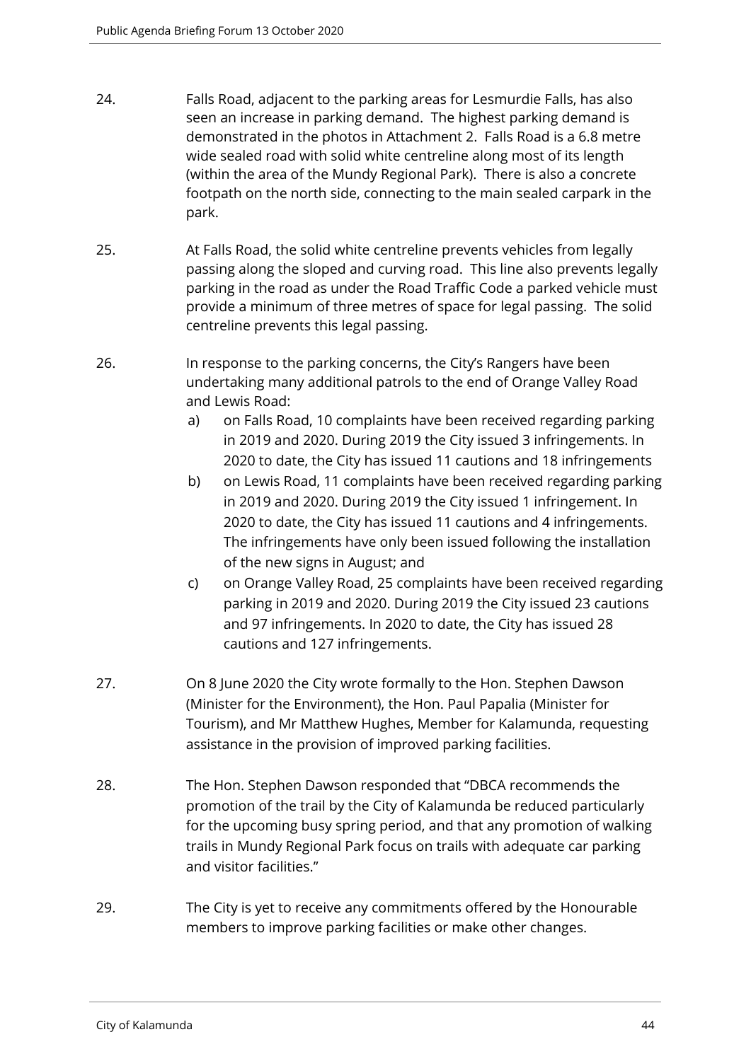24. Falls Road, adjacent to the parking areas for Lesmurdie Falls, has also seen an increase in parking demand. The highest parking demand is demonstrated in the photos in Attachment 2. Falls Road is a 6.8 metre wide sealed road with solid white centreline along most of its length (within the area of the Mundy Regional Park). There is also a concrete footpath on the north side, connecting to the main sealed carpark in the park.

25. At Falls Road, the solid white centreline prevents vehicles from legally passing along the sloped and curving road. This line also prevents legally parking in the road as under the Road Traffic Code a parked vehicle must provide a minimum of three metres of space for legal passing. The solid centreline prevents this legal passing.

26. In response to the parking concerns, the City's Rangers have been undertaking many additional patrols to the end of Orange Valley Road and Lewis Road:

    a) on Falls Road, 10 complaints have been received regarding parking in 2019 and 2020. During 2019 the City issued 3 infringements. In 2020 to date, the City has issued 11 cautions and 18 infringements

    b) on Lewis Road, 11 complaints have been received regarding parking in 2019 and 2020. During 2019 the City issued 1 infringement. In 2020 to date, the City has issued 11 cautions and 4 infringements. The infringements have only been issued following the installation of the new signs in August; and

    c) on Orange Valley Road, 25 complaints have been received regarding parking in 2019 and 2020. During 2019 the City issued 23 cautions and 97 infringements. In 2020 to date, the City has issued 28 cautions and 127 infringements.

27. On 8 June 2020 the City wrote formally to the Hon. Stephen Dawson (Minister for the Environment), the Hon. Paul Papalia (Minister for Tourism), and Mr Matthew Hughes, Member for Kalamunda, requesting assistance in the provision of improved parking facilities.

28. The Hon. Stephen Dawson responded that "DBCA recommends the promotion of the trail by the City of Kalamunda be reduced particularly for the upcoming busy spring period, and that any promotion of walking trails in Mundy Regional Park focus on trails with adequate car parking and visitor facilities."

29. The City is yet to receive any commitments offered by the Honourable members to improve parking facilities or make other changes.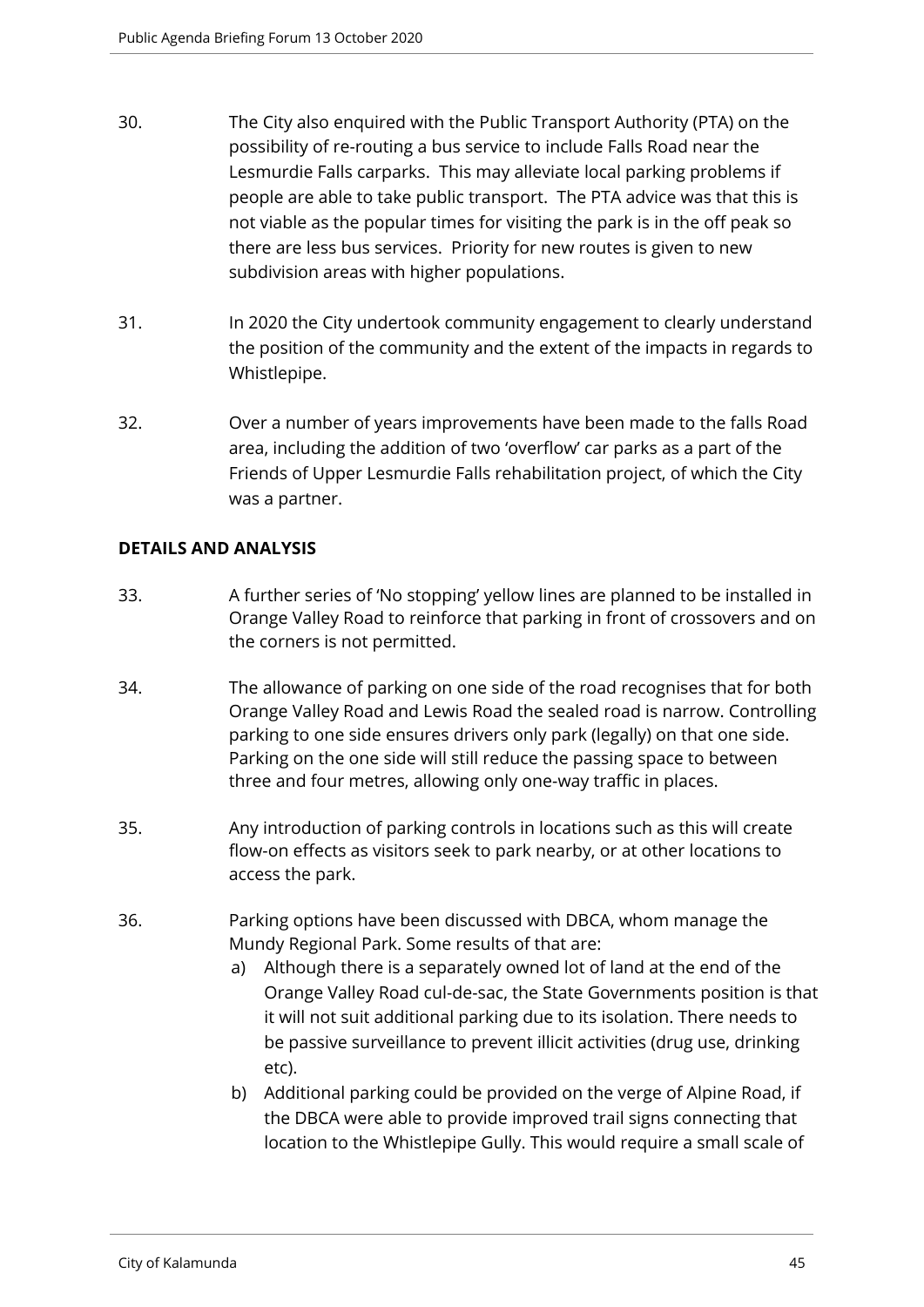30. The City also enquired with the Public Transport Authority (PTA) on the possibility of re-routing a bus service to include Falls Road near the Lesmurdie Falls carparks. This may alleviate local parking problems if people are able to take public transport. The PTA advice was that this is not viable as the popular times for visiting the park is in the off peak so there are less bus services. Priority for new routes is given to new subdivision areas with higher populations.

31. In 2020 the City undertook community engagement to clearly understand the position of the community and the extent of the impacts in regards to Whistlepipe.

32. Over a number of years improvements have been made to the falls Road area, including the addition of two 'overflow' car parks as a part of the Friends of Upper Lesmurdie Falls rehabilitation project, of which the City was a partner.

## DETAILS AND ANALYSIS

33. A further series of 'No stopping' yellow lines are planned to be installed in Orange Valley Road to reinforce that parking in front of crossovers and on the corners is not permitted.

34. The allowance of parking on one side of the road recognises that for both Orange Valley Road and Lewis Road the sealed road is narrow. Controlling parking to one side ensures drivers only park (legally) on that one side. Parking on the one side will still reduce the passing space to between three and four metres, allowing only one-way traffic in places.

35. Any introduction of parking controls in locations such as this will create flow-on effects as visitors seek to park nearby, or at other locations to access the park.

36. Parking options have been discussed with DBCA, whom manage the Mundy Regional Park. Some results of that are:
    a) Although there is a separately owned lot of land at the end of the Orange Valley Road cul-de-sac, the State Governments position is that it will not suit additional parking due to its isolation. There needs to be passive surveillance to prevent illicit activities (drug use, drinking etc).
    b) Additional parking could be provided on the verge of Alpine Road, if the DBCA were able to provide improved trail signs connecting that location to the Whistlepipe Gully. This would require a small scale of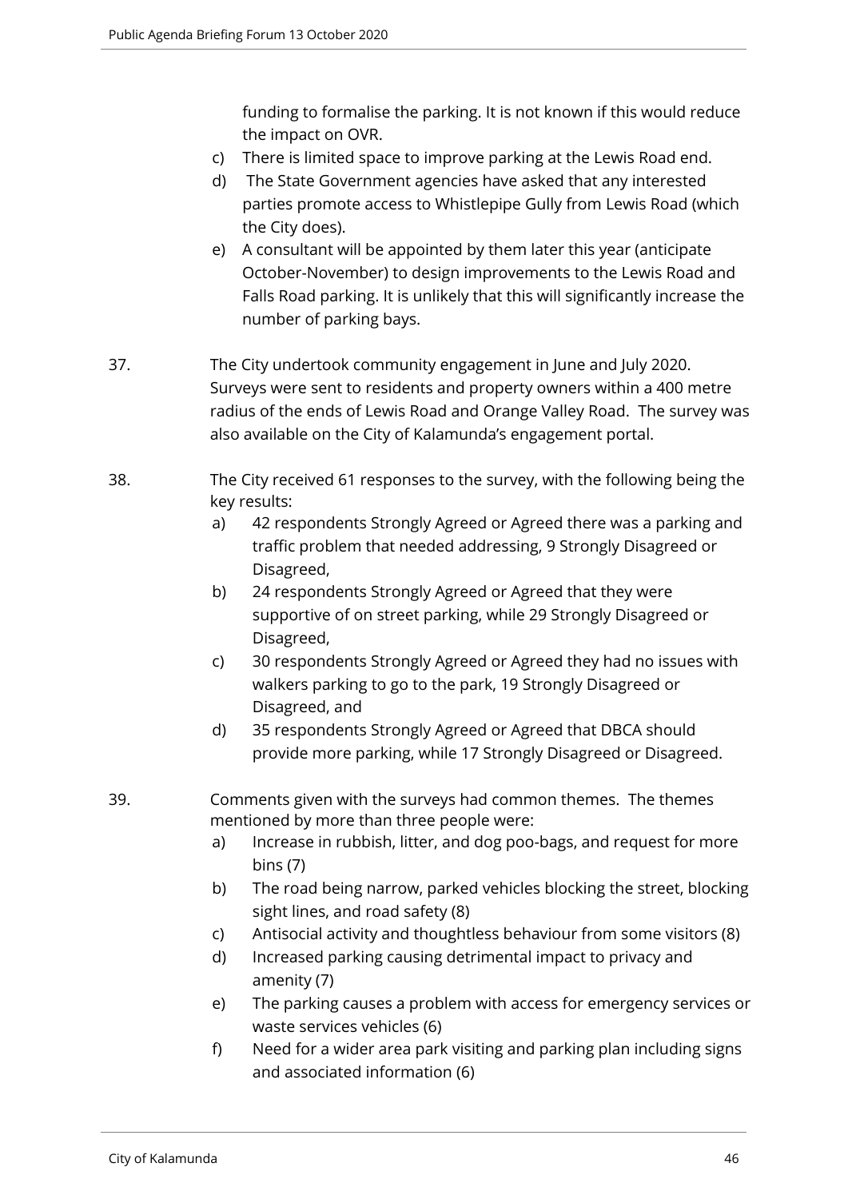funding to formalise the parking. It is not known if this would reduce the impact on OVR.

c) There is limited space to improve parking at the Lewis Road end.

d) The State Government agencies have asked that any interested parties promote access to Whistlepipe Gully from Lewis Road (which the City does).

e) A consultant will be appointed by them later this year (anticipate October-November) to design improvements to the Lewis Road and Falls Road parking. It is unlikely that this will significantly increase the number of parking bays.

37. The City undertook community engagement in June and July 2020. Surveys were sent to residents and property owners within a 400 metre radius of the ends of Lewis Road and Orange Valley Road. The survey was also available on the City of Kalamunda's engagement portal.

38. The City received 61 responses to the survey, with the following being the key results:

a) 42 respondents Strongly Agreed or Agreed there was a parking and traffic problem that needed addressing, 9 Strongly Disagreed or Disagreed,

b) 24 respondents Strongly Agreed or Agreed that they were supportive of on street parking, while 29 Strongly Disagreed or Disagreed,

c) 30 respondents Strongly Agreed or Agreed they had no issues with walkers parking to go to the park, 19 Strongly Disagreed or Disagreed, and

d) 35 respondents Strongly Agreed or Agreed that DBCA should provide more parking, while 17 Strongly Disagreed or Disagreed.

39. Comments given with the surveys had common themes. The themes mentioned by more than three people were:

a) Increase in rubbish, litter, and dog poo-bags, and request for more bins (7)

b) The road being narrow, parked vehicles blocking the street, blocking sight lines, and road safety (8)

c) Antisocial activity and thoughtless behaviour from some visitors (8)

d) Increased parking causing detrimental impact to privacy and amenity (7)

e) The parking causes a problem with access for emergency services or waste services vehicles (6)

f) Need for a wider area park visiting and parking plan including signs and associated information (6)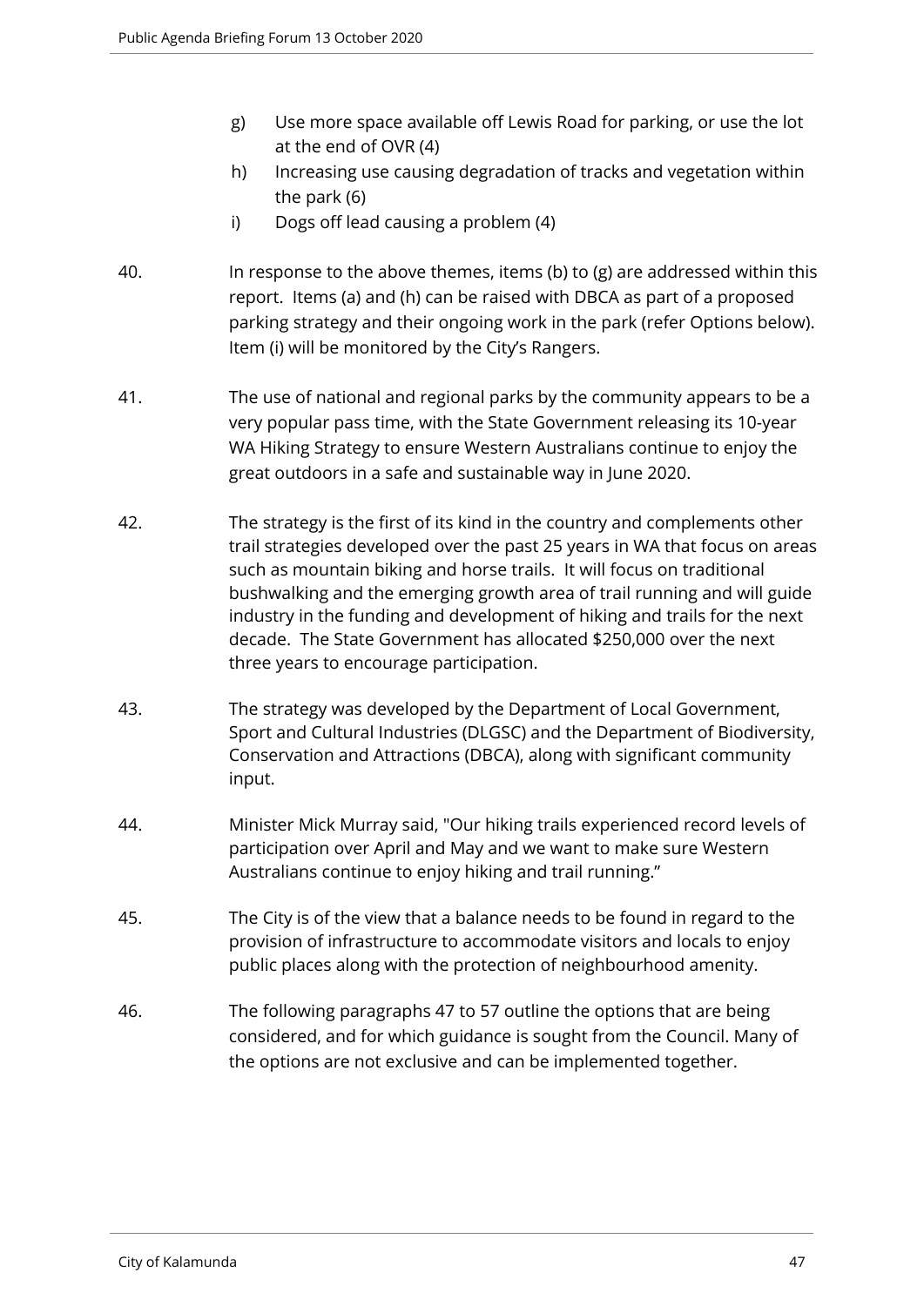g) Use more space available off Lewis Road for parking, or use the lot at the end of OVR (4)

h) Increasing use causing degradation of tracks and vegetation within the park (6)

i) Dogs off lead causing a problem (4)

40. In response to the above themes, items (b) to (g) are addressed within this report. Items (a) and (h) can be raised with DBCA as part of a proposed parking strategy and their ongoing work in the park (refer Options below). Item (i) will be monitored by the City's Rangers.

41. The use of national and regional parks by the community appears to be a very popular pass time, with the State Government releasing its 10-year WA Hiking Strategy to ensure Western Australians continue to enjoy the great outdoors in a safe and sustainable way in June 2020.

42. The strategy is the first of its kind in the country and complements other trail strategies developed over the past 25 years in WA that focus on areas such as mountain biking and horse trails. It will focus on traditional bushwalking and the emerging growth area of trail running and will guide industry in the funding and development of hiking and trails for the next decade. The State Government has allocated $250,000 over the next three years to encourage participation.

43. The strategy was developed by the Department of Local Government, Sport and Cultural Industries (DLGSC) and the Department of Biodiversity, Conservation and Attractions (DBCA), along with significant community input.

44. Minister Mick Murray said, "Our hiking trails experienced record levels of participation over April and May and we want to make sure Western Australians continue to enjoy hiking and trail running."

45. The City is of the view that a balance needs to be found in regard to the provision of infrastructure to accommodate visitors and locals to enjoy public places along with the protection of neighbourhood amenity.

46. The following paragraphs 47 to 57 outline the options that are being considered, and for which guidance is sought from the Council. Many of the options are not exclusive and can be implemented together.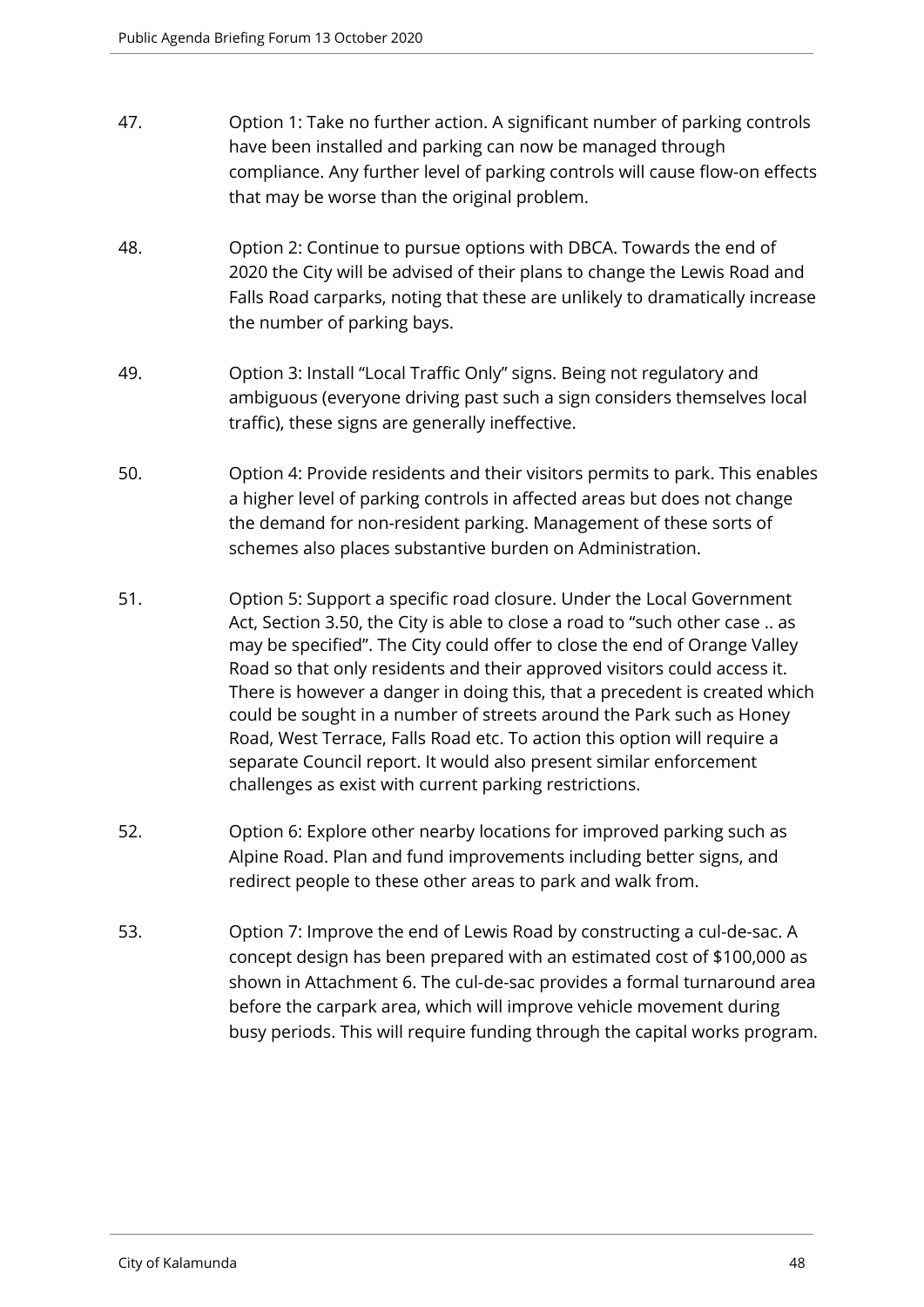47. Option 1: Take no further action. A significant number of parking controls have been installed and parking can now be managed through compliance. Any further level of parking controls will cause flow-on effects that may be worse than the original problem.

48. Option 2: Continue to pursue options with DBCA. Towards the end of 2020 the City will be advised of their plans to change the Lewis Road and Falls Road carparks, noting that these are unlikely to dramatically increase the number of parking bays.

49. Option 3: Install "Local Traffic Only" signs. Being not regulatory and ambiguous (everyone driving past such a sign considers themselves local traffic), these signs are generally ineffective.

50. Option 4: Provide residents and their visitors permits to park. This enables a higher level of parking controls in affected areas but does not change the demand for non-resident parking. Management of these sorts of schemes also places substantive burden on Administration.

51. Option 5: Support a specific road closure. Under the Local Government Act, Section 3.50, the City is able to close a road to "such other case .. as may be specified". The City could offer to close the end of Orange Valley Road so that only residents and their approved visitors could access it. There is however a danger in doing this, that a precedent is created which could be sought in a number of streets around the Park such as Honey Road, West Terrace, Falls Road etc. To action this option will require a separate Council report. It would also present similar enforcement challenges as exist with current parking restrictions.

52. Option 6: Explore other nearby locations for improved parking such as Alpine Road. Plan and fund improvements including better signs, and redirect people to these other areas to park and walk from.

53. Option 7: Improve the end of Lewis Road by constructing a cul-de-sac. A concept design has been prepared with an estimated cost of $100,000 as shown in Attachment 6. The cul-de-sac provides a formal turnaround area before the carpark area, which will improve vehicle movement during busy periods. This will require funding through the capital works program.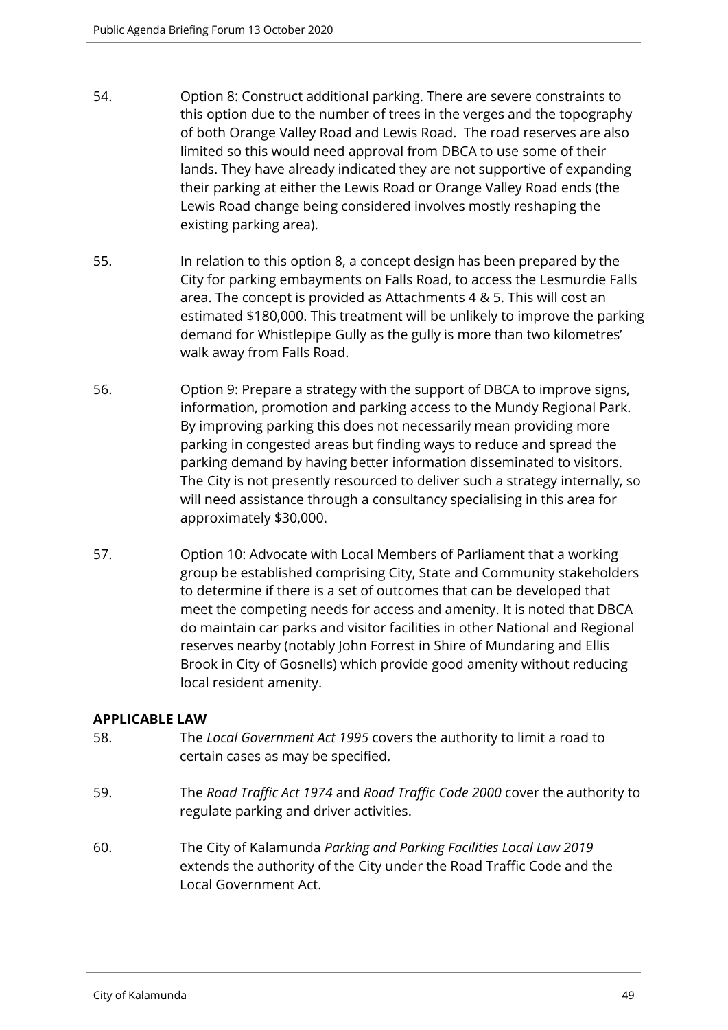54. Option 8: Construct additional parking. There are severe constraints to this option due to the number of trees in the verges and the topography of both Orange Valley Road and Lewis Road. The road reserves are also limited so this would need approval from DBCA to use some of their lands. They have already indicated they are not supportive of expanding their parking at either the Lewis Road or Orange Valley Road ends (the Lewis Road change being considered involves mostly reshaping the existing parking area).

55. In relation to this option 8, a concept design has been prepared by the City for parking embayments on Falls Road, to access the Lesmurdie Falls area. The concept is provided as Attachments 4 & 5. This will cost an estimated $180,000. This treatment will be unlikely to improve the parking demand for Whistlepipe Gully as the gully is more than two kilometres' walk away from Falls Road.

56. Option 9: Prepare a strategy with the support of DBCA to improve signs, information, promotion and parking access to the Mundy Regional Park. By improving parking this does not necessarily mean providing more parking in congested areas but finding ways to reduce and spread the parking demand by having better information disseminated to visitors. The City is not presently resourced to deliver such a strategy internally, so will need assistance through a consultancy specialising in this area for approximately $30,000.

57. Option 10: Advocate with Local Members of Parliament that a working group be established comprising City, State and Community stakeholders to determine if there is a set of outcomes that can be developed that meet the competing needs for access and amenity. It is noted that DBCA do maintain car parks and visitor facilities in other National and Regional reserves nearby (notably John Forrest in Shire of Mundaring and Ellis Brook in City of Gosnells) which provide good amenity without reducing local resident amenity.

## APPLICABLE LAW

58. The *Local Government Act 1995* covers the authority to limit a road to certain cases as may be specified.

59. The *Road Traffic Act 1974* and *Road Traffic Code 2000* cover the authority to regulate parking and driver activities.

60. The City of Kalamunda *Parking and Parking Facilities Local Law 2019* extends the authority of the City under the Road Traffic Code and the Local Government Act.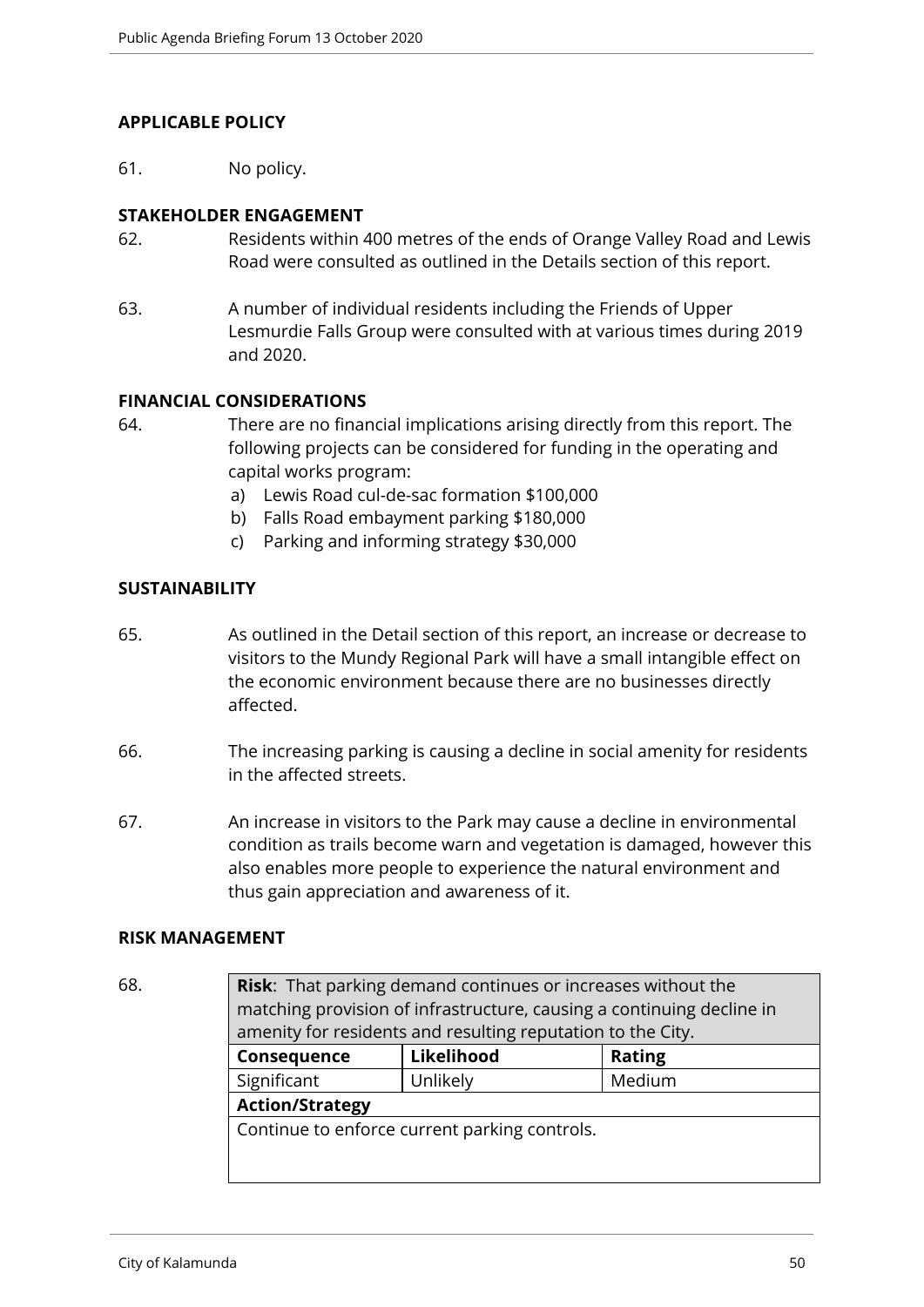## APPLICABLE POLICY

61. No policy.

## STAKEHOLDER ENGAGEMENT

62. Residents within 400 metres of the ends of Orange Valley Road and Lewis Road were consulted as outlined in the Details section of this report.

63. A number of individual residents including the Friends of Upper Lesmurdie Falls Group were consulted with at various times during 2019 and 2020.

## FINANCIAL CONSIDERATIONS

64. There are no financial implications arising directly from this report. The following projects can be considered for funding in the operating and capital works program:
   a) Lewis Road cul-de-sac formation $100,000
   b) Falls Road embayment parking $180,000
   c) Parking and informing strategy $30,000

## SUSTAINABILITY

65. As outlined in the Detail section of this report, an increase or decrease to visitors to the Mundy Regional Park will have a small intangible effect on the economic environment because there are no businesses directly affected.

66. The increasing parking is causing a decline in social amenity for residents in the affected streets.

67. An increase in visitors to the Park may cause a decline in environmental condition as trails become warn and vegetation is damaged, however this also enables more people to experience the natural environment and thus gain appreciation and awareness of it.

## RISK MANAGEMENT

68.

| **Risk**: That parking demand continues or increases without the matching provision of infrastructure, causing a continuing decline in amenity for residents and resulting reputation to the City. | | |
|---|---|---|
| **Consequence** | **Likelihood** | **Rating** |
| Significant | Unlikely | Medium |
| **Action/Strategy** | | |
| Continue to enforce current parking controls. | | |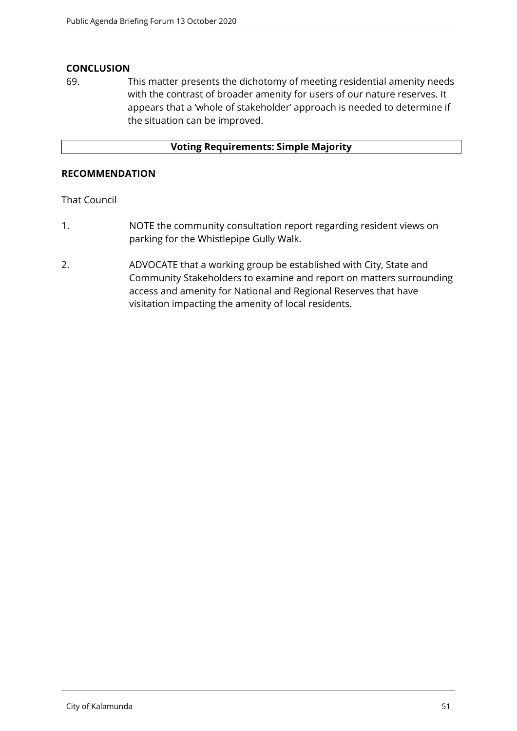**CONCLUSION**

69. This matter presents the dichotomy of meeting residential amenity needs with the contrast of broader amenity for users of our nature reserves. It appears that a 'whole of stakeholder' approach is needed to determine if the situation can be improved.

| **Voting Requirements: Simple Majority** |
| --- |

**RECOMMENDATION**

That Council

1. NOTE the community consultation report regarding resident views on parking for the Whistlepipe Gully Walk.

2. ADVOCATE that a working group be established with City, State and Community Stakeholders to examine and report on matters surrounding access and amenity for National and Regional Reserves that have visitation impacting the amenity of local residents.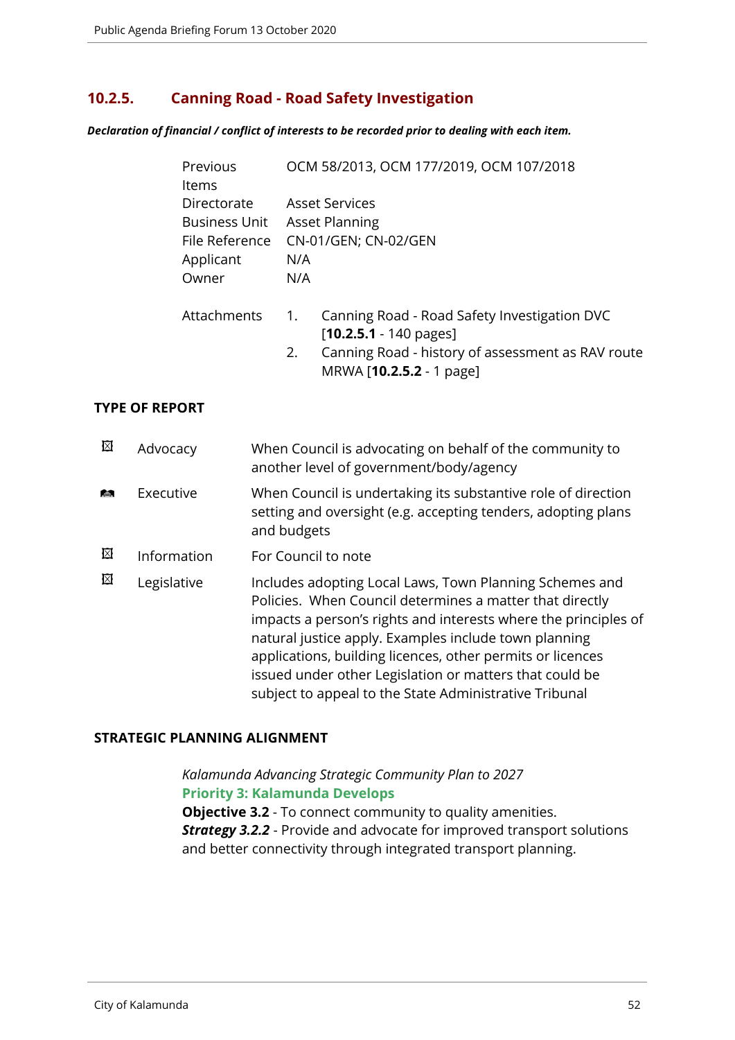## 10.2.5. Canning Road - Road Safety Investigation

***Declaration of financial / conflict of interests to be recorded prior to dealing with each item.***

| | |
|---|---|
| Previous Items | OCM 58/2013, OCM 177/2019, OCM 107/2018 |
| Directorate | Asset Services |
| Business Unit | Asset Planning |
| File Reference | CN-01/GEN; CN-02/GEN |
| Applicant | N/A |
| Owner | N/A |

Attachments
1. Canning Road - Road Safety Investigation DVC [**10.2.5.1** - 140 pages]
2. Canning Road - history of assessment as RAV route MRWA [**10.2.5.2** - 1 page]

### TYPE OF REPORT

| | | |
|---|---|---|
| ☒ | Advocacy | When Council is advocating on behalf of the community to another level of government/body/agency |
| ☐ | Executive | When Council is undertaking its substantive role of direction setting and oversight (e.g. accepting tenders, adopting plans and budgets |
| ☒ | Information | For Council to note |
| ☒ | Legislative | Includes adopting Local Laws, Town Planning Schemes and Policies. When Council determines a matter that directly impacts a person's rights and interests where the principles of natural justice apply. Examples include town planning applications, building licences, other permits or licences issued under other Legislation or matters that could be subject to appeal to the State Administrative Tribunal |

### STRATEGIC PLANNING ALIGNMENT

*Kalamunda Advancing Strategic Community Plan to 2027*
**Priority 3: Kalamunda Develops**
**Objective 3.2** - To connect community to quality amenities.
***Strategy 3.2.2*** - Provide and advocate for improved transport solutions and better connectivity through integrated transport planning.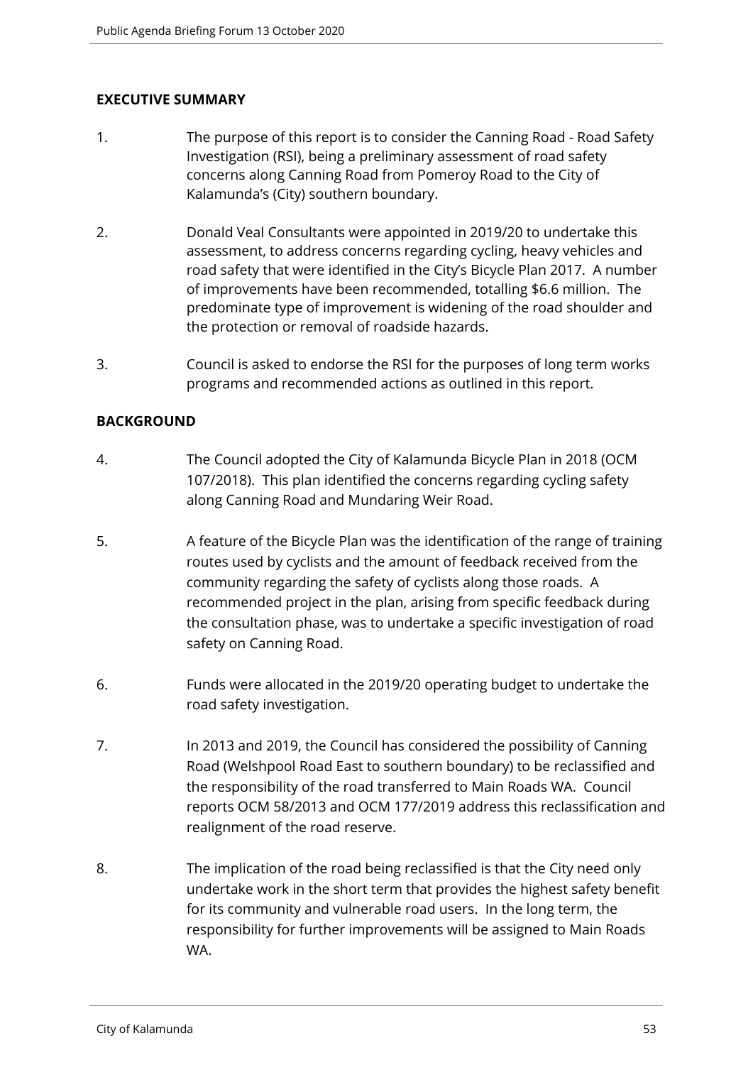## EXECUTIVE SUMMARY

1. The purpose of this report is to consider the Canning Road - Road Safety Investigation (RSI), being a preliminary assessment of road safety concerns along Canning Road from Pomeroy Road to the City of Kalamunda's (City) southern boundary.

2. Donald Veal Consultants were appointed in 2019/20 to undertake this assessment, to address concerns regarding cycling, heavy vehicles and road safety that were identified in the City's Bicycle Plan 2017. A number of improvements have been recommended, totalling $6.6 million. The predominate type of improvement is widening of the road shoulder and the protection or removal of roadside hazards.

3. Council is asked to endorse the RSI for the purposes of long term works programs and recommended actions as outlined in this report.

## BACKGROUND

4. The Council adopted the City of Kalamunda Bicycle Plan in 2018 (OCM 107/2018). This plan identified the concerns regarding cycling safety along Canning Road and Mundaring Weir Road.

5. A feature of the Bicycle Plan was the identification of the range of training routes used by cyclists and the amount of feedback received from the community regarding the safety of cyclists along those roads. A recommended project in the plan, arising from specific feedback during the consultation phase, was to undertake a specific investigation of road safety on Canning Road.

6. Funds were allocated in the 2019/20 operating budget to undertake the road safety investigation.

7. In 2013 and 2019, the Council has considered the possibility of Canning Road (Welshpool Road East to southern boundary) to be reclassified and the responsibility of the road transferred to Main Roads WA. Council reports OCM 58/2013 and OCM 177/2019 address this reclassification and realignment of the road reserve.

8. The implication of the road being reclassified is that the City need only undertake work in the short term that provides the highest safety benefit for its community and vulnerable road users. In the long term, the responsibility for further improvements will be assigned to Main Roads WA.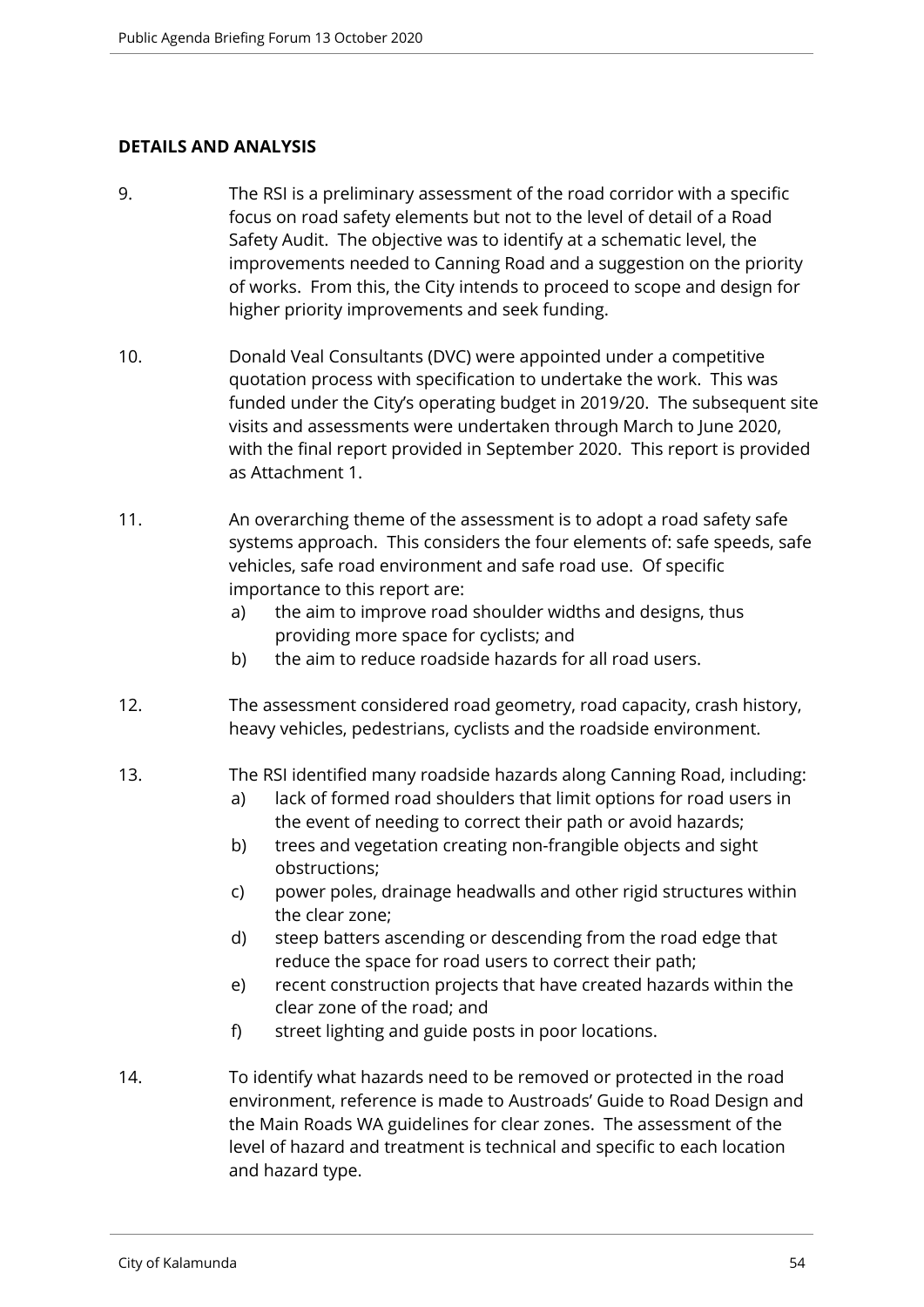## DETAILS AND ANALYSIS

9. The RSI is a preliminary assessment of the road corridor with a specific focus on road safety elements but not to the level of detail of a Road Safety Audit. The objective was to identify at a schematic level, the improvements needed to Canning Road and a suggestion on the priority of works. From this, the City intends to proceed to scope and design for higher priority improvements and seek funding.

10. Donald Veal Consultants (DVC) were appointed under a competitive quotation process with specification to undertake the work. This was funded under the City's operating budget in 2019/20. The subsequent site visits and assessments were undertaken through March to June 2020, with the final report provided in September 2020. This report is provided as Attachment 1.

11. An overarching theme of the assessment is to adopt a road safety safe systems approach. This considers the four elements of: safe speeds, safe vehicles, safe road environment and safe road use. Of specific importance to this report are:
    a) the aim to improve road shoulder widths and designs, thus providing more space for cyclists; and
    b) the aim to reduce roadside hazards for all road users.

12. The assessment considered road geometry, road capacity, crash history, heavy vehicles, pedestrians, cyclists and the roadside environment.

13. The RSI identified many roadside hazards along Canning Road, including:
    a) lack of formed road shoulders that limit options for road users in the event of needing to correct their path or avoid hazards;
    b) trees and vegetation creating non-frangible objects and sight obstructions;
    c) power poles, drainage headwalls and other rigid structures within the clear zone;
    d) steep batters ascending or descending from the road edge that reduce the space for road users to correct their path;
    e) recent construction projects that have created hazards within the clear zone of the road; and
    f) street lighting and guide posts in poor locations.

14. To identify what hazards need to be removed or protected in the road environment, reference is made to Austroads' Guide to Road Design and the Main Roads WA guidelines for clear zones. The assessment of the level of hazard and treatment is technical and specific to each location and hazard type.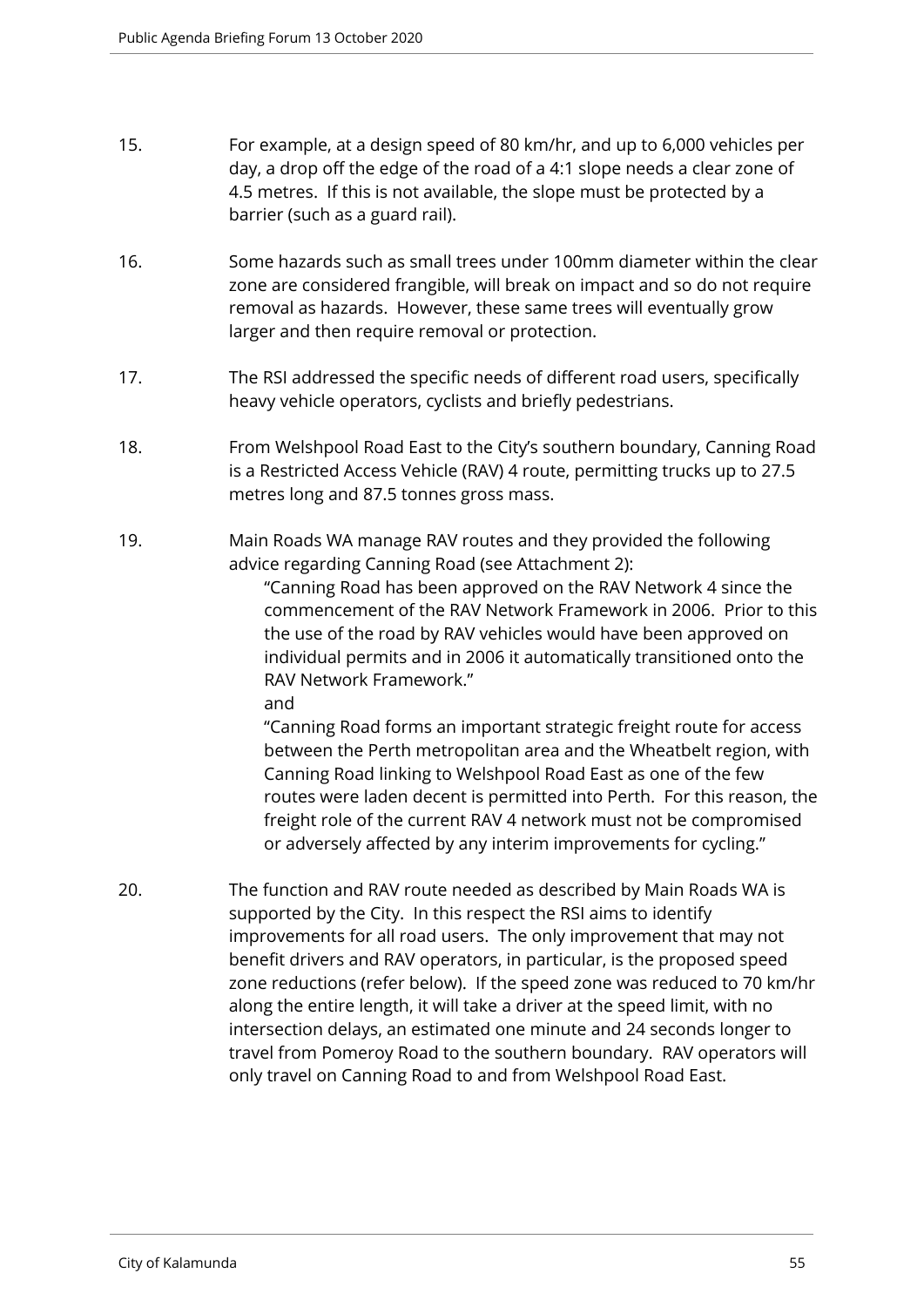15. For example, at a design speed of 80 km/hr, and up to 6,000 vehicles per day, a drop off the edge of the road of a 4:1 slope needs a clear zone of 4.5 metres. If this is not available, the slope must be protected by a barrier (such as a guard rail).

16. Some hazards such as small trees under 100mm diameter within the clear zone are considered frangible, will break on impact and so do not require removal as hazards. However, these same trees will eventually grow larger and then require removal or protection.

17. The RSI addressed the specific needs of different road users, specifically heavy vehicle operators, cyclists and briefly pedestrians.

18. From Welshpool Road East to the City's southern boundary, Canning Road is a Restricted Access Vehicle (RAV) 4 route, permitting trucks up to 27.5 metres long and 87.5 tonnes gross mass.

19. Main Roads WA manage RAV routes and they provided the following advice regarding Canning Road (see Attachment 2):

    "Canning Road has been approved on the RAV Network 4 since the commencement of the RAV Network Framework in 2006. Prior to this the use of the road by RAV vehicles would have been approved on individual permits and in 2006 it automatically transitioned onto the RAV Network Framework."

    and

    "Canning Road forms an important strategic freight route for access between the Perth metropolitan area and the Wheatbelt region, with Canning Road linking to Welshpool Road East as one of the few routes were laden decent is permitted into Perth. For this reason, the freight role of the current RAV 4 network must not be compromised or adversely affected by any interim improvements for cycling."

20. The function and RAV route needed as described by Main Roads WA is supported by the City. In this respect the RSI aims to identify improvements for all road users. The only improvement that may not benefit drivers and RAV operators, in particular, is the proposed speed zone reductions (refer below). If the speed zone was reduced to 70 km/hr along the entire length, it will take a driver at the speed limit, with no intersection delays, an estimated one minute and 24 seconds longer to travel from Pomeroy Road to the southern boundary. RAV operators will only travel on Canning Road to and from Welshpool Road East.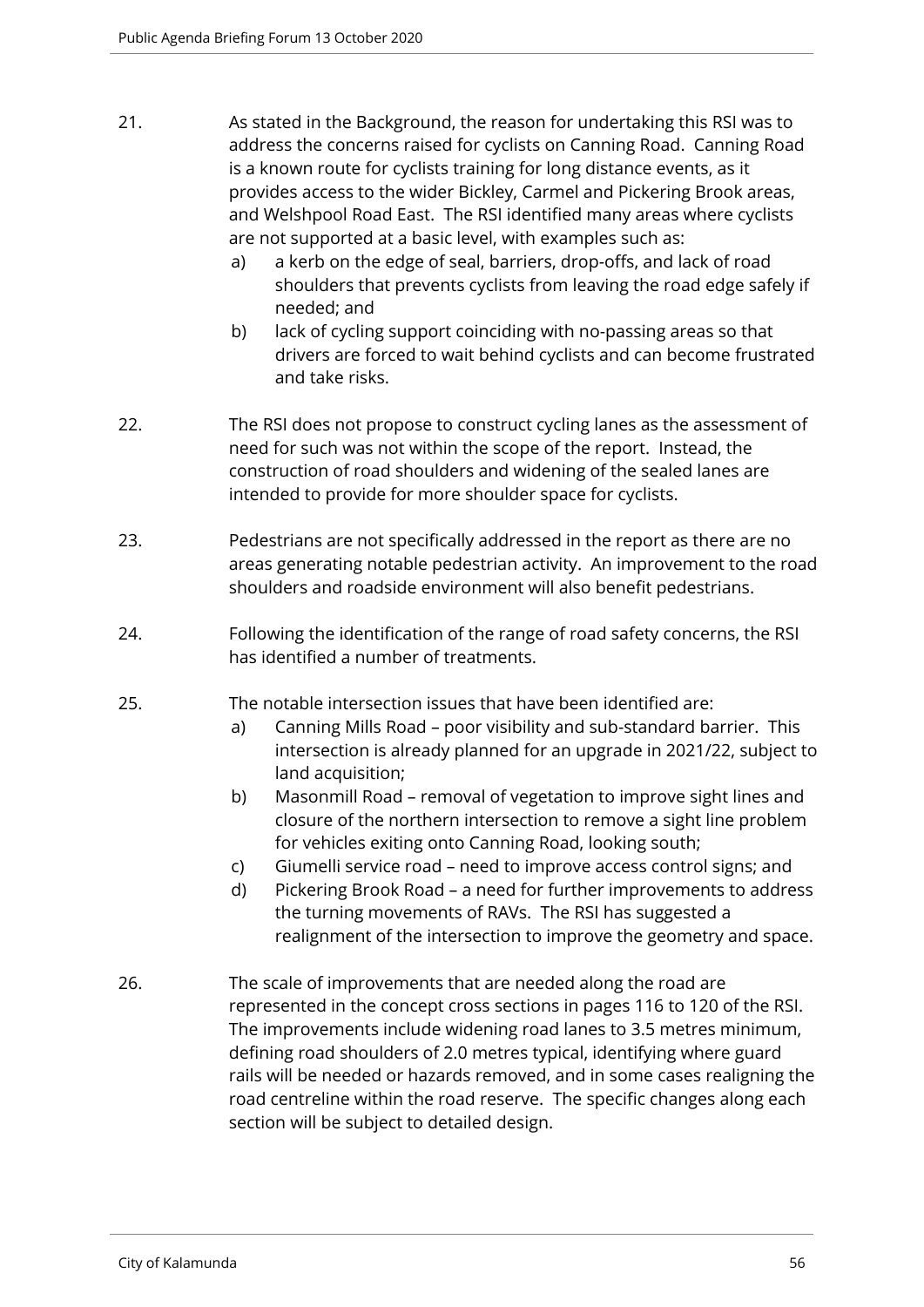21. As stated in the Background, the reason for undertaking this RSI was to address the concerns raised for cyclists on Canning Road. Canning Road is a known route for cyclists training for long distance events, as it provides access to the wider Bickley, Carmel and Pickering Brook areas, and Welshpool Road East. The RSI identified many areas where cyclists are not supported at a basic level, with examples such as:
    a) a kerb on the edge of seal, barriers, drop-offs, and lack of road shoulders that prevents cyclists from leaving the road edge safely if needed; and
    b) lack of cycling support coinciding with no-passing areas so that drivers are forced to wait behind cyclists and can become frustrated and take risks.

22. The RSI does not propose to construct cycling lanes as the assessment of need for such was not within the scope of the report. Instead, the construction of road shoulders and widening of the sealed lanes are intended to provide for more shoulder space for cyclists.

23. Pedestrians are not specifically addressed in the report as there are no areas generating notable pedestrian activity. An improvement to the road shoulders and roadside environment will also benefit pedestrians.

24. Following the identification of the range of road safety concerns, the RSI has identified a number of treatments.

25. The notable intersection issues that have been identified are:
    a) Canning Mills Road – poor visibility and sub-standard barrier. This intersection is already planned for an upgrade in 2021/22, subject to land acquisition;
    b) Masonmill Road – removal of vegetation to improve sight lines and closure of the northern intersection to remove a sight line problem for vehicles exiting onto Canning Road, looking south;
    c) Giumelli service road – need to improve access control signs; and
    d) Pickering Brook Road – a need for further improvements to address the turning movements of RAVs. The RSI has suggested a realignment of the intersection to improve the geometry and space.

26. The scale of improvements that are needed along the road are represented in the concept cross sections in pages 116 to 120 of the RSI. The improvements include widening road lanes to 3.5 metres minimum, defining road shoulders of 2.0 metres typical, identifying where guard rails will be needed or hazards removed, and in some cases realigning the road centreline within the road reserve. The specific changes along each section will be subject to detailed design.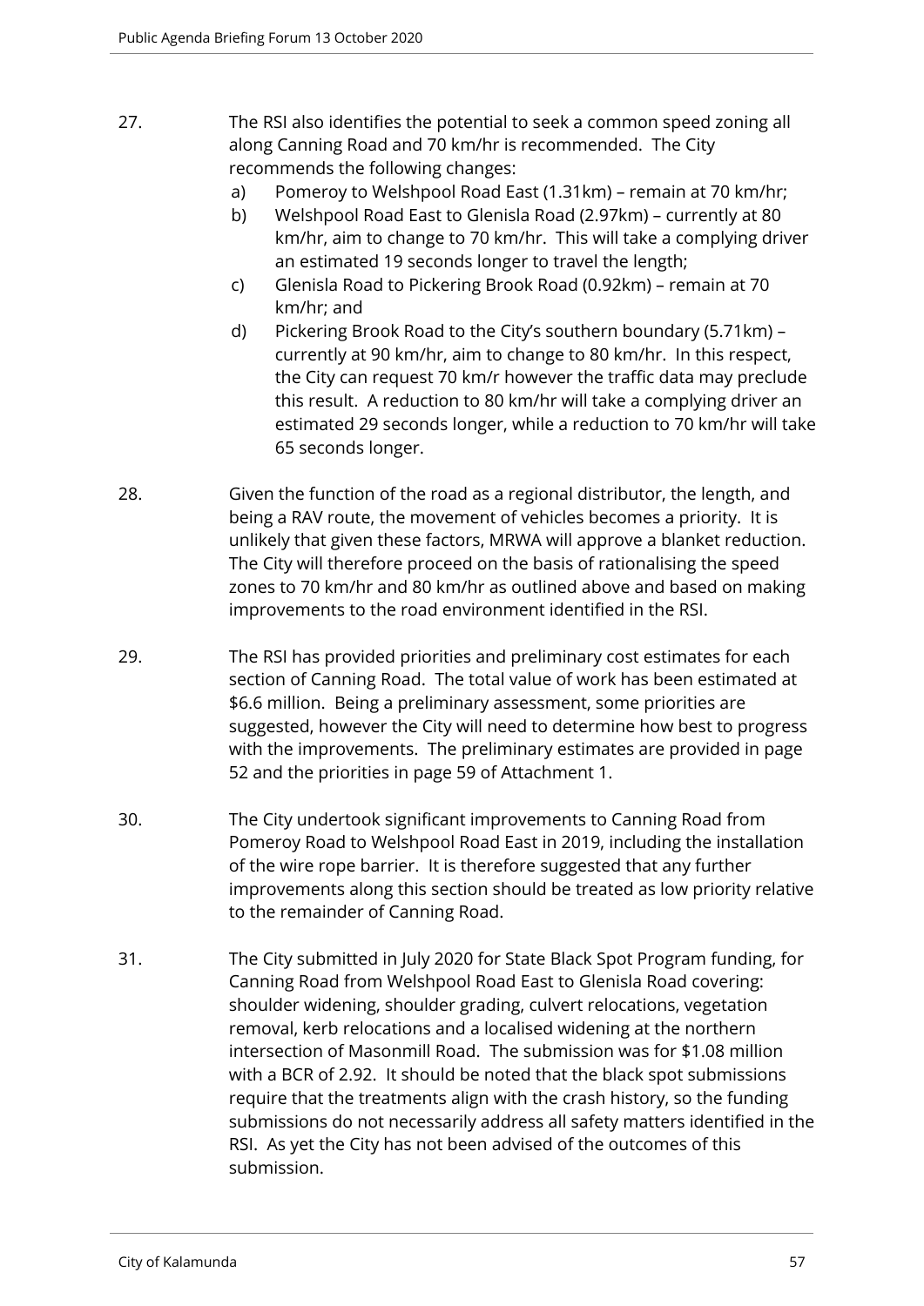27. The RSI also identifies the potential to seek a common speed zoning all along Canning Road and 70 km/hr is recommended. The City recommends the following changes:

    a) Pomeroy to Welshpool Road East (1.31km) – remain at 70 km/hr;
    b) Welshpool Road East to Glenisla Road (2.97km) – currently at 80 km/hr, aim to change to 70 km/hr. This will take a complying driver an estimated 19 seconds longer to travel the length;
    c) Glenisla Road to Pickering Brook Road (0.92km) – remain at 70 km/hr; and
    d) Pickering Brook Road to the City's southern boundary (5.71km) – currently at 90 km/hr, aim to change to 80 km/hr. In this respect, the City can request 70 km/r however the traffic data may preclude this result. A reduction to 80 km/hr will take a complying driver an estimated 29 seconds longer, while a reduction to 70 km/hr will take 65 seconds longer.

28. Given the function of the road as a regional distributor, the length, and being a RAV route, the movement of vehicles becomes a priority. It is unlikely that given these factors, MRWA will approve a blanket reduction. The City will therefore proceed on the basis of rationalising the speed zones to 70 km/hr and 80 km/hr as outlined above and based on making improvements to the road environment identified in the RSI.

29. The RSI has provided priorities and preliminary cost estimates for each section of Canning Road. The total value of work has been estimated at $6.6 million. Being a preliminary assessment, some priorities are suggested, however the City will need to determine how best to progress with the improvements. The preliminary estimates are provided in page 52 and the priorities in page 59 of Attachment 1.

30. The City undertook significant improvements to Canning Road from Pomeroy Road to Welshpool Road East in 2019, including the installation of the wire rope barrier. It is therefore suggested that any further improvements along this section should be treated as low priority relative to the remainder of Canning Road.

31. The City submitted in July 2020 for State Black Spot Program funding, for Canning Road from Welshpool Road East to Glenisla Road covering: shoulder widening, shoulder grading, culvert relocations, vegetation removal, kerb relocations and a localised widening at the northern intersection of Masonmill Road. The submission was for $1.08 million with a BCR of 2.92. It should be noted that the black spot submissions require that the treatments align with the crash history, so the funding submissions do not necessarily address all safety matters identified in the RSI. As yet the City has not been advised of the outcomes of this submission.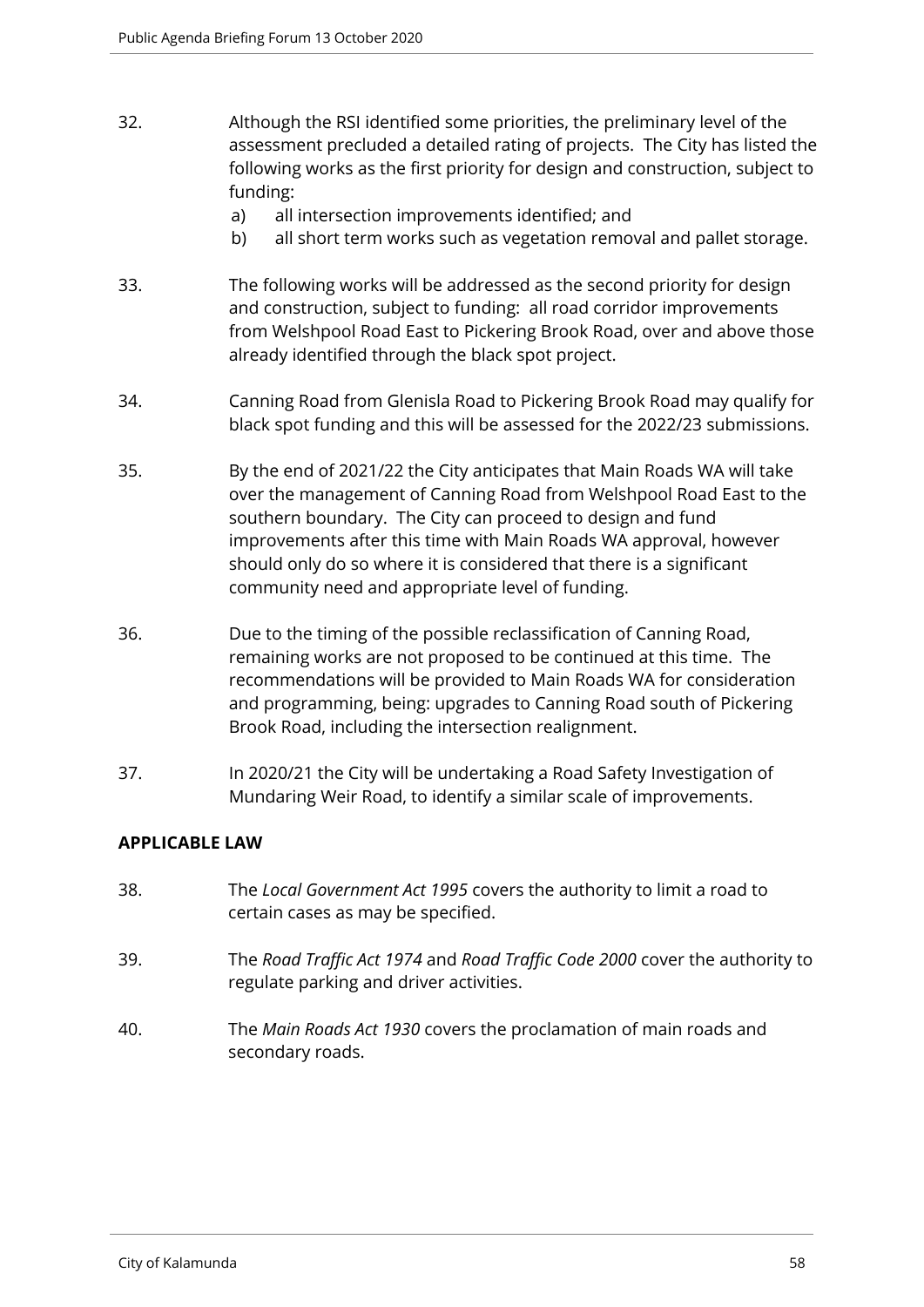32. Although the RSI identified some priorities, the preliminary level of the assessment precluded a detailed rating of projects. The City has listed the following works as the first priority for design and construction, subject to funding:
    a) all intersection improvements identified; and
    b) all short term works such as vegetation removal and pallet storage.

33. The following works will be addressed as the second priority for design and construction, subject to funding: all road corridor improvements from Welshpool Road East to Pickering Brook Road, over and above those already identified through the black spot project.

34. Canning Road from Glenisla Road to Pickering Brook Road may qualify for black spot funding and this will be assessed for the 2022/23 submissions.

35. By the end of 2021/22 the City anticipates that Main Roads WA will take over the management of Canning Road from Welshpool Road East to the southern boundary. The City can proceed to design and fund improvements after this time with Main Roads WA approval, however should only do so where it is considered that there is a significant community need and appropriate level of funding.

36. Due to the timing of the possible reclassification of Canning Road, remaining works are not proposed to be continued at this time. The recommendations will be provided to Main Roads WA for consideration and programming, being: upgrades to Canning Road south of Pickering Brook Road, including the intersection realignment.

37. In 2020/21 the City will be undertaking a Road Safety Investigation of Mundaring Weir Road, to identify a similar scale of improvements.

**APPLICABLE LAW**

38. The *Local Government Act 1995* covers the authority to limit a road to certain cases as may be specified.

39. The *Road Traffic Act 1974* and *Road Traffic Code 2000* cover the authority to regulate parking and driver activities.

40. The *Main Roads Act 1930* covers the proclamation of main roads and secondary roads.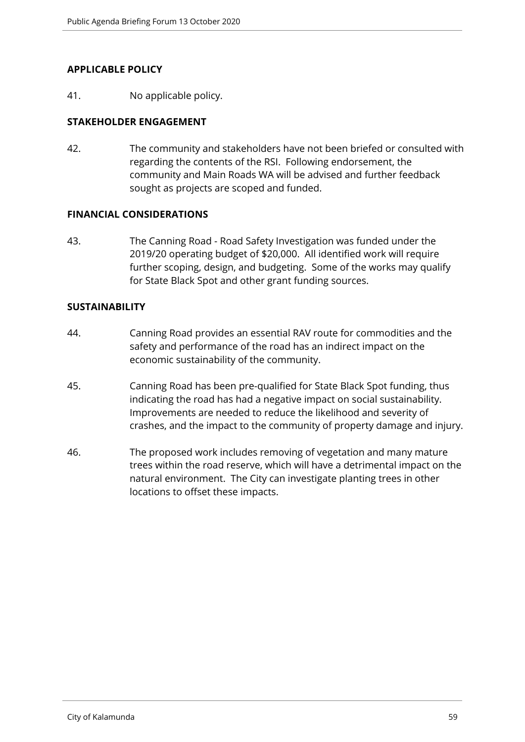## APPLICABLE POLICY

41. No applicable policy.

## STAKEHOLDER ENGAGEMENT

42. The community and stakeholders have not been briefed or consulted with regarding the contents of the RSI. Following endorsement, the community and Main Roads WA will be advised and further feedback sought as projects are scoped and funded.

## FINANCIAL CONSIDERATIONS

43. The Canning Road - Road Safety Investigation was funded under the 2019/20 operating budget of $20,000. All identified work will require further scoping, design, and budgeting. Some of the works may qualify for State Black Spot and other grant funding sources.

## SUSTAINABILITY

44. Canning Road provides an essential RAV route for commodities and the safety and performance of the road has an indirect impact on the economic sustainability of the community.

45. Canning Road has been pre-qualified for State Black Spot funding, thus indicating the road has had a negative impact on social sustainability. Improvements are needed to reduce the likelihood and severity of crashes, and the impact to the community of property damage and injury.

46. The proposed work includes removing of vegetation and many mature trees within the road reserve, which will have a detrimental impact on the natural environment. The City can investigate planting trees in other locations to offset these impacts.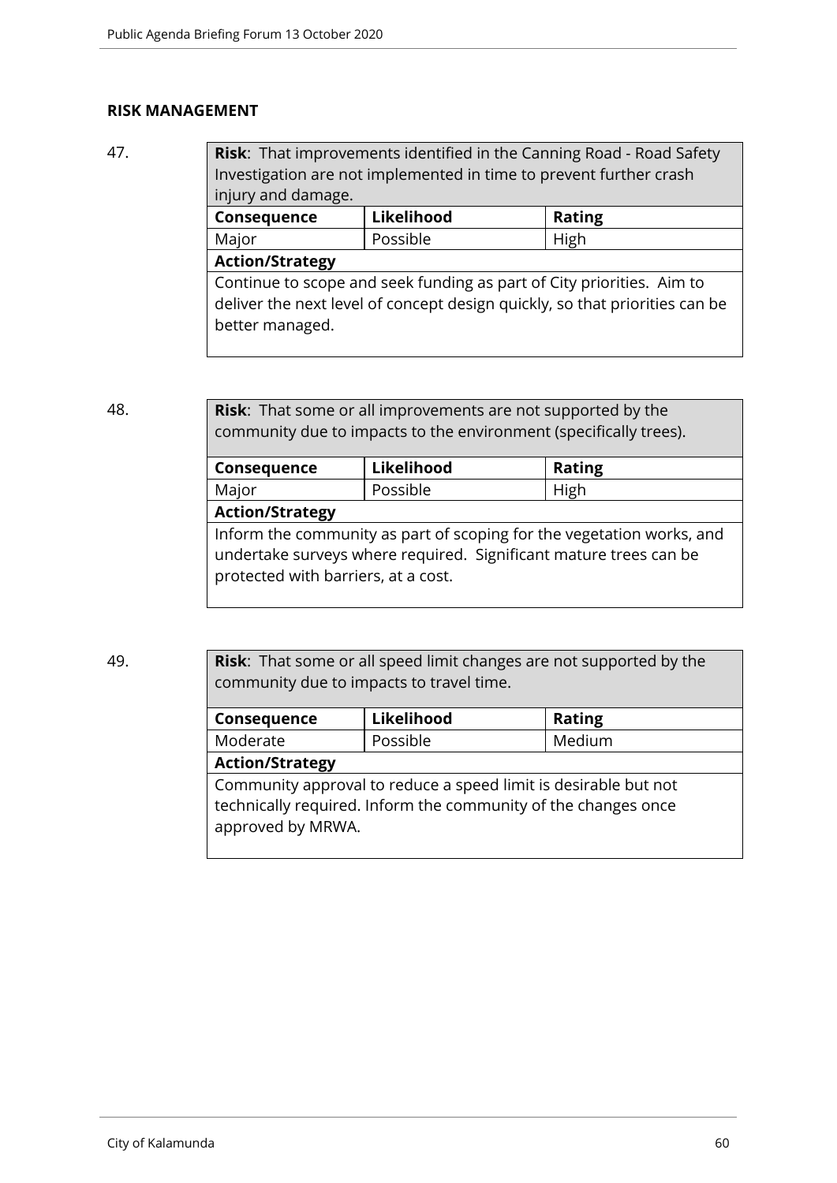**RISK MANAGEMENT**

47.

| **Risk**: That improvements identified in the Canning Road - Road Safety Investigation are not implemented in time to prevent further crash injury and damage. | | |
|---|---|---|
| **Consequence** | **Likelihood** | **Rating** |
| Major | Possible | High |
| **Action/Strategy** | | |
| Continue to scope and seek funding as part of City priorities. Aim to deliver the next level of concept design quickly, so that priorities can be better managed. | | |

48.

| **Risk**: That some or all improvements are not supported by the community due to impacts to the environment (specifically trees). | | |
|---|---|---|
| **Consequence** | **Likelihood** | **Rating** |
| Major | Possible | High |
| **Action/Strategy** | | |
| Inform the community as part of scoping for the vegetation works, and undertake surveys where required. Significant mature trees can be protected with barriers, at a cost. | | |

49.

| **Risk**: That some or all speed limit changes are not supported by the community due to impacts to travel time. | | |
|---|---|---|
| **Consequence** | **Likelihood** | **Rating** |
| Moderate | Possible | Medium |
| **Action/Strategy** | | |
| Community approval to reduce a speed limit is desirable but not technically required. Inform the community of the changes once approved by MRWA. | | |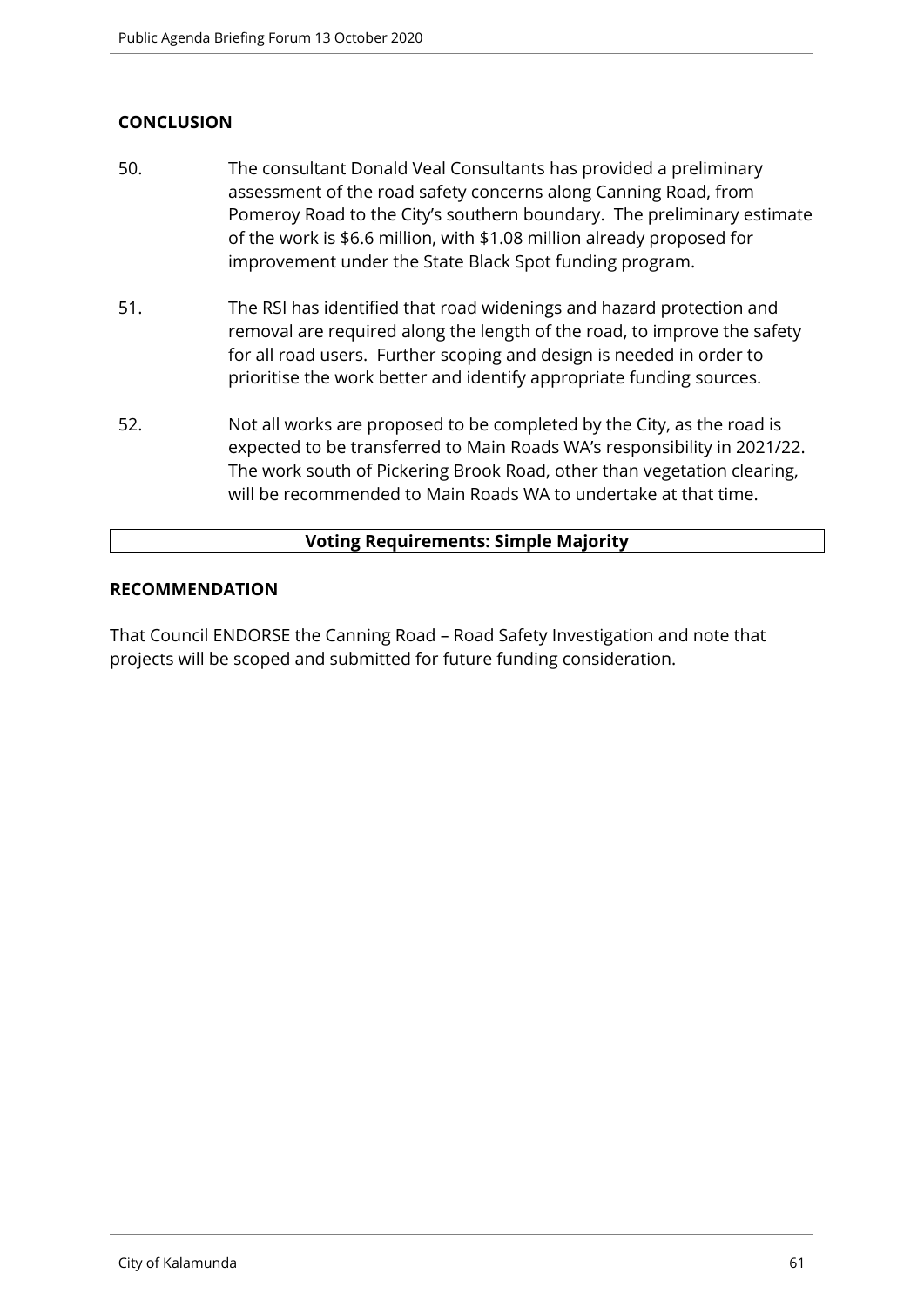## CONCLUSION

50. The consultant Donald Veal Consultants has provided a preliminary assessment of the road safety concerns along Canning Road, from Pomeroy Road to the City's southern boundary. The preliminary estimate of the work is $6.6 million, with $1.08 million already proposed for improvement under the State Black Spot funding program.

51. The RSI has identified that road widenings and hazard protection and removal are required along the length of the road, to improve the safety for all road users. Further scoping and design is needed in order to prioritise the work better and identify appropriate funding sources.

52. Not all works are proposed to be completed by the City, as the road is expected to be transferred to Main Roads WA's responsibility in 2021/22. The work south of Pickering Brook Road, other than vegetation clearing, will be recommended to Main Roads WA to undertake at that time.

| **Voting Requirements: Simple Majority** |
|---|

## RECOMMENDATION

That Council ENDORSE the Canning Road – Road Safety Investigation and note that projects will be scoped and submitted for future funding consideration.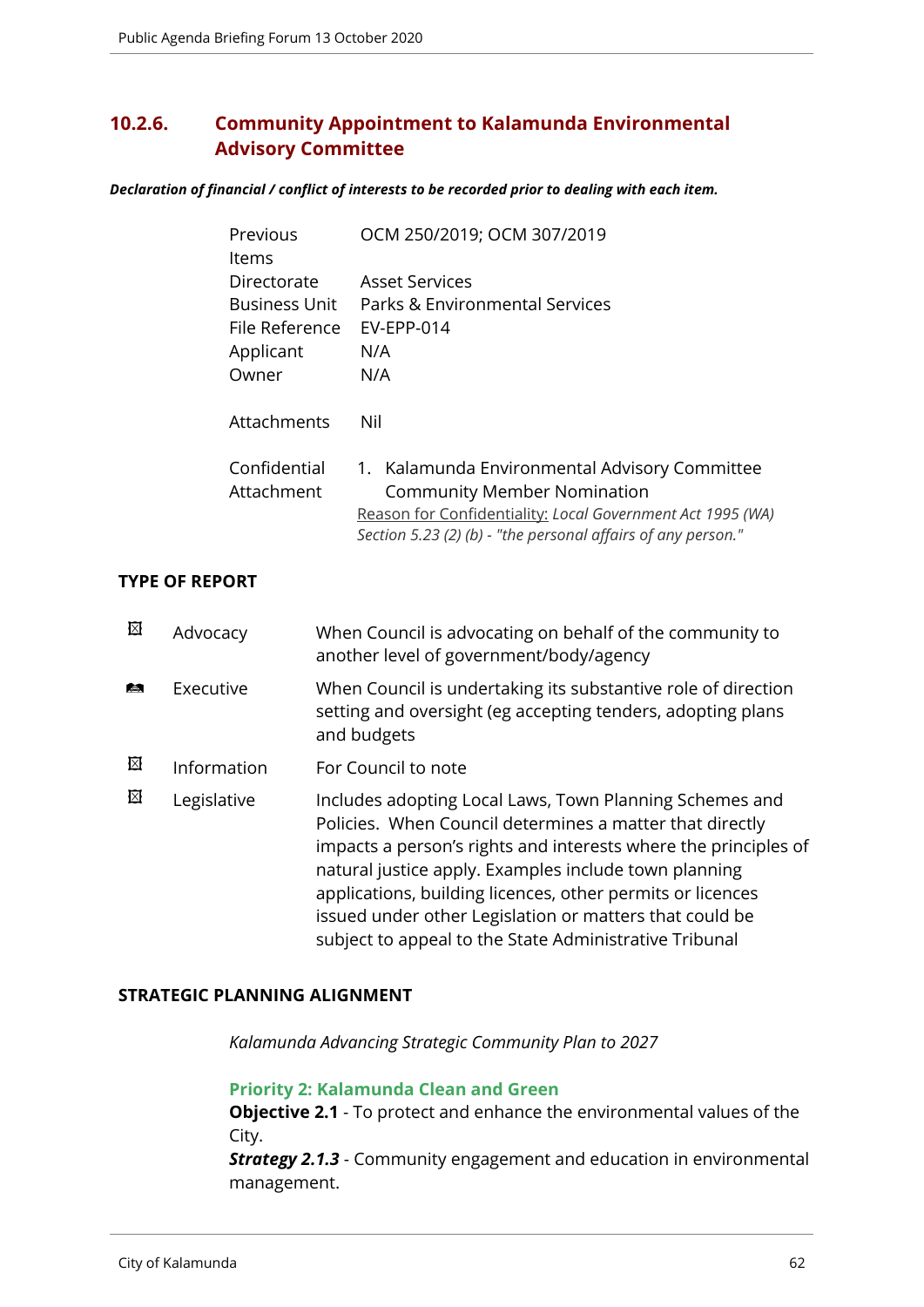## 10.2.6. Community Appointment to Kalamunda Environmental Advisory Committee

***Declaration of financial / conflict of interests to be recorded prior to dealing with each item.***

| | |
|---|---|
| Previous Items | OCM 250/2019; OCM 307/2019 |
| Directorate | Asset Services |
| Business Unit | Parks & Environmental Services |
| File Reference | EV-EPP-014 |
| Applicant | N/A |
| Owner | N/A |
| Attachments | Nil |
| Confidential Attachment | 1. Kalamunda Environmental Advisory Committee Community Member Nomination<br>Reason for Confidentiality: *Local Government Act 1995 (WA) Section 5.23 (2) (b) - "the personal affairs of any person."* |

**TYPE OF REPORT**

| | | |
|---|---|---|
| ☒ | Advocacy | When Council is advocating on behalf of the community to another level of government/body/agency |
| ☑ | Executive | When Council is undertaking its substantive role of direction setting and oversight (eg accepting tenders, adopting plans and budgets |
| ☒ | Information | For Council to note |
| ☒ | Legislative | Includes adopting Local Laws, Town Planning Schemes and Policies. When Council determines a matter that directly impacts a person's rights and interests where the principles of natural justice apply. Examples include town planning applications, building licences, other permits or licences issued under other Legislation or matters that could be subject to appeal to the State Administrative Tribunal |

**STRATEGIC PLANNING ALIGNMENT**

*Kalamunda Advancing Strategic Community Plan to 2027*

**Priority 2: Kalamunda Clean and Green**

**Objective 2.1** - To protect and enhance the environmental values of the City.

***Strategy 2.1.3*** - Community engagement and education in environmental management.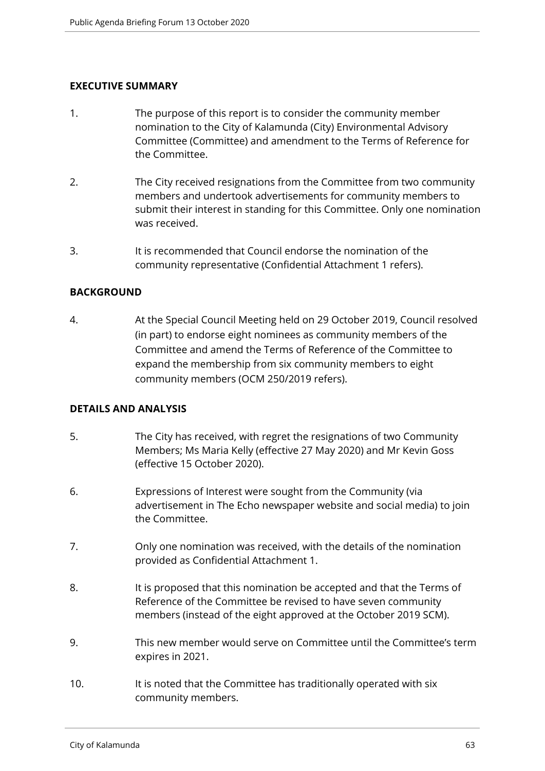## EXECUTIVE SUMMARY

1. The purpose of this report is to consider the community member nomination to the City of Kalamunda (City) Environmental Advisory Committee (Committee) and amendment to the Terms of Reference for the Committee.

2. The City received resignations from the Committee from two community members and undertook advertisements for community members to submit their interest in standing for this Committee. Only one nomination was received.

3. It is recommended that Council endorse the nomination of the community representative (Confidential Attachment 1 refers).

## BACKGROUND

4. At the Special Council Meeting held on 29 October 2019, Council resolved (in part) to endorse eight nominees as community members of the Committee and amend the Terms of Reference of the Committee to expand the membership from six community members to eight community members (OCM 250/2019 refers).

## DETAILS AND ANALYSIS

5. The City has received, with regret the resignations of two Community Members; Ms Maria Kelly (effective 27 May 2020) and Mr Kevin Goss (effective 15 October 2020).

6. Expressions of Interest were sought from the Community (via advertisement in The Echo newspaper website and social media) to join the Committee.

7. Only one nomination was received, with the details of the nomination provided as Confidential Attachment 1.

8. It is proposed that this nomination be accepted and that the Terms of Reference of the Committee be revised to have seven community members (instead of the eight approved at the October 2019 SCM).

9. This new member would serve on Committee until the Committee's term expires in 2021.

10. It is noted that the Committee has traditionally operated with six community members.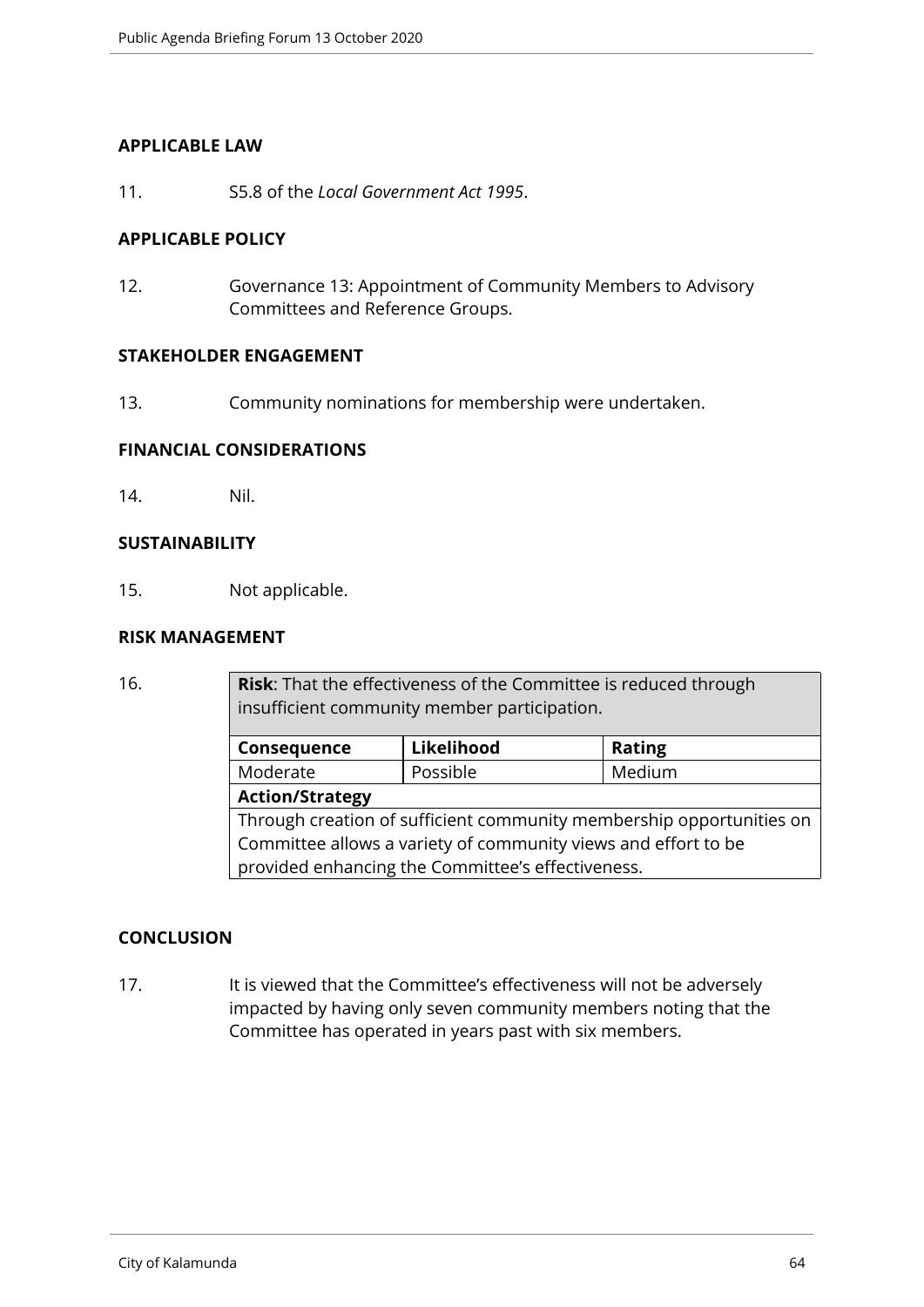**APPLICABLE LAW**

11. S5.8 of the *Local Government Act 1995*.

**APPLICABLE POLICY**

12. Governance 13: Appointment of Community Members to Advisory Committees and Reference Groups.

**STAKEHOLDER ENGAGEMENT**

13. Community nominations for membership were undertaken.

**FINANCIAL CONSIDERATIONS**

14. Nil.

**SUSTAINABILITY**

15. Not applicable.

**RISK MANAGEMENT**

16.

| **Risk**: That the effectiveness of the Committee is reduced through insufficient community member participation. | | |
|---|---|---|
| **Consequence** | **Likelihood** | **Rating** |
| Moderate | Possible | Medium |
| **Action/Strategy** | | |
| Through creation of sufficient community membership opportunities on Committee allows a variety of community views and effort to be provided enhancing the Committee's effectiveness. | | |

**CONCLUSION**

17. It is viewed that the Committee's effectiveness will not be adversely impacted by having only seven community members noting that the Committee has operated in years past with six members.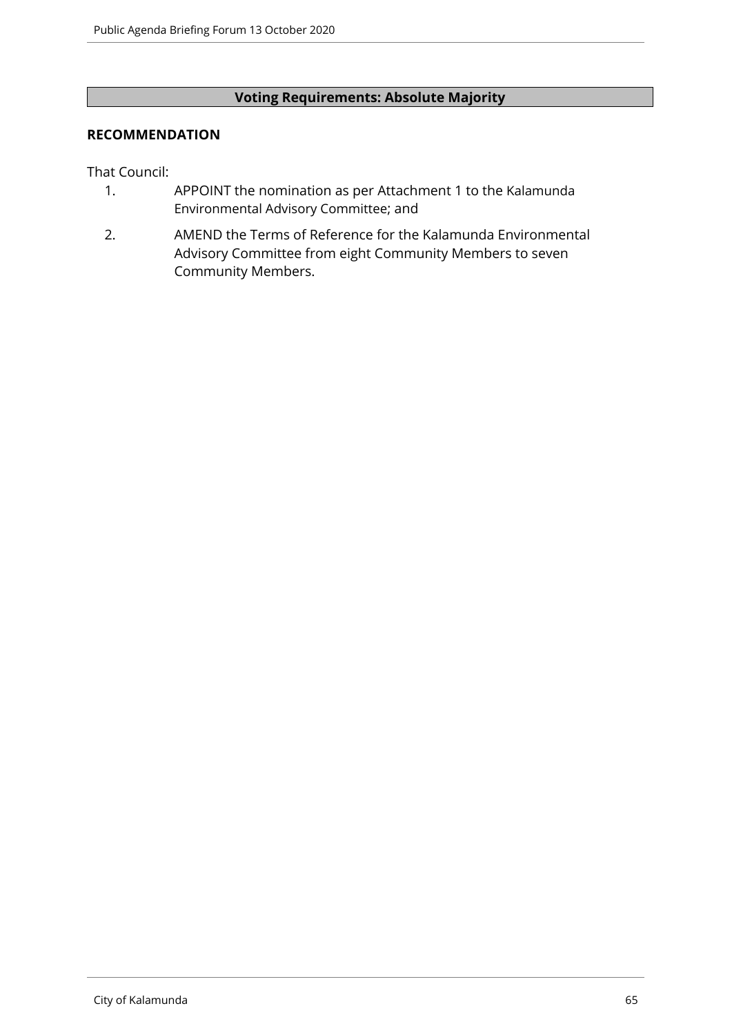**Voting Requirements: Absolute Majority**

**RECOMMENDATION**

That Council:

1. APPOINT the nomination as per Attachment 1 to the Kalamunda Environmental Advisory Committee; and
2. AMEND the Terms of Reference for the Kalamunda Environmental Advisory Committee from eight Community Members to seven Community Members.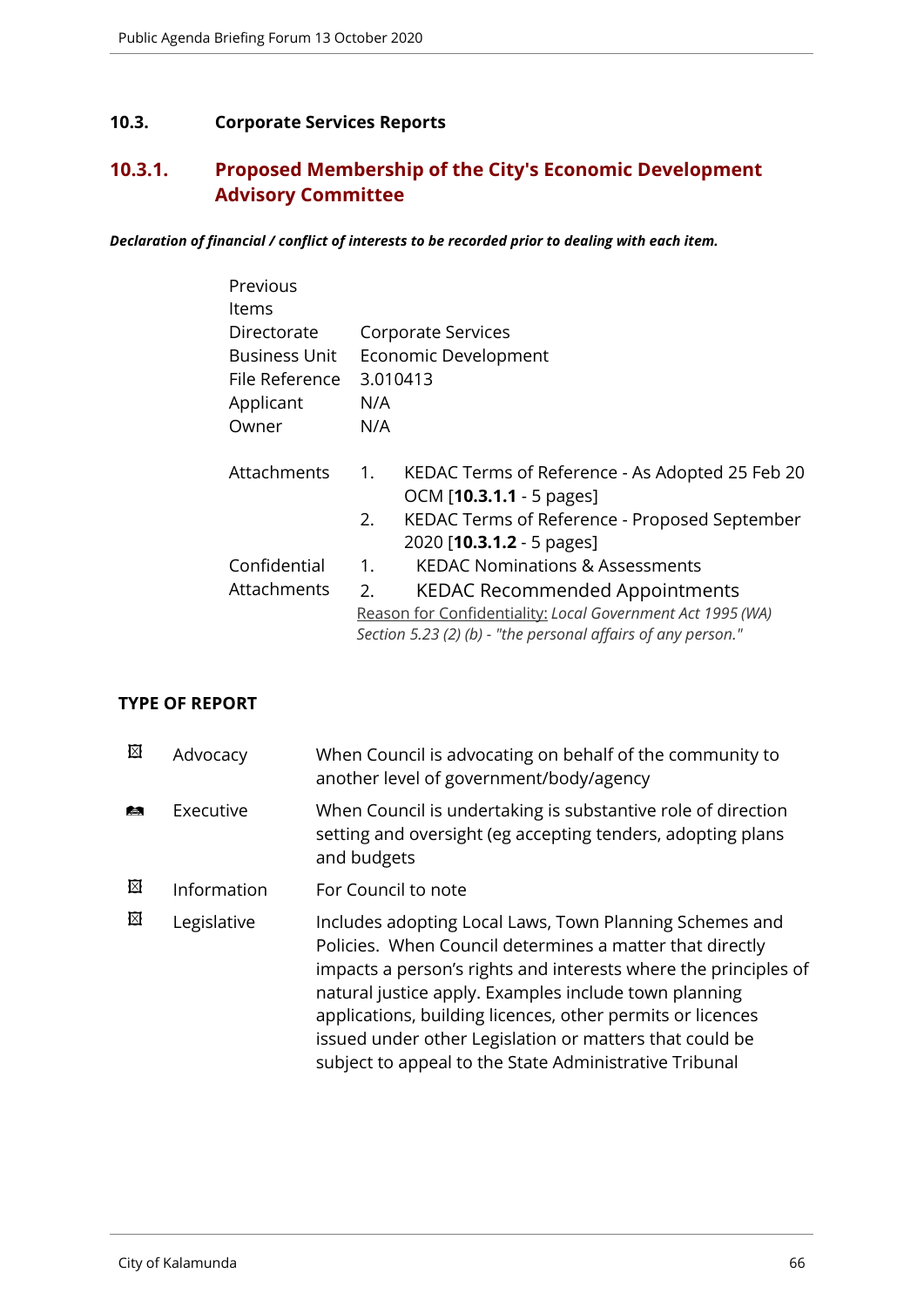## 10.3. Corporate Services Reports

### 10.3.1. Proposed Membership of the City's Economic Development Advisory Committee

***Declaration of financial / conflict of interests to be recorded prior to dealing with each item.***

| | |
|---|---|
| Previous Items | |
| Directorate | Corporate Services |
| Business Unit | Economic Development |
| File Reference | 3.010413 |
| Applicant | N/A |
| Owner | N/A |

| | | |
|---|---|---|
| Attachments | 1. | KEDAC Terms of Reference - As Adopted 25 Feb 20 OCM [**10.3.1.1** - 5 pages] |
| | 2. | KEDAC Terms of Reference - Proposed September 2020 [**10.3.1.2** - 5 pages] |
| Confidential Attachments | 1. | KEDAC Nominations & Assessments |
| | 2. | KEDAC Recommended Appointments |

Reason for Confidentiality: *Local Government Act 1995 (WA) Section 5.23 (2) (b) - "the personal affairs of any person."*

**TYPE OF REPORT**

| | | |
|---|---|---|
| ☒ | Advocacy | When Council is advocating on behalf of the community to another level of government/body/agency |
| ☑ | Executive | When Council is undertaking is substantive role of direction setting and oversight (eg accepting tenders, adopting plans and budgets |
| ☒ | Information | For Council to note |
| ☒ | Legislative | Includes adopting Local Laws, Town Planning Schemes and Policies. When Council determines a matter that directly impacts a person's rights and interests where the principles of natural justice apply. Examples include town planning applications, building licences, other permits or licences issued under other Legislation or matters that could be subject to appeal to the State Administrative Tribunal |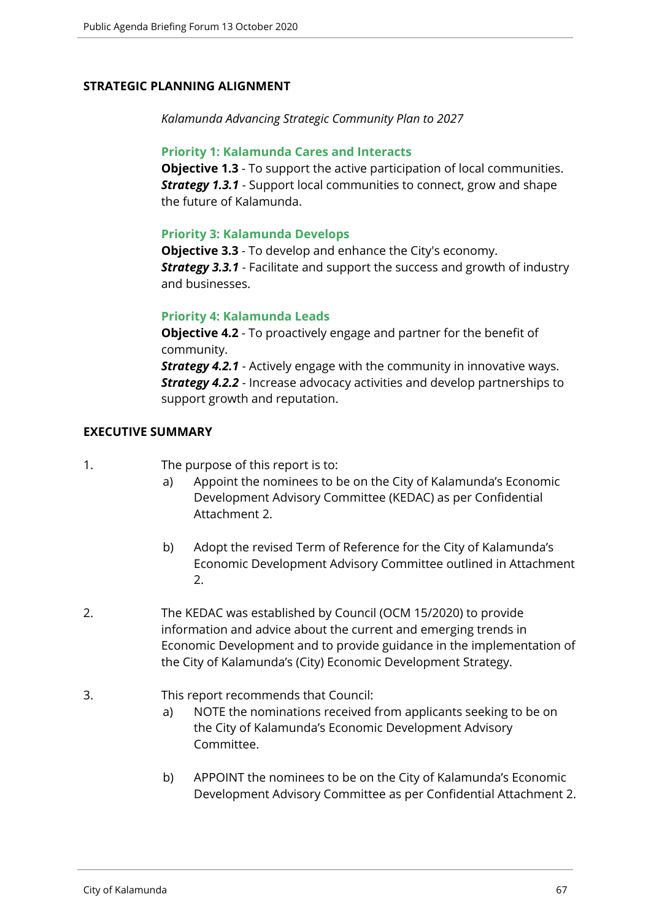**STRATEGIC PLANNING ALIGNMENT**

*Kalamunda Advancing Strategic Community Plan to 2027*

**Priority 1: Kalamunda Cares and Interacts**
**Objective 1.3** - To support the active participation of local communities.
***Strategy 1.3.1*** - Support local communities to connect, grow and shape the future of Kalamunda.

**Priority 3: Kalamunda Develops**
**Objective 3.3** - To develop and enhance the City's economy.
***Strategy 3.3.1*** - Facilitate and support the success and growth of industry and businesses.

**Priority 4: Kalamunda Leads**
**Objective 4.2** - To proactively engage and partner for the benefit of community.
***Strategy 4.2.1*** - Actively engage with the community in innovative ways.
***Strategy 4.2.2*** - Increase advocacy activities and develop partnerships to support growth and reputation.

**EXECUTIVE SUMMARY**

1. The purpose of this report is to:
   a) Appoint the nominees to be on the City of Kalamunda's Economic Development Advisory Committee (KEDAC) as per Confidential Attachment 2.

   b) Adopt the revised Term of Reference for the City of Kalamunda's Economic Development Advisory Committee outlined in Attachment 2.

2. The KEDAC was established by Council (OCM 15/2020) to provide information and advice about the current and emerging trends in Economic Development and to provide guidance in the implementation of the City of Kalamunda's (City) Economic Development Strategy.

3. This report recommends that Council:
   a) NOTE the nominations received from applicants seeking to be on the City of Kalamunda's Economic Development Advisory Committee.

   b) APPOINT the nominees to be on the City of Kalamunda's Economic Development Advisory Committee as per Confidential Attachment 2.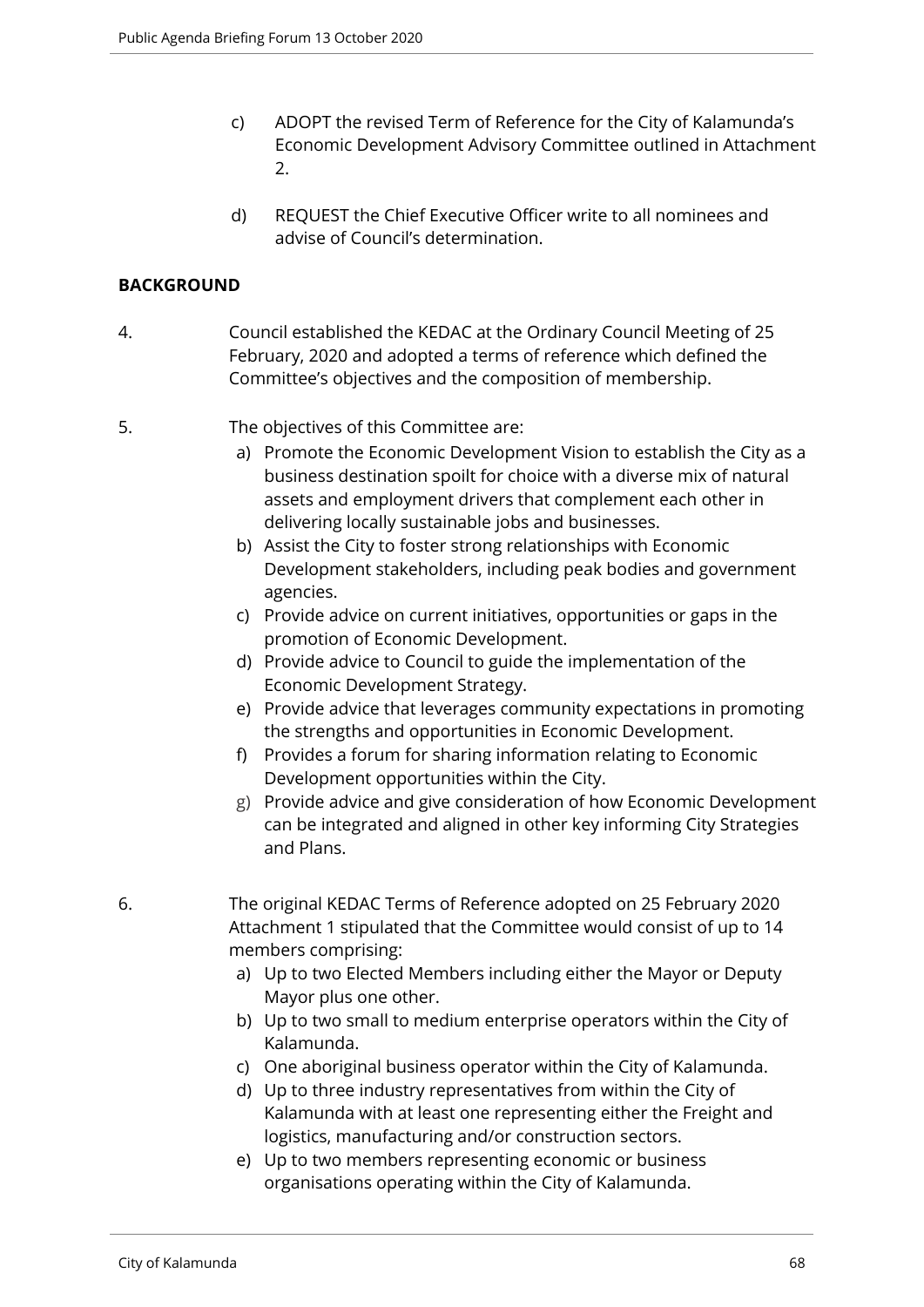c) ADOPT the revised Term of Reference for the City of Kalamunda's Economic Development Advisory Committee outlined in Attachment 2.

d) REQUEST the Chief Executive Officer write to all nominees and advise of Council's determination.

**BACKGROUND**

4. Council established the KEDAC at the Ordinary Council Meeting of 25 February, 2020 and adopted a terms of reference which defined the Committee's objectives and the composition of membership.

5. The objectives of this Committee are:
   a) Promote the Economic Development Vision to establish the City as a business destination spoilt for choice with a diverse mix of natural assets and employment drivers that complement each other in delivering locally sustainable jobs and businesses.
   b) Assist the City to foster strong relationships with Economic Development stakeholders, including peak bodies and government agencies.
   c) Provide advice on current initiatives, opportunities or gaps in the promotion of Economic Development.
   d) Provide advice to Council to guide the implementation of the Economic Development Strategy.
   e) Provide advice that leverages community expectations in promoting the strengths and opportunities in Economic Development.
   f) Provides a forum for sharing information relating to Economic Development opportunities within the City.
   g) Provide advice and give consideration of how Economic Development can be integrated and aligned in other key informing City Strategies and Plans.

6. The original KEDAC Terms of Reference adopted on 25 February 2020 Attachment 1 stipulated that the Committee would consist of up to 14 members comprising:
   a) Up to two Elected Members including either the Mayor or Deputy Mayor plus one other.
   b) Up to two small to medium enterprise operators within the City of Kalamunda.
   c) One aboriginal business operator within the City of Kalamunda.
   d) Up to three industry representatives from within the City of Kalamunda with at least one representing either the Freight and logistics, manufacturing and/or construction sectors.
   e) Up to two members representing economic or business organisations operating within the City of Kalamunda.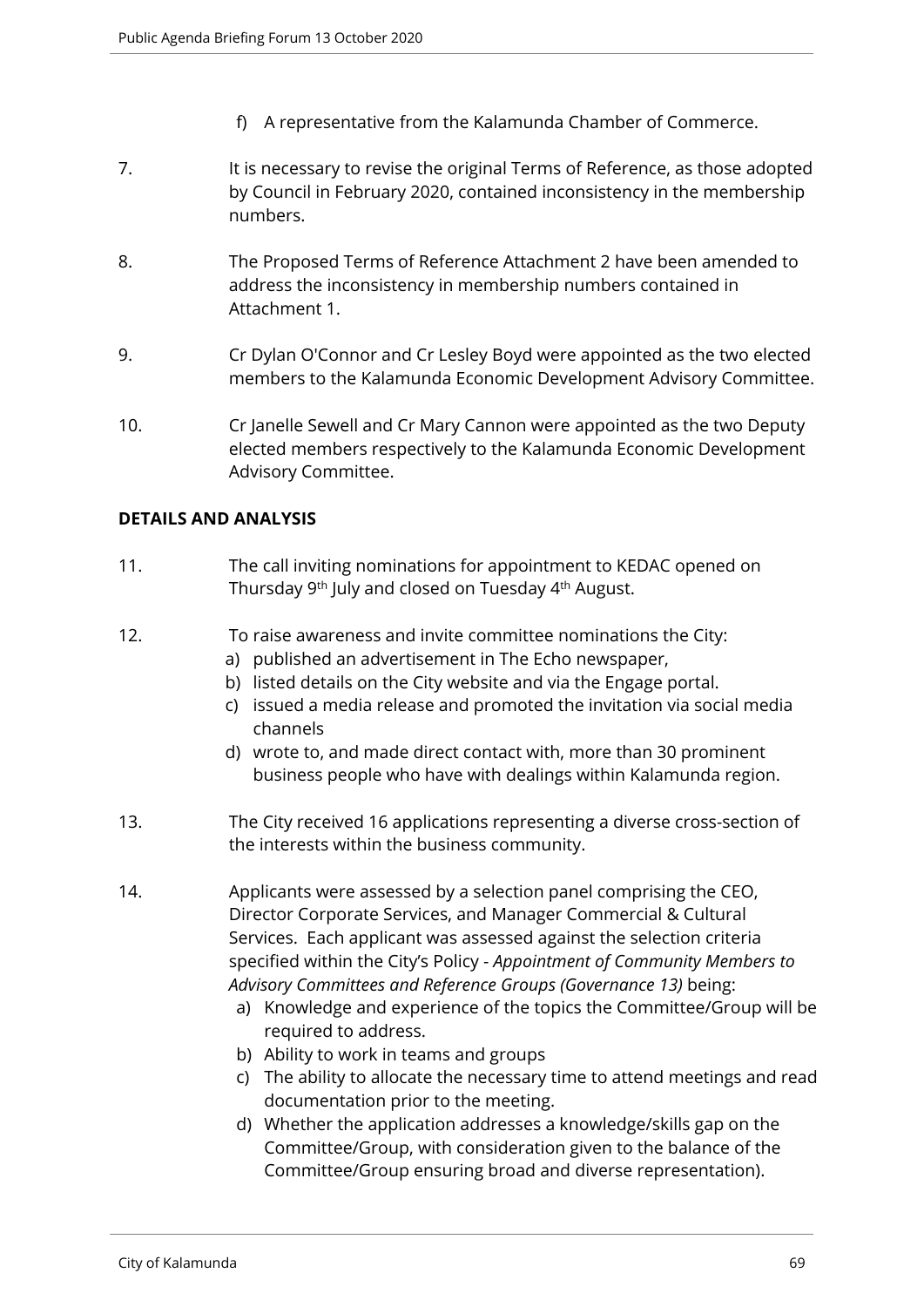f) A representative from the Kalamunda Chamber of Commerce.

7. It is necessary to revise the original Terms of Reference, as those adopted by Council in February 2020, contained inconsistency in the membership numbers.

8. The Proposed Terms of Reference Attachment 2 have been amended to address the inconsistency in membership numbers contained in Attachment 1.

9. Cr Dylan O'Connor and Cr Lesley Boyd were appointed as the two elected members to the Kalamunda Economic Development Advisory Committee.

10. Cr Janelle Sewell and Cr Mary Cannon were appointed as the two Deputy elected members respectively to the Kalamunda Economic Development Advisory Committee.

## DETAILS AND ANALYSIS

11. The call inviting nominations for appointment to KEDAC opened on Thursday 9th July and closed on Tuesday 4th August.

12. To raise awareness and invite committee nominations the City:
    a) published an advertisement in The Echo newspaper,
    b) listed details on the City website and via the Engage portal.
    c) issued a media release and promoted the invitation via social media channels
    d) wrote to, and made direct contact with, more than 30 prominent business people who have with dealings within Kalamunda region.

13. The City received 16 applications representing a diverse cross-section of the interests within the business community.

14. Applicants were assessed by a selection panel comprising the CEO, Director Corporate Services, and Manager Commercial & Cultural Services. Each applicant was assessed against the selection criteria specified within the City's Policy - *Appointment of Community Members to Advisory Committees and Reference Groups (Governance 13)* being:
    a) Knowledge and experience of the topics the Committee/Group will be required to address.
    b) Ability to work in teams and groups
    c) The ability to allocate the necessary time to attend meetings and read documentation prior to the meeting.
    d) Whether the application addresses a knowledge/skills gap on the Committee/Group, with consideration given to the balance of the Committee/Group ensuring broad and diverse representation).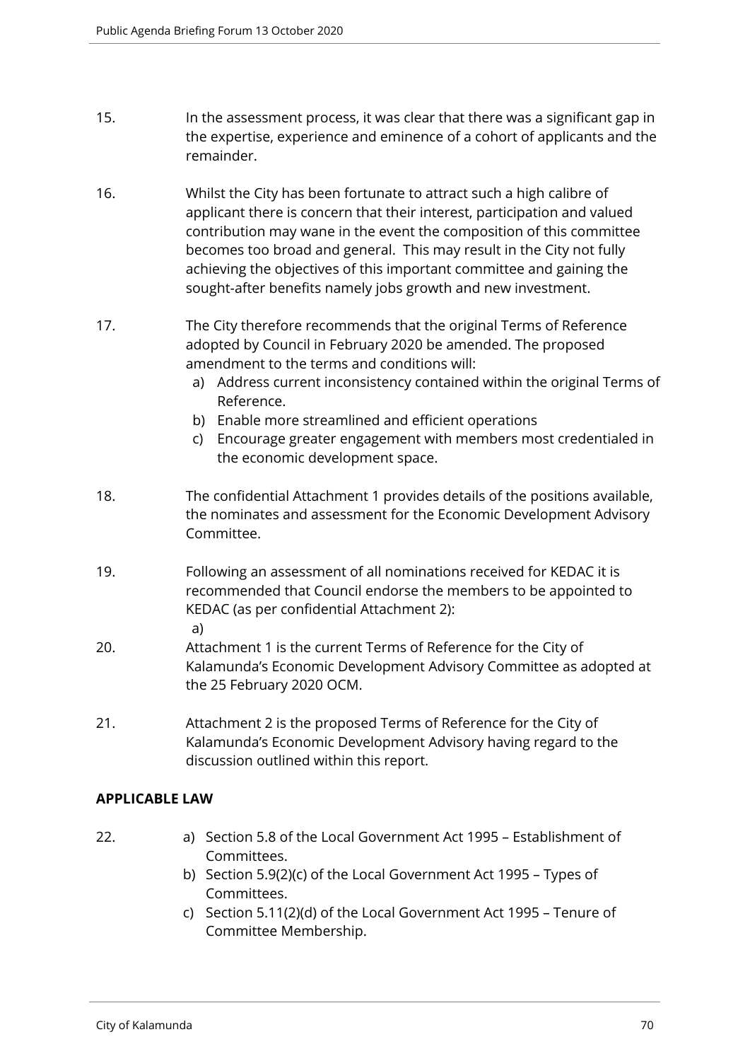15. In the assessment process, it was clear that there was a significant gap in the expertise, experience and eminence of a cohort of applicants and the remainder.

16. Whilst the City has been fortunate to attract such a high calibre of applicant there is concern that their interest, participation and valued contribution may wane in the event the composition of this committee becomes too broad and general. This may result in the City not fully achieving the objectives of this important committee and gaining the sought-after benefits namely jobs growth and new investment.

17. The City therefore recommends that the original Terms of Reference adopted by Council in February 2020 be amended. The proposed amendment to the terms and conditions will:
    a) Address current inconsistency contained within the original Terms of Reference.
    b) Enable more streamlined and efficient operations
    c) Encourage greater engagement with members most credentialed in the economic development space.

18. The confidential Attachment 1 provides details of the positions available, the nominates and assessment for the Economic Development Advisory Committee.

19. Following an assessment of all nominations received for KEDAC it is recommended that Council endorse the members to be appointed to KEDAC (as per confidential Attachment 2):
    a)

20. Attachment 1 is the current Terms of Reference for the City of Kalamunda's Economic Development Advisory Committee as adopted at the 25 February 2020 OCM.

21. Attachment 2 is the proposed Terms of Reference for the City of Kalamunda's Economic Development Advisory having regard to the discussion outlined within this report.

## APPLICABLE LAW

22. 
    a) Section 5.8 of the Local Government Act 1995 – Establishment of Committees.
    b) Section 5.9(2)(c) of the Local Government Act 1995 – Types of Committees.
    c) Section 5.11(2)(d) of the Local Government Act 1995 – Tenure of Committee Membership.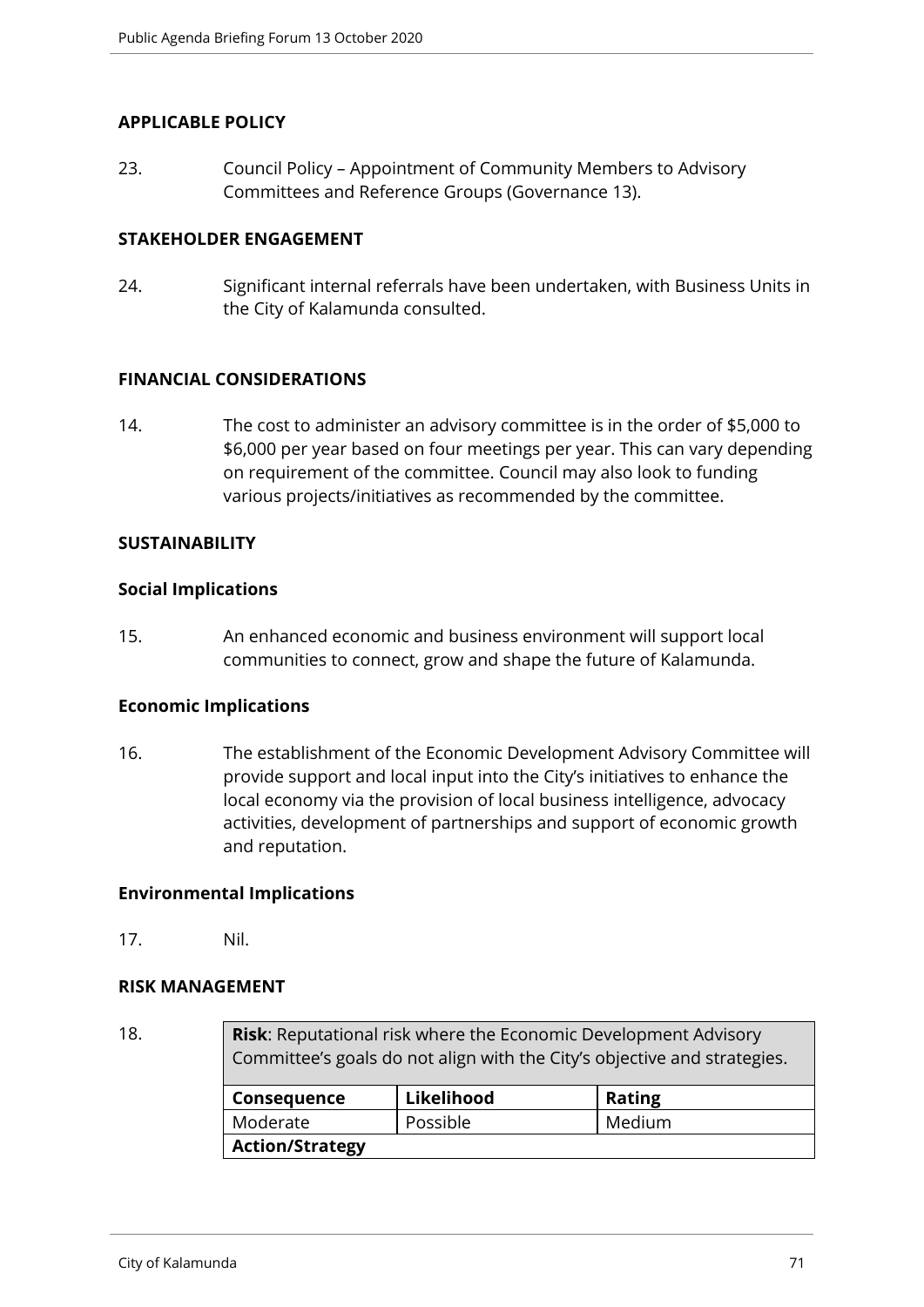## APPLICABLE POLICY

23. Council Policy – Appointment of Community Members to Advisory Committees and Reference Groups (Governance 13).

## STAKEHOLDER ENGAGEMENT

24. Significant internal referrals have been undertaken, with Business Units in the City of Kalamunda consulted.

## FINANCIAL CONSIDERATIONS

14. The cost to administer an advisory committee is in the order of $5,000 to $6,000 per year based on four meetings per year. This can vary depending on requirement of the committee. Council may also look to funding various projects/initiatives as recommended by the committee.

## SUSTAINABILITY

### Social Implications

15. An enhanced economic and business environment will support local communities to connect, grow and shape the future of Kalamunda.

### Economic Implications

16. The establishment of the Economic Development Advisory Committee will provide support and local input into the City's initiatives to enhance the local economy via the provision of local business intelligence, advocacy activities, development of partnerships and support of economic growth and reputation.

### Environmental Implications

17. Nil.

## RISK MANAGEMENT

18.

| **Risk**: Reputational risk where the Economic Development Advisory Committee's goals do not align with the City's objective and strategies. | | |
|---|---|---|
| **Consequence** | **Likelihood** | **Rating** |
| Moderate | Possible | Medium |
| **Action/Strategy** | | |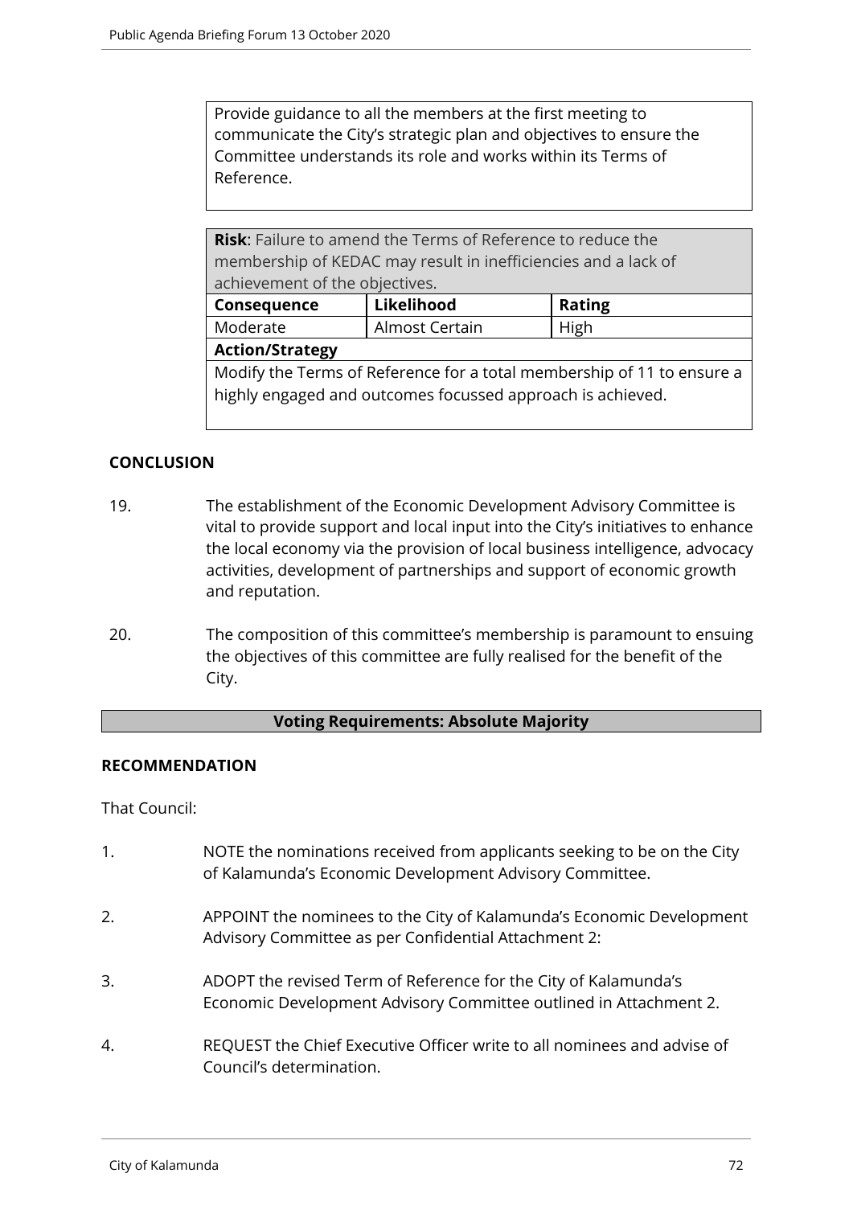Provide guidance to all the members at the first meeting to communicate the City's strategic plan and objectives to ensure the Committee understands its role and works within its Terms of Reference.

| **Risk**: Failure to amend the Terms of Reference to reduce the membership of KEDAC may result in inefficiencies and a lack of achievement of the objectives. | | |
|---|---|---|
| **Consequence** | **Likelihood** | **Rating** |
| Moderate | Almost Certain | High |
| **Action/Strategy** | | |
| Modify the Terms of Reference for a total membership of 11 to ensure a highly engaged and outcomes focussed approach is achieved. | | |

## CONCLUSION

19. The establishment of the Economic Development Advisory Committee is vital to provide support and local input into the City's initiatives to enhance the local economy via the provision of local business intelligence, advocacy activities, development of partnerships and support of economic growth and reputation.

20. The composition of this committee's membership is paramount to ensuing the objectives of this committee are fully realised for the benefit of the City.

**Voting Requirements: Absolute Majority**

## RECOMMENDATION

That Council:

1. NOTE the nominations received from applicants seeking to be on the City of Kalamunda's Economic Development Advisory Committee.

2. APPOINT the nominees to the City of Kalamunda's Economic Development Advisory Committee as per Confidential Attachment 2:

3. ADOPT the revised Term of Reference for the City of Kalamunda's Economic Development Advisory Committee outlined in Attachment 2.

4. REQUEST the Chief Executive Officer write to all nominees and advise of Council's determination.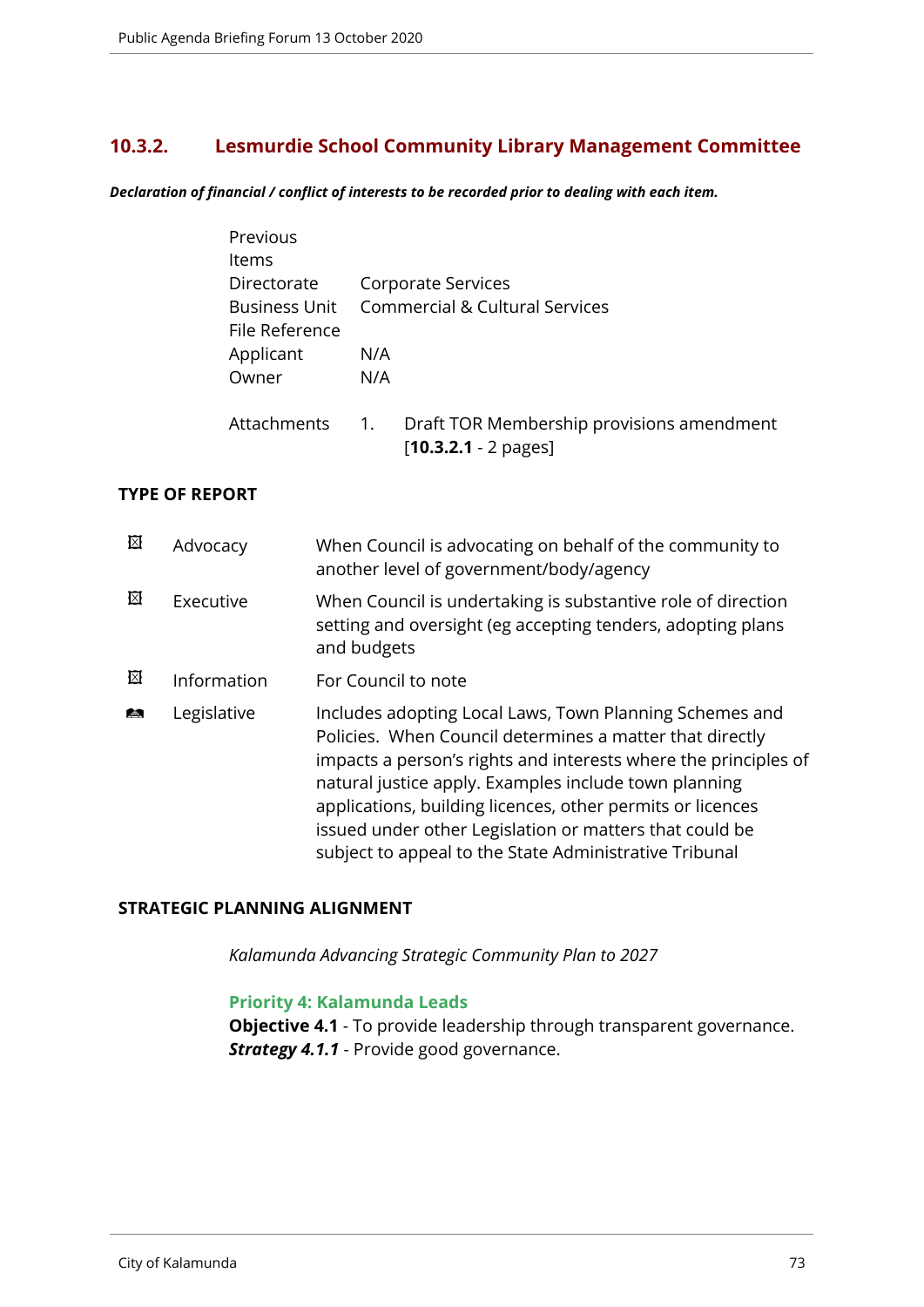## 10.3.2. Lesmurdie School Community Library Management Committee

***Declaration of financial / conflict of interests to be recorded prior to dealing with each item.***

| | |
|---|---|
| Previous Items | |
| Directorate | Corporate Services |
| Business Unit | Commercial & Cultural Services |
| File Reference | |
| Applicant | N/A |
| Owner | N/A |

Attachments 1. Draft TOR Membership provisions amendment [**10.3.2.1** - 2 pages]

**TYPE OF REPORT**

| | | |
|---|---|---|
| ☒ | Advocacy | When Council is advocating on behalf of the community to another level of government/body/agency |
| ☒ | Executive | When Council is undertaking is substantive role of direction setting and oversight (eg accepting tenders, adopting plans and budgets |
| ☒ | Information | For Council to note |
| ☐ | Legislative | Includes adopting Local Laws, Town Planning Schemes and Policies. When Council determines a matter that directly impacts a person's rights and interests where the principles of natural justice apply. Examples include town planning applications, building licences, other permits or licences issued under other Legislation or matters that could be subject to appeal to the State Administrative Tribunal |

**STRATEGIC PLANNING ALIGNMENT**

*Kalamunda Advancing Strategic Community Plan to 2027*

**Priority 4: Kalamunda Leads**
**Objective 4.1** - To provide leadership through transparent governance.
***Strategy 4.1.1*** - Provide good governance.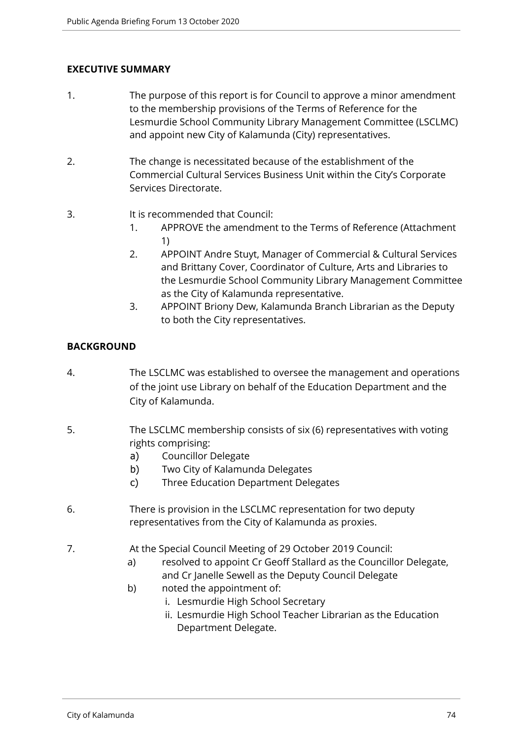## EXECUTIVE SUMMARY

1. The purpose of this report is for Council to approve a minor amendment to the membership provisions of the Terms of Reference for the Lesmurdie School Community Library Management Committee (LSCLMC) and appoint new City of Kalamunda (City) representatives.

2. The change is necessitated because of the establishment of the Commercial Cultural Services Business Unit within the City's Corporate Services Directorate.

3. It is recommended that Council:
   1. APPROVE the amendment to the Terms of Reference (Attachment 1)
   2. APPOINT Andre Stuyt, Manager of Commercial & Cultural Services and Brittany Cover, Coordinator of Culture, Arts and Libraries to the Lesmurdie School Community Library Management Committee as the City of Kalamunda representative.
   3. APPOINT Briony Dew, Kalamunda Branch Librarian as the Deputy to both the City representatives.

## BACKGROUND

4. The LSCLMC was established to oversee the management and operations of the joint use Library on behalf of the Education Department and the City of Kalamunda.

5. The LSCLMC membership consists of six (6) representatives with voting rights comprising:
   a) Councillor Delegate
   b) Two City of Kalamunda Delegates
   c) Three Education Department Delegates

6. There is provision in the LSCLMC representation for two deputy representatives from the City of Kalamunda as proxies.

7. At the Special Council Meeting of 29 October 2019 Council:
   a) resolved to appoint Cr Geoff Stallard as the Councillor Delegate, and Cr Janelle Sewell as the Deputy Council Delegate
   b) noted the appointment of:
      i. Lesmurdie High School Secretary
      ii. Lesmurdie High School Teacher Librarian as the Education Department Delegate.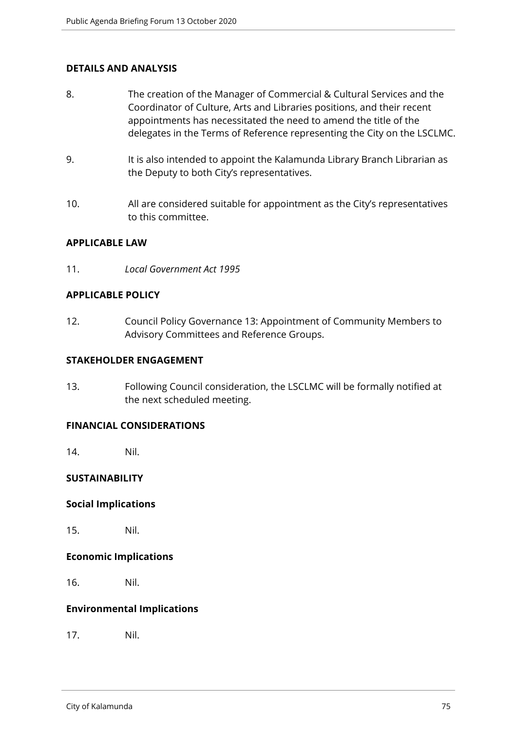**DETAILS AND ANALYSIS**

8. The creation of the Manager of Commercial & Cultural Services and the Coordinator of Culture, Arts and Libraries positions, and their recent appointments has necessitated the need to amend the title of the delegates in the Terms of Reference representing the City on the LSCLMC.

9. It is also intended to appoint the Kalamunda Library Branch Librarian as the Deputy to both City's representatives.

10. All are considered suitable for appointment as the City's representatives to this committee.

**APPLICABLE LAW**

11. *Local Government Act 1995*

**APPLICABLE POLICY**

12. Council Policy Governance 13: Appointment of Community Members to Advisory Committees and Reference Groups.

**STAKEHOLDER ENGAGEMENT**

13. Following Council consideration, the LSCLMC will be formally notified at the next scheduled meeting.

**FINANCIAL CONSIDERATIONS**

14. Nil.

**SUSTAINABILITY**

**Social Implications**

15. Nil.

**Economic Implications**

16. Nil.

**Environmental Implications**

17. Nil.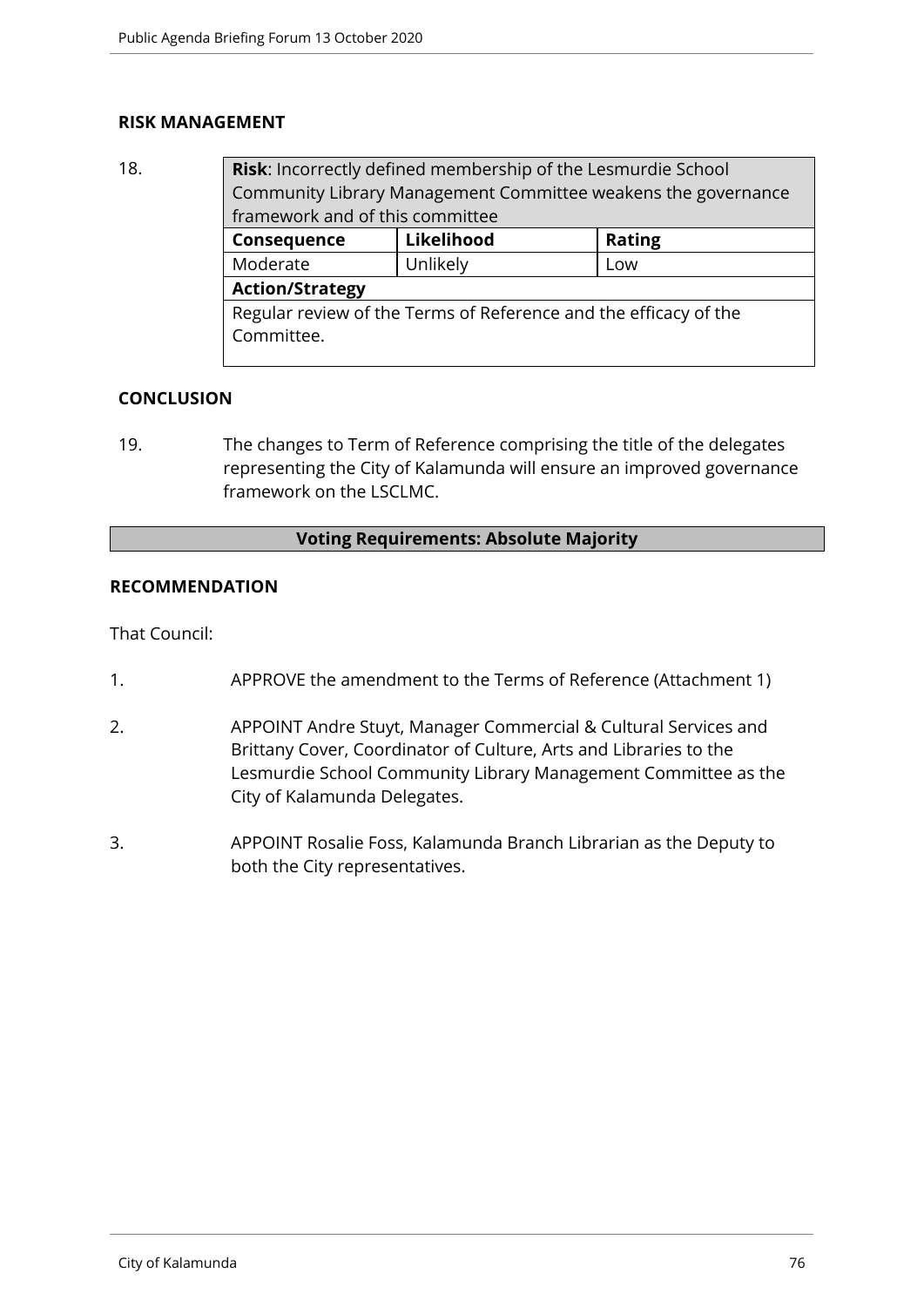## RISK MANAGEMENT

18.

| **Risk**: Incorrectly defined membership of the Lesmurdie School Community Library Management Committee weakens the governance framework and of this committee | | |
|---|---|---|
| **Consequence** | **Likelihood** | **Rating** |
| Moderate | Unlikely | Low |
| **Action/Strategy** | | |
| Regular review of the Terms of Reference and the efficacy of the Committee. | | |

## CONCLUSION

19. The changes to Term of Reference comprising the title of the delegates representing the City of Kalamunda will ensure an improved governance framework on the LSCLMC.

**Voting Requirements: Absolute Majority**

## RECOMMENDATION

That Council:

1. APPROVE the amendment to the Terms of Reference (Attachment 1)

2. APPOINT Andre Stuyt, Manager Commercial & Cultural Services and Brittany Cover, Coordinator of Culture, Arts and Libraries to the Lesmurdie School Community Library Management Committee as the City of Kalamunda Delegates.

3. APPOINT Rosalie Foss, Kalamunda Branch Librarian as the Deputy to both the City representatives.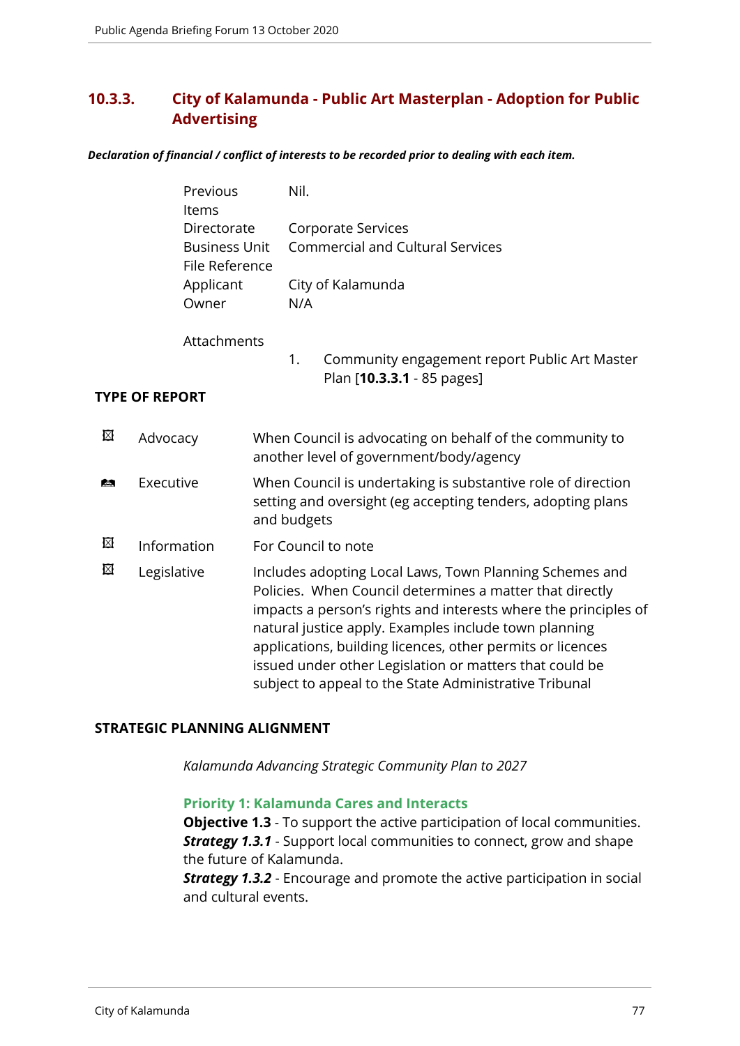## 10.3.3. City of Kalamunda - Public Art Masterplan - Adoption for Public Advertising

***Declaration of financial / conflict of interests to be recorded prior to dealing with each item.***

| | |
|---|---|
| Previous Items | Nil. |
| Directorate | Corporate Services |
| Business Unit | Commercial and Cultural Services |
| File Reference | |
| Applicant | City of Kalamunda |
| Owner | N/A |

Attachments

1. Community engagement report Public Art Master Plan [**10.3.3.1** - 85 pages]

**TYPE OF REPORT**

| | | |
|---|---|---|
| ☒ | Advocacy | When Council is advocating on behalf of the community to another level of government/body/agency |
| ☑ | Executive | When Council is undertaking is substantive role of direction setting and oversight (eg accepting tenders, adopting plans and budgets |
| ☒ | Information | For Council to note |
| ☒ | Legislative | Includes adopting Local Laws, Town Planning Schemes and Policies. When Council determines a matter that directly impacts a person's rights and interests where the principles of natural justice apply. Examples include town planning applications, building licences, other permits or licences issued under other Legislation or matters that could be subject to appeal to the State Administrative Tribunal |

**STRATEGIC PLANNING ALIGNMENT**

*Kalamunda Advancing Strategic Community Plan to 2027*

**Priority 1: Kalamunda Cares and Interacts**
**Objective 1.3** - To support the active participation of local communities.
***Strategy 1.3.1*** - Support local communities to connect, grow and shape the future of Kalamunda.
***Strategy 1.3.2*** - Encourage and promote the active participation in social and cultural events.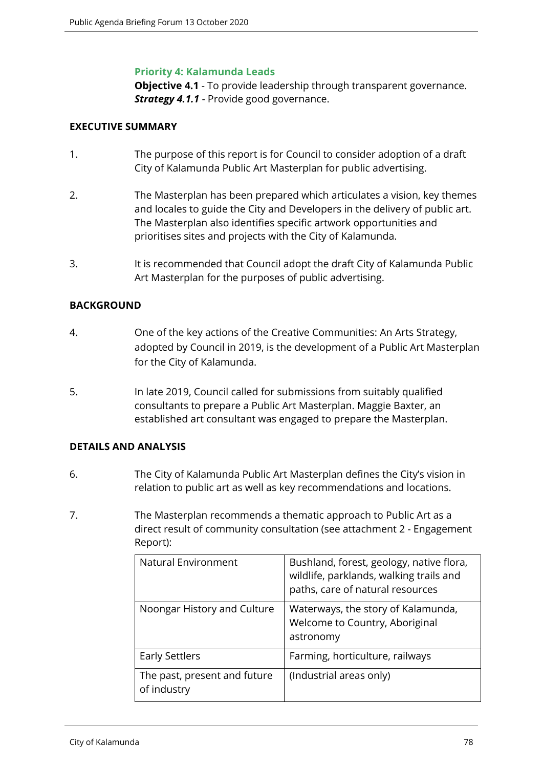**Priority 4: Kalamunda Leads**

**Objective 4.1** - To provide leadership through transparent governance.

***Strategy 4.1.1*** - Provide good governance.

## EXECUTIVE SUMMARY

1. The purpose of this report is for Council to consider adoption of a draft City of Kalamunda Public Art Masterplan for public advertising.

2. The Masterplan has been prepared which articulates a vision, key themes and locales to guide the City and Developers in the delivery of public art. The Masterplan also identifies specific artwork opportunities and prioritises sites and projects with the City of Kalamunda.

3. It is recommended that Council adopt the draft City of Kalamunda Public Art Masterplan for the purposes of public advertising.

## BACKGROUND

4. One of the key actions of the Creative Communities: An Arts Strategy, adopted by Council in 2019, is the development of a Public Art Masterplan for the City of Kalamunda.

5. In late 2019, Council called for submissions from suitably qualified consultants to prepare a Public Art Masterplan. Maggie Baxter, an established art consultant was engaged to prepare the Masterplan.

## DETAILS AND ANALYSIS

6. The City of Kalamunda Public Art Masterplan defines the City's vision in relation to public art as well as key recommendations and locations.

7. The Masterplan recommends a thematic approach to Public Art as a direct result of community consultation (see attachment 2 - Engagement Report):

| | |
|---|---|
| Natural Environment | Bushland, forest, geology, native flora, wildlife, parklands, walking trails and paths, care of natural resources |
| Noongar History and Culture | Waterways, the story of Kalamunda, Welcome to Country, Aboriginal astronomy |
| Early Settlers | Farming, horticulture, railways |
| The past, present and future of industry | (Industrial areas only) |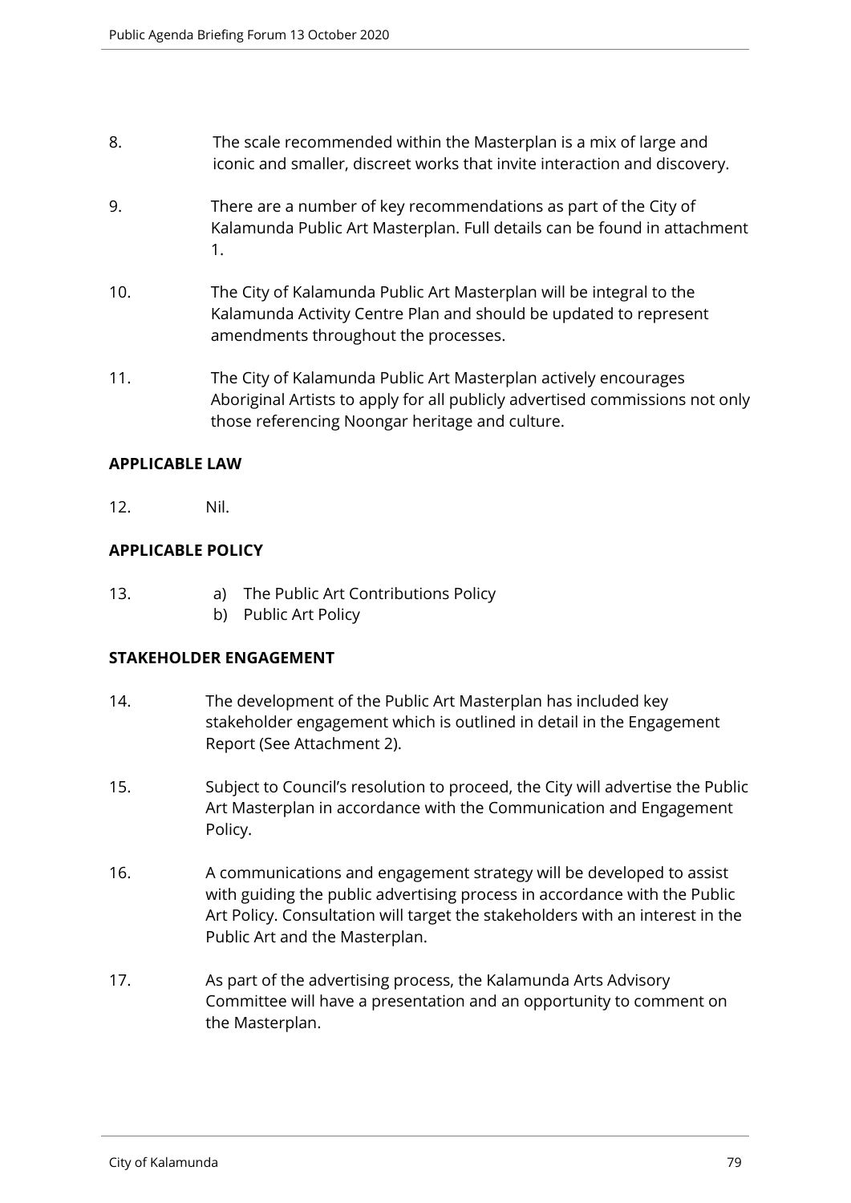8. The scale recommended within the Masterplan is a mix of large and iconic and smaller, discreet works that invite interaction and discovery.

9. There are a number of key recommendations as part of the City of Kalamunda Public Art Masterplan. Full details can be found in attachment 1.

10. The City of Kalamunda Public Art Masterplan will be integral to the Kalamunda Activity Centre Plan and should be updated to represent amendments throughout the processes.

11. The City of Kalamunda Public Art Masterplan actively encourages Aboriginal Artists to apply for all publicly advertised commissions not only those referencing Noongar heritage and culture.

**APPLICABLE LAW**

12. Nil.

**APPLICABLE POLICY**

13. a) The Public Art Contributions Policy
    b) Public Art Policy

**STAKEHOLDER ENGAGEMENT**

14. The development of the Public Art Masterplan has included key stakeholder engagement which is outlined in detail in the Engagement Report (See Attachment 2).

15. Subject to Council's resolution to proceed, the City will advertise the Public Art Masterplan in accordance with the Communication and Engagement Policy.

16. A communications and engagement strategy will be developed to assist with guiding the public advertising process in accordance with the Public Art Policy. Consultation will target the stakeholders with an interest in the Public Art and the Masterplan.

17. As part of the advertising process, the Kalamunda Arts Advisory Committee will have a presentation and an opportunity to comment on the Masterplan.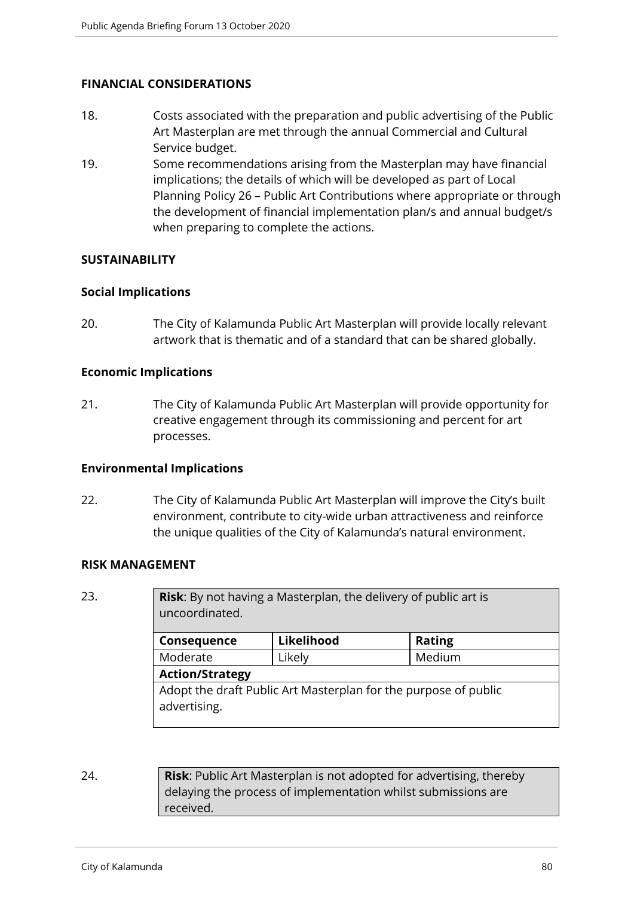## FINANCIAL CONSIDERATIONS

18. Costs associated with the preparation and public advertising of the Public Art Masterplan are met through the annual Commercial and Cultural Service budget.
19. Some recommendations arising from the Masterplan may have financial implications; the details of which will be developed as part of Local Planning Policy 26 – Public Art Contributions where appropriate or through the development of financial implementation plan/s and annual budget/s when preparing to complete the actions.

## SUSTAINABILITY

### Social Implications

20. The City of Kalamunda Public Art Masterplan will provide locally relevant artwork that is thematic and of a standard that can be shared globally.

### Economic Implications

21. The City of Kalamunda Public Art Masterplan will provide opportunity for creative engagement through its commissioning and percent for art processes.

### Environmental Implications

22. The City of Kalamunda Public Art Masterplan will improve the City's built environment, contribute to city-wide urban attractiveness and reinforce the unique qualities of the City of Kalamunda's natural environment.

## RISK MANAGEMENT

23.

| **Risk**: By not having a Masterplan, the delivery of public art is uncoordinated. | | |
|---|---|---|
| **Consequence** | **Likelihood** | **Rating** |
| Moderate | Likely | Medium |
| **Action/Strategy** | | |
| Adopt the draft Public Art Masterplan for the purpose of public advertising. | | |

24.

| **Risk**: Public Art Masterplan is not adopted for advertising, thereby delaying the process of implementation whilst submissions are received. |
|---|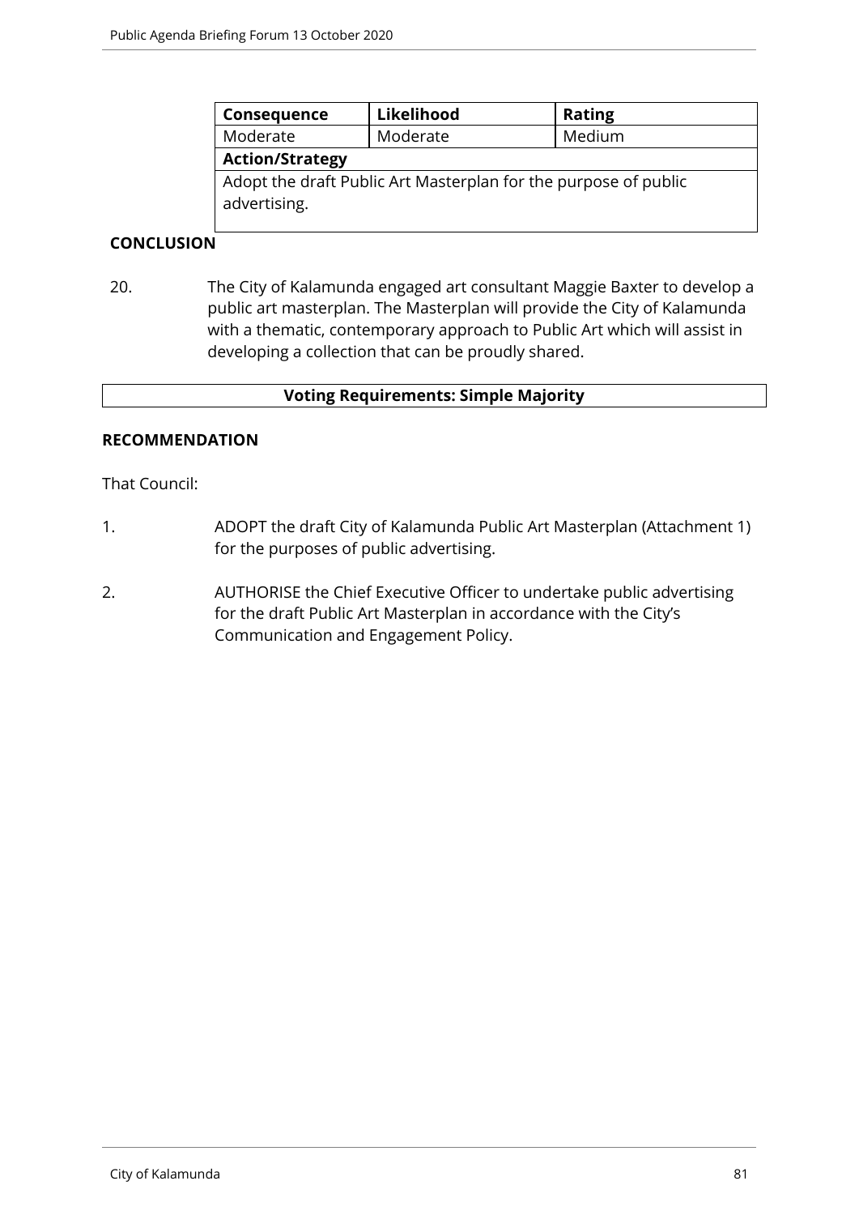| Consequence | Likelihood | Rating |
| --- | --- | --- |
| Moderate | Moderate | Medium |
| **Action/Strategy** | | |
| Adopt the draft Public Art Masterplan for the purpose of public advertising. | | |

## CONCLUSION

20. The City of Kalamunda engaged art consultant Maggie Baxter to develop a public art masterplan. The Masterplan will provide the City of Kalamunda with a thematic, contemporary approach to Public Art which will assist in developing a collection that can be proudly shared.

**Voting Requirements: Simple Majority**

## RECOMMENDATION

That Council:

1. ADOPT the draft City of Kalamunda Public Art Masterplan (Attachment 1) for the purposes of public advertising.

2. AUTHORISE the Chief Executive Officer to undertake public advertising for the draft Public Art Masterplan in accordance with the City's Communication and Engagement Policy.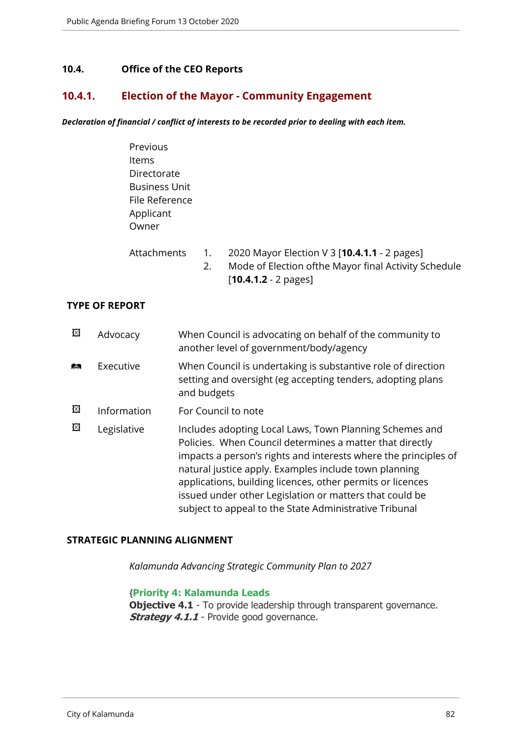## 10.4. Office of the CEO Reports

### 10.4.1. Election of the Mayor - Community Engagement

***Declaration of financial / conflict of interests to be recorded prior to dealing with each item.***

Previous Items
Directorate
Business Unit
File Reference
Applicant
Owner

Attachments
1. 2020 Mayor Election V 3 [**10.4.1.1** - 2 pages]
2. Mode of Election ofthe Mayor final Activity Schedule [**10.4.1.2** - 2 pages]

**TYPE OF REPORT**

| | | |
|---|---|---|
| ☒ | Advocacy | When Council is advocating on behalf of the community to another level of government/body/agency |
| ☑ | Executive | When Council is undertaking is substantive role of direction setting and oversight (eg accepting tenders, adopting plans and budgets |
| ☒ | Information | For Council to note |
| ☒ | Legislative | Includes adopting Local Laws, Town Planning Schemes and Policies. When Council determines a matter that directly impacts a person's rights and interests where the principles of natural justice apply. Examples include town planning applications, building licences, other permits or licences issued under other Legislation or matters that could be subject to appeal to the State Administrative Tribunal |

**STRATEGIC PLANNING ALIGNMENT**

*Kalamunda Advancing Strategic Community Plan to 2027*

{**Priority 4: Kalamunda Leads**
**Objective 4.1** - To provide leadership through transparent governance.
***Strategy 4.1.1*** - Provide good governance.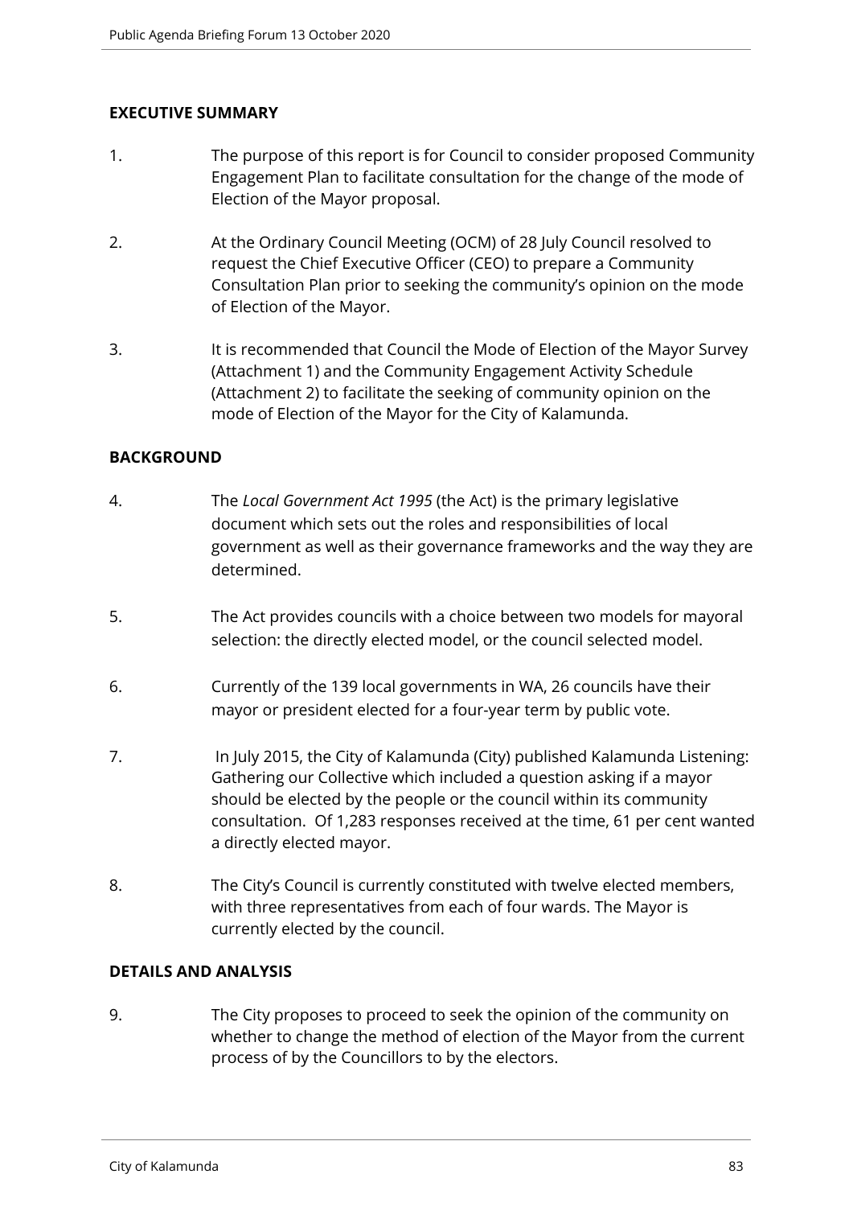## EXECUTIVE SUMMARY

1. The purpose of this report is for Council to consider proposed Community Engagement Plan to facilitate consultation for the change of the mode of Election of the Mayor proposal.

2. At the Ordinary Council Meeting (OCM) of 28 July Council resolved to request the Chief Executive Officer (CEO) to prepare a Community Consultation Plan prior to seeking the community's opinion on the mode of Election of the Mayor.

3. It is recommended that Council the Mode of Election of the Mayor Survey (Attachment 1) and the Community Engagement Activity Schedule (Attachment 2) to facilitate the seeking of community opinion on the mode of Election of the Mayor for the City of Kalamunda.

## BACKGROUND

4. The *Local Government Act 1995* (the Act) is the primary legislative document which sets out the roles and responsibilities of local government as well as their governance frameworks and the way they are determined.

5. The Act provides councils with a choice between two models for mayoral selection: the directly elected model, or the council selected model.

6. Currently of the 139 local governments in WA, 26 councils have their mayor or president elected for a four-year term by public vote.

7. In July 2015, the City of Kalamunda (City) published Kalamunda Listening: Gathering our Collective which included a question asking if a mayor should be elected by the people or the council within its community consultation. Of 1,283 responses received at the time, 61 per cent wanted a directly elected mayor.

8. The City's Council is currently constituted with twelve elected members, with three representatives from each of four wards. The Mayor is currently elected by the council.

## DETAILS AND ANALYSIS

9. The City proposes to proceed to seek the opinion of the community on whether to change the method of election of the Mayor from the current process of by the Councillors to by the electors.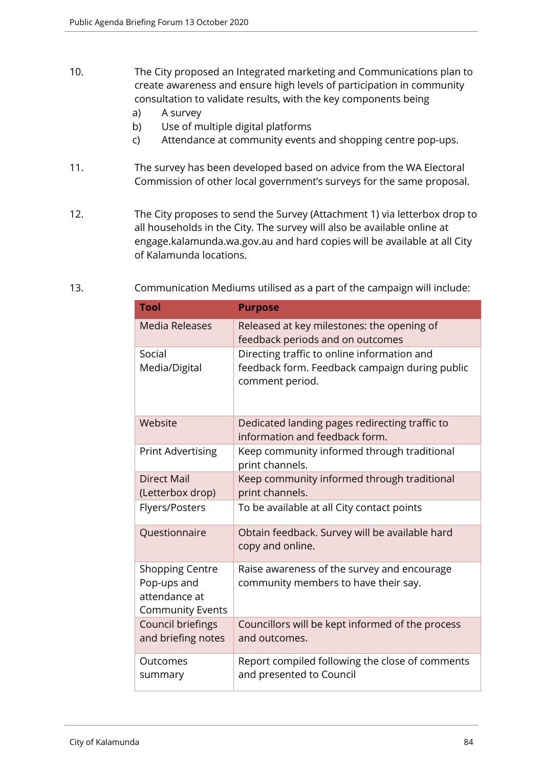10. The City proposed an Integrated marketing and Communications plan to create awareness and ensure high levels of participation in community consultation to validate results, with the key components being
    a) A survey
    b) Use of multiple digital platforms
    c) Attendance at community events and shopping centre pop-ups.

11. The survey has been developed based on advice from the WA Electoral Commission of other local government's surveys for the same proposal.

12. The City proposes to send the Survey (Attachment 1) via letterbox drop to all households in the City. The survey will also be available online at engage.kalamunda.wa.gov.au and hard copies will be available at all City of Kalamunda locations.

13. Communication Mediums utilised as a part of the campaign will include:

| Tool | Purpose |
|---|---|
| Media Releases | Released at key milestones: the opening of feedback periods and on outcomes |
| Social Media/Digital | Directing traffic to online information and feedback form. Feedback campaign during public comment period. |
| Website | Dedicated landing pages redirecting traffic to information and feedback form. |
| Print Advertising | Keep community informed through traditional print channels. |
| Direct Mail (Letterbox drop) | Keep community informed through traditional print channels. |
| Flyers/Posters | To be available at all City contact points |
| Questionnaire | Obtain feedback. Survey will be available hard copy and online. |
| Shopping Centre Pop-ups and attendance at Community Events | Raise awareness of the survey and encourage community members to have their say. |
| Council briefings and briefing notes | Councillors will be kept informed of the process and outcomes. |
| Outcomes summary | Report compiled following the close of comments and presented to Council |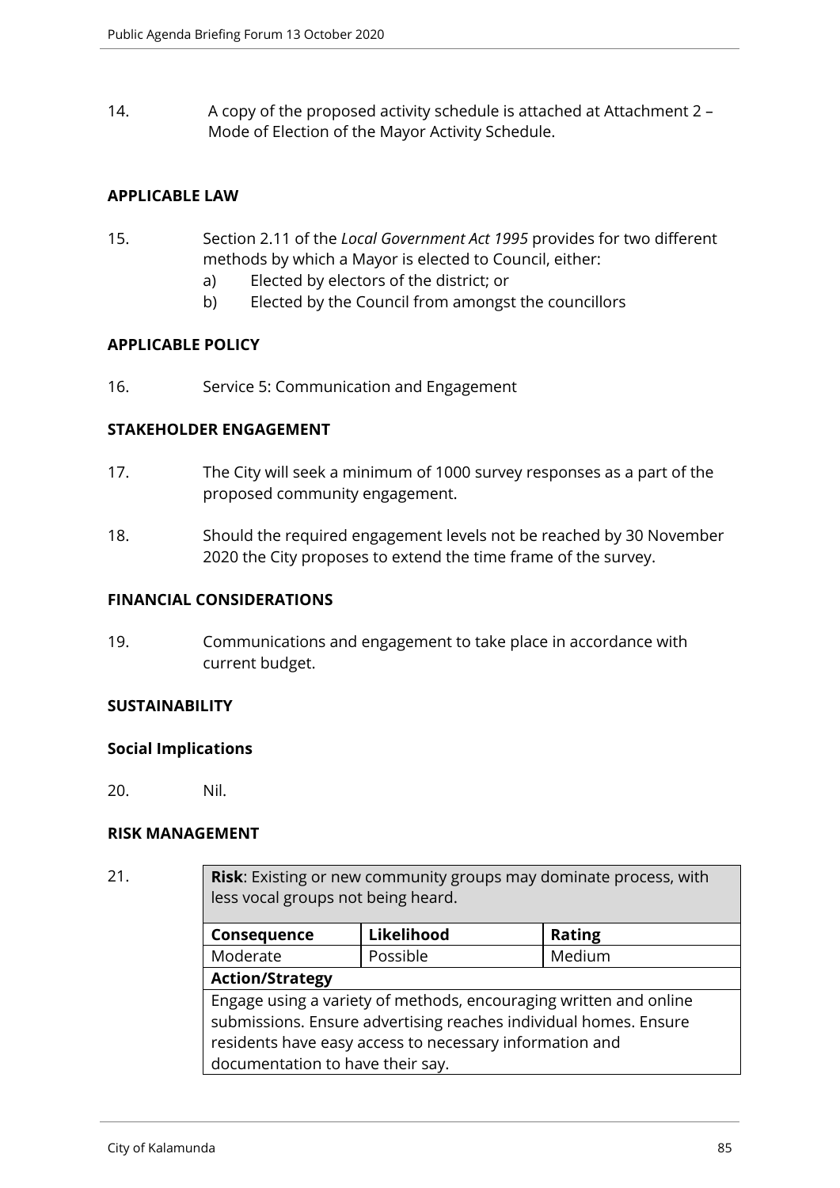14. A copy of the proposed activity schedule is attached at Attachment 2 – Mode of Election of the Mayor Activity Schedule.

**APPLICABLE LAW**

15. Section 2.11 of the *Local Government Act 1995* provides for two different methods by which a Mayor is elected to Council, either:
    a) Elected by electors of the district; or
    b) Elected by the Council from amongst the councillors

**APPLICABLE POLICY**

16. Service 5: Communication and Engagement

**STAKEHOLDER ENGAGEMENT**

17. The City will seek a minimum of 1000 survey responses as a part of the proposed community engagement.

18. Should the required engagement levels not be reached by 30 November 2020 the City proposes to extend the time frame of the survey.

**FINANCIAL CONSIDERATIONS**

19. Communications and engagement to take place in accordance with current budget.

**SUSTAINABILITY**

**Social Implications**

20. Nil.

**RISK MANAGEMENT**

21.

| **Risk**: Existing or new community groups may dominate process, with less vocal groups not being heard. | | |
|---|---|---|
| **Consequence** | **Likelihood** | **Rating** |
| Moderate | Possible | Medium |
| **Action/Strategy** | | |
| Engage using a variety of methods, encouraging written and online submissions. Ensure advertising reaches individual homes. Ensure residents have easy access to necessary information and documentation to have their say. | | |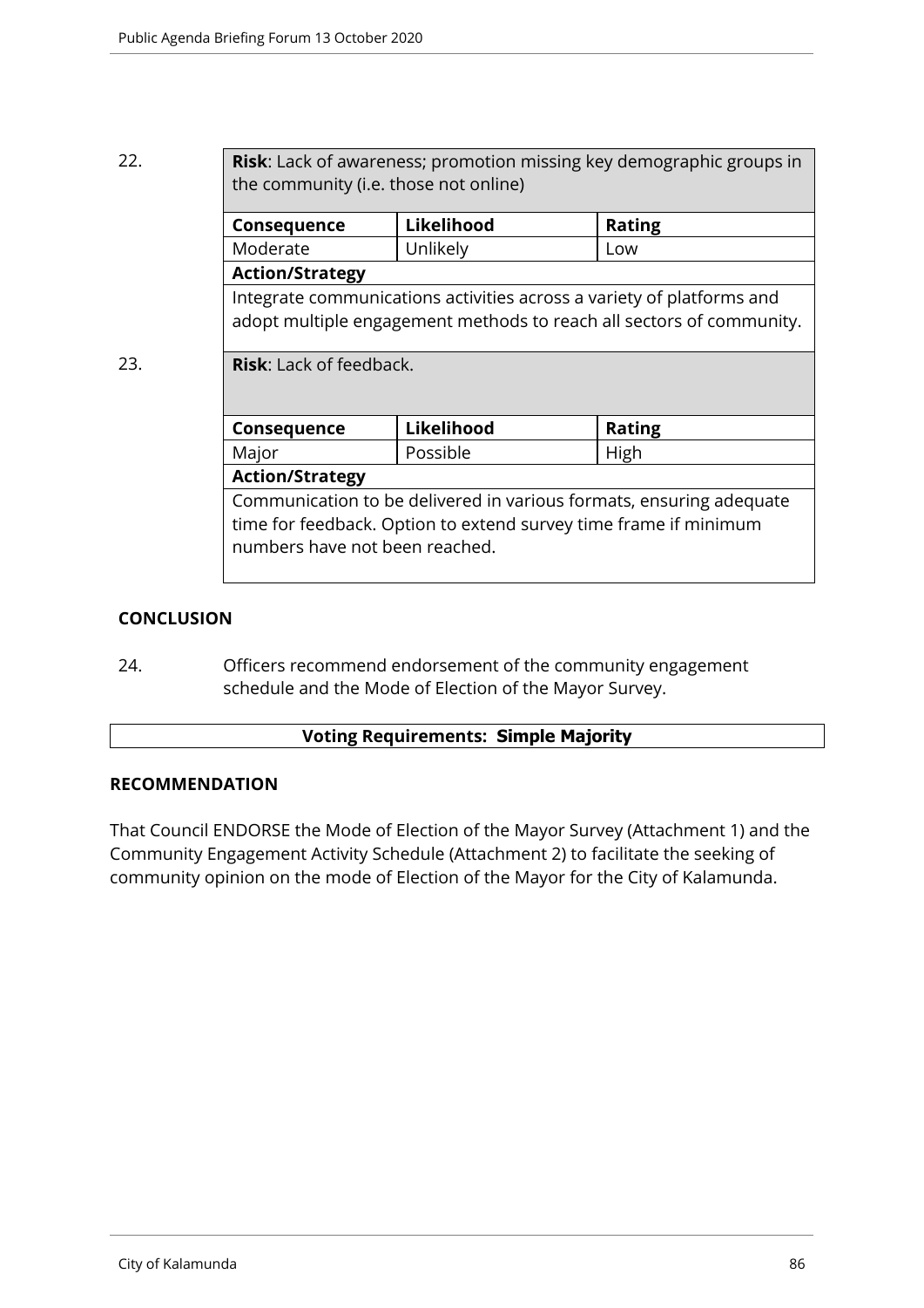22.

| **Risk**: Lack of awareness; promotion missing key demographic groups in the community (i.e. those not online) | | |
|---|---|---|
| **Consequence** | **Likelihood** | **Rating** |
| Moderate | Unlikely | Low |
| **Action/Strategy** | | |
| Integrate communications activities across a variety of platforms and adopt multiple engagement methods to reach all sectors of community. | | |

23.

| **Risk**: Lack of feedback. | | |
|---|---|---|
| **Consequence** | **Likelihood** | **Rating** |
| Major | Possible | High |
| **Action/Strategy** | | |
| Communication to be delivered in various formats, ensuring adequate time for feedback. Option to extend survey time frame if minimum numbers have not been reached. | | |

**CONCLUSION**

24. Officers recommend endorsement of the community engagement schedule and the Mode of Election of the Mayor Survey.

| **Voting Requirements: Simple Majority** |
|---|

**RECOMMENDATION**

That Council ENDORSE the Mode of Election of the Mayor Survey (Attachment 1) and the Community Engagement Activity Schedule (Attachment 2) to facilitate the seeking of community opinion on the mode of Election of the Mayor for the City of Kalamunda.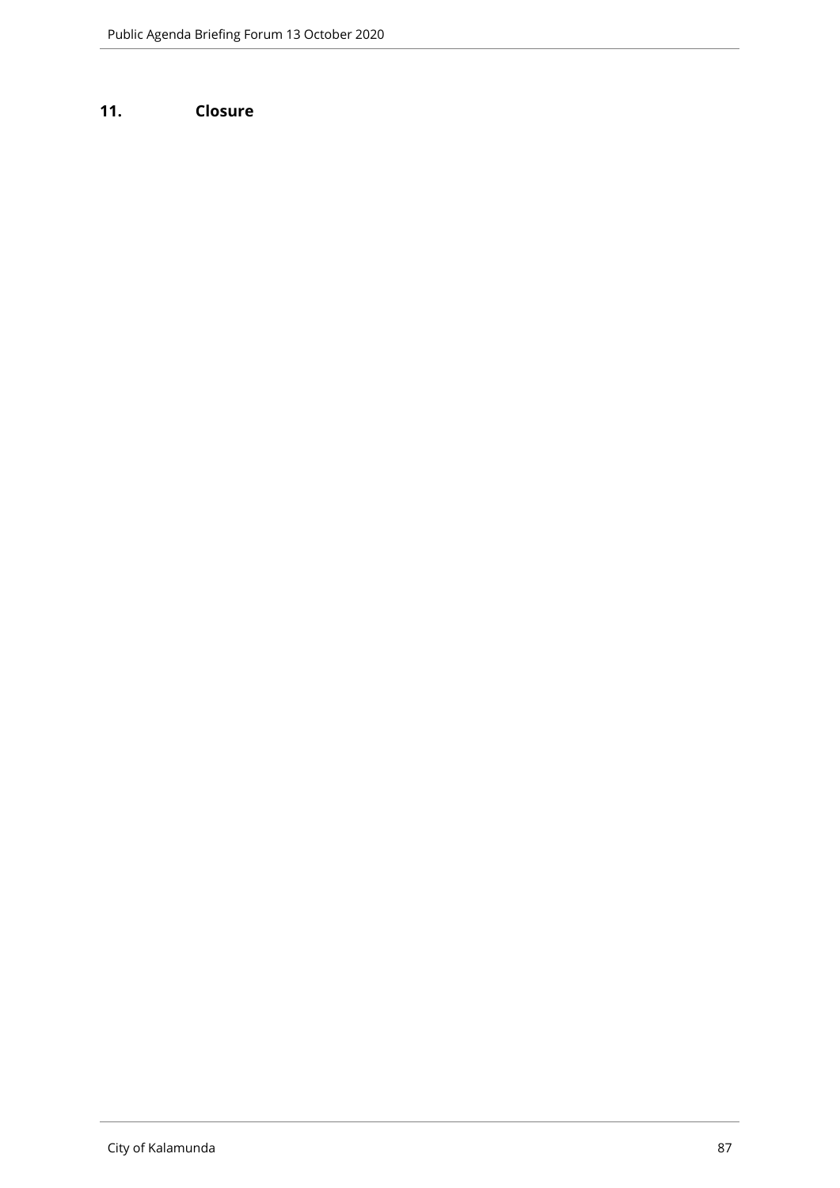## 11. Closure